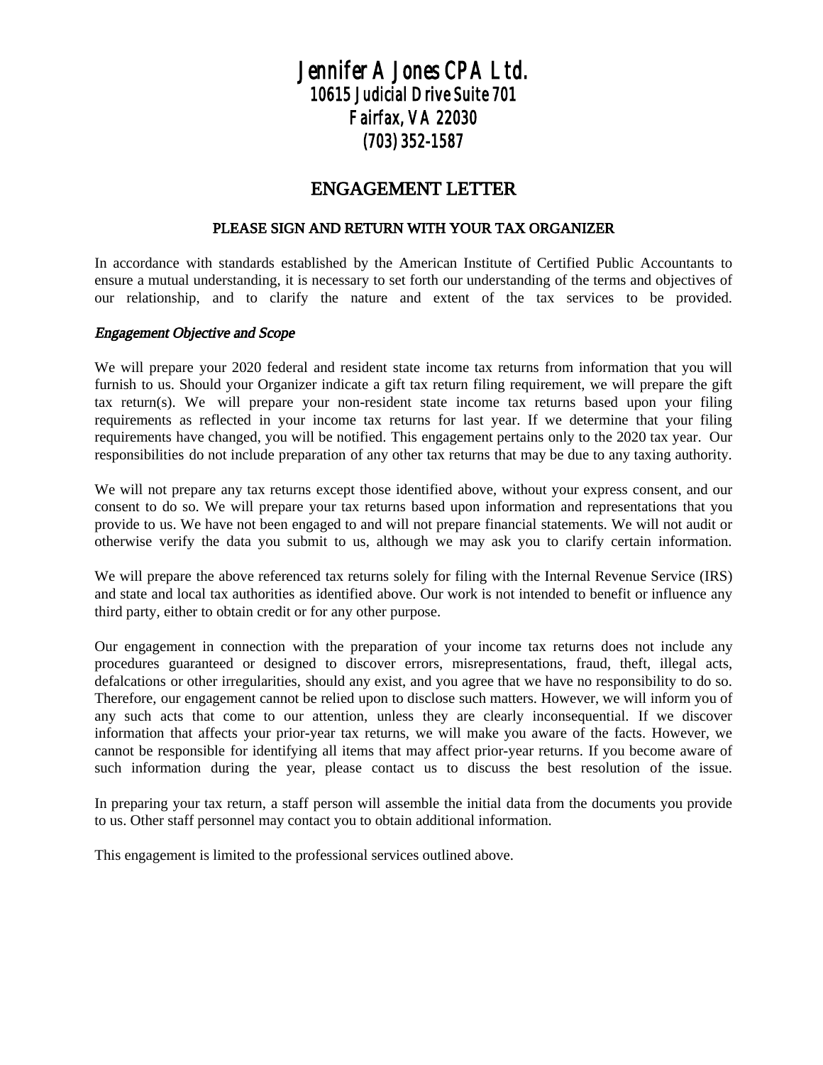# Jennifer A Jones CPA Ltd.

**10615 Judicial Drive Suite 701**
**Fairfax, VA 22030**
**(703) 352-1587**

## ENGAGEMENT LETTER

**PLEASE SIGN AND RETURN WITH YOUR TAX ORGANIZER**

In accordance with standards established by the American Institute of Certified Public Accountants to ensure a mutual understanding, it is necessary to set forth our understanding of the terms and objectives of our relationship, and to clarify the nature and extent of the tax services to be provided.

### *Engagement Objective and Scope*

We will prepare your 2020 federal and resident state income tax returns from information that you will furnish to us. Should your Organizer indicate a gift tax return filing requirement, we will prepare the gift tax return(s). We will prepare your non-resident state income tax returns based upon your filing requirements as reflected in your income tax returns for last year. If we determine that your filing requirements have changed, you will be notified. This engagement pertains only to the 2020 tax year. Our responsibilities do not include preparation of any other tax returns that may be due to any taxing authority.

We will not prepare any tax returns except those identified above, without your express consent, and our consent to do so. We will prepare your tax returns based upon information and representations that you provide to us. We have not been engaged to and will not prepare financial statements. We will not audit or otherwise verify the data you submit to us, although we may ask you to clarify certain information.

We will prepare the above referenced tax returns solely for filing with the Internal Revenue Service (IRS) and state and local tax authorities as identified above. Our work is not intended to benefit or influence any third party, either to obtain credit or for any other purpose.

Our engagement in connection with the preparation of your income tax returns does not include any procedures guaranteed or designed to discover errors, misrepresentations, fraud, theft, illegal acts, defalcations or other irregularities, should any exist, and you agree that we have no responsibility to do so. Therefore, our engagement cannot be relied upon to disclose such matters. However, we will inform you of any such acts that come to our attention, unless they are clearly inconsequential. If we discover information that affects your prior-year tax returns, we will make you aware of the facts. However, we cannot be responsible for identifying all items that may affect prior-year returns. If you become aware of such information during the year, please contact us to discuss the best resolution of the issue.

In preparing your tax return, a staff person will assemble the initial data from the documents you provide to us. Other staff personnel may contact you to obtain additional information.

This engagement is limited to the professional services outlined above.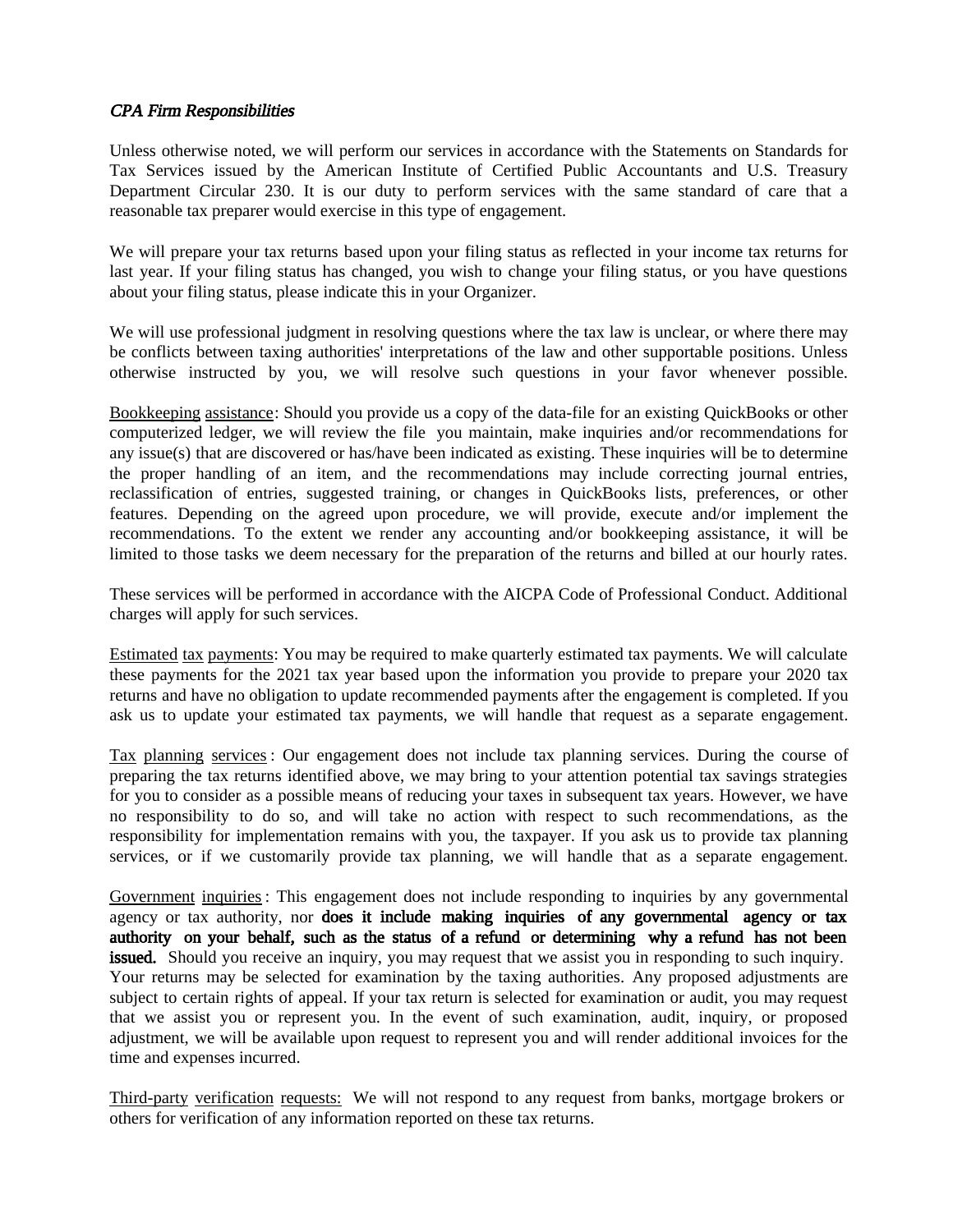*CPA Firm Responsibilities*

Unless otherwise noted, we will perform our services in accordance with the Statements on Standards for Tax Services issued by the American Institute of Certified Public Accountants and U.S. Treasury Department Circular 230. It is our duty to perform services with the same standard of care that a reasonable tax preparer would exercise in this type of engagement.

We will prepare your tax returns based upon your filing status as reflected in your income tax returns for last year. If your filing status has changed, you wish to change your filing status, or you have questions about your filing status, please indicate this in your Organizer.

We will use professional judgment in resolving questions where the tax law is unclear, or where there may be conflicts between taxing authorities' interpretations of the law and other supportable positions. Unless otherwise instructed by you, we will resolve such questions in your favor whenever possible.

Bookkeeping assistance: Should you provide us a copy of the data-file for an existing QuickBooks or other computerized ledger, we will review the file you maintain, make inquiries and/or recommendations for any issue(s) that are discovered or has/have been indicated as existing. These inquiries will be to determine the proper handling of an item, and the recommendations may include correcting journal entries, reclassification of entries, suggested training, or changes in QuickBooks lists, preferences, or other features. Depending on the agreed upon procedure, we will provide, execute and/or implement the recommendations. To the extent we render any accounting and/or bookkeeping assistance, it will be limited to those tasks we deem necessary for the preparation of the returns and billed at our hourly rates.

These services will be performed in accordance with the AICPA Code of Professional Conduct. Additional charges will apply for such services.

Estimated tax payments: You may be required to make quarterly estimated tax payments. We will calculate these payments for the 2021 tax year based upon the information you provide to prepare your 2020 tax returns and have no obligation to update recommended payments after the engagement is completed. If you ask us to update your estimated tax payments, we will handle that request as a separate engagement.

Tax planning services: Our engagement does not include tax planning services. During the course of preparing the tax returns identified above, we may bring to your attention potential tax savings strategies for you to consider as a possible means of reducing your taxes in subsequent tax years. However, we have no responsibility to do so, and will take no action with respect to such recommendations, as the responsibility for implementation remains with you, the taxpayer. If you ask us to provide tax planning services, or if we customarily provide tax planning, we will handle that as a separate engagement.

Government inquiries: This engagement does not include responding to inquiries by any governmental agency or tax authority, nor **does it include making inquiries of any governmental agency or tax authority on your behalf, such as the status of a refund or determining why a refund has not been issued.** Should you receive an inquiry, you may request that we assist you in responding to such inquiry. Your returns may be selected for examination by the taxing authorities. Any proposed adjustments are subject to certain rights of appeal. If your tax return is selected for examination or audit, you may request that we assist you or represent you. In the event of such examination, audit, inquiry, or proposed adjustment, we will be available upon request to represent you and will render additional invoices for the time and expenses incurred.

Third-party verification requests: We will not respond to any request from banks, mortgage brokers or others for verification of any information reported on these tax returns.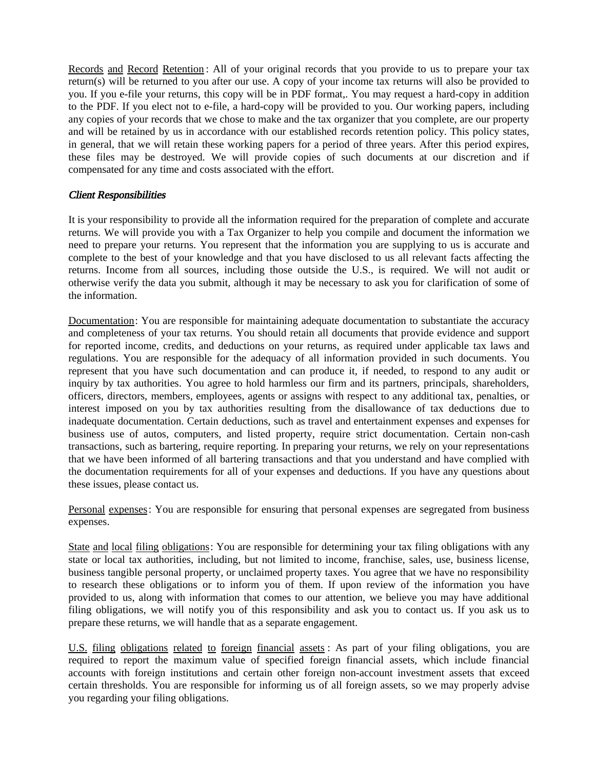Records and Record Retention: All of your original records that you provide to us to prepare your tax return(s) will be returned to you after our use. A copy of your income tax returns will also be provided to you. If you e-file your returns, this copy will be in PDF format,. You may request a hard-copy in addition to the PDF. If you elect not to e-file, a hard-copy will be provided to you. Our working papers, including any copies of your records that we chose to make and the tax organizer that you complete, are our property and will be retained by us in accordance with our established records retention policy. This policy states, in general, that we will retain these working papers for a period of three years. After this period expires, these files may be destroyed. We will provide copies of such documents at our discretion and if compensated for any time and costs associated with the effort.

### *Client Responsibilities*

It is your responsibility to provide all the information required for the preparation of complete and accurate returns. We will provide you with a Tax Organizer to help you compile and document the information we need to prepare your returns. You represent that the information you are supplying to us is accurate and complete to the best of your knowledge and that you have disclosed to us all relevant facts affecting the returns. Income from all sources, including those outside the U.S., is required. We will not audit or otherwise verify the data you submit, although it may be necessary to ask you for clarification of some of the information.

Documentation: You are responsible for maintaining adequate documentation to substantiate the accuracy and completeness of your tax returns. You should retain all documents that provide evidence and support for reported income, credits, and deductions on your returns, as required under applicable tax laws and regulations. You are responsible for the adequacy of all information provided in such documents. You represent that you have such documentation and can produce it, if needed, to respond to any audit or inquiry by tax authorities. You agree to hold harmless our firm and its partners, principals, shareholders, officers, directors, members, employees, agents or assigns with respect to any additional tax, penalties, or interest imposed on you by tax authorities resulting from the disallowance of tax deductions due to inadequate documentation. Certain deductions, such as travel and entertainment expenses and expenses for business use of autos, computers, and listed property, require strict documentation. Certain non-cash transactions, such as bartering, require reporting. In preparing your returns, we rely on your representations that we have been informed of all bartering transactions and that you understand and have complied with the documentation requirements for all of your expenses and deductions. If you have any questions about these issues, please contact us.

Personal expenses: You are responsible for ensuring that personal expenses are segregated from business expenses.

State and local filing obligations: You are responsible for determining your tax filing obligations with any state or local tax authorities, including, but not limited to income, franchise, sales, use, business license, business tangible personal property, or unclaimed property taxes. You agree that we have no responsibility to research these obligations or to inform you of them. If upon review of the information you have provided to us, along with information that comes to our attention, we believe you may have additional filing obligations, we will notify you of this responsibility and ask you to contact us. If you ask us to prepare these returns, we will handle that as a separate engagement.

U.S. filing obligations related to foreign financial assets: As part of your filing obligations, you are required to report the maximum value of specified foreign financial assets, which include financial accounts with foreign institutions and certain other foreign non-account investment assets that exceed certain thresholds. You are responsible for informing us of all foreign assets, so we may properly advise you regarding your filing obligations.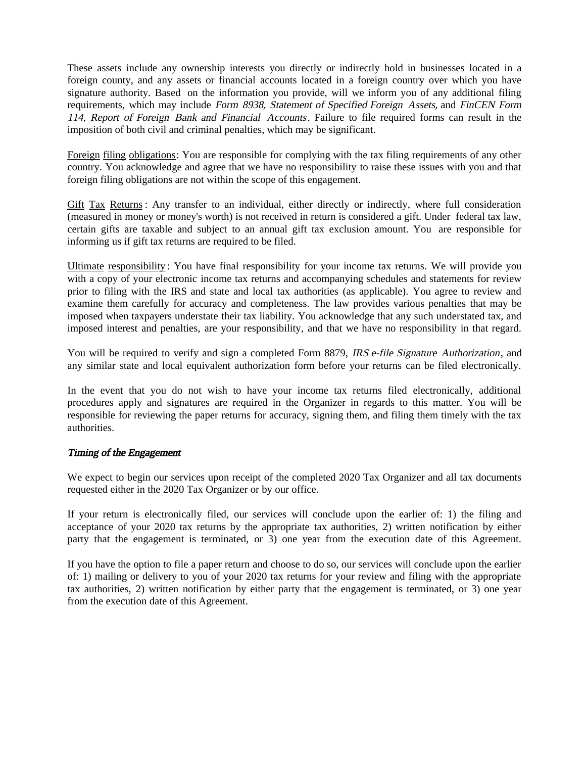These assets include any ownership interests you directly or indirectly hold in businesses located in a foreign county, and any assets or financial accounts located in a foreign country over which you have signature authority. Based on the information you provide, will we inform you of any additional filing requirements, which may include *Form 8938, Statement of Specified Foreign Assets,* and *FinCEN Form 114, Report of Foreign Bank and Financial Accounts*. Failure to file required forms can result in the imposition of both civil and criminal penalties, which may be significant.

<u>Foreign filing obligations</u>: You are responsible for complying with the tax filing requirements of any other country. You acknowledge and agree that we have no responsibility to raise these issues with you and that foreign filing obligations are not within the scope of this engagement.

<u>Gift Tax Returns</u>: Any transfer to an individual, either directly or indirectly, where full consideration (measured in money or money's worth) is not received in return is considered a gift. Under federal tax law, certain gifts are taxable and subject to an annual gift tax exclusion amount. You are responsible for informing us if gift tax returns are required to be filed.

<u>Ultimate responsibility</u>: You have final responsibility for your income tax returns. We will provide you with a copy of your electronic income tax returns and accompanying schedules and statements for review prior to filing with the IRS and state and local tax authorities (as applicable). You agree to review and examine them carefully for accuracy and completeness. The law provides various penalties that may be imposed when taxpayers understate their tax liability. You acknowledge that any such understated tax, and imposed interest and penalties, are your responsibility, and that we have no responsibility in that regard.

You will be required to verify and sign a completed Form 8879, *IRS e-file Signature Authorization*, and any similar state and local equivalent authorization form before your returns can be filed electronically.

In the event that you do not wish to have your income tax returns filed electronically, additional procedures apply and signatures are required in the Organizer in regards to this matter. You will be responsible for reviewing the paper returns for accuracy, signing them, and filing them timely with the tax authorities.

### *Timing of the Engagement*

We expect to begin our services upon receipt of the completed 2020 Tax Organizer and all tax documents requested either in the 2020 Tax Organizer or by our office.

If your return is electronically filed, our services will conclude upon the earlier of: 1) the filing and acceptance of your 2020 tax returns by the appropriate tax authorities, 2) written notification by either party that the engagement is terminated, or 3) one year from the execution date of this Agreement.

If you have the option to file a paper return and choose to do so, our services will conclude upon the earlier of: 1) mailing or delivery to you of your 2020 tax returns for your review and filing with the appropriate tax authorities, 2) written notification by either party that the engagement is terminated, or 3) one year from the execution date of this Agreement.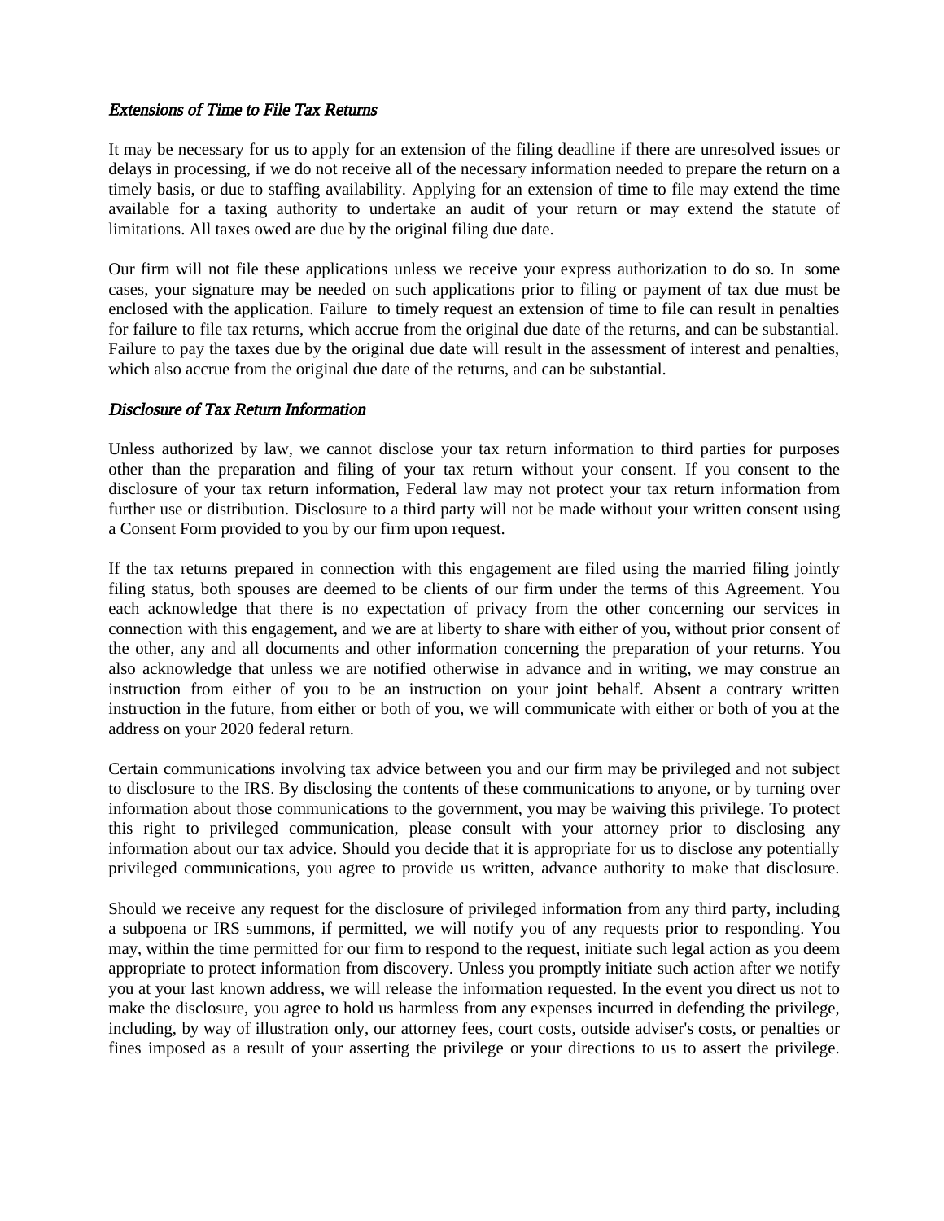*Extensions of Time to File Tax Returns*

It may be necessary for us to apply for an extension of the filing deadline if there are unresolved issues or delays in processing, if we do not receive all of the necessary information needed to prepare the return on a timely basis, or due to staffing availability. Applying for an extension of time to file may extend the time available for a taxing authority to undertake an audit of your return or may extend the statute of limitations. All taxes owed are due by the original filing due date.

Our firm will not file these applications unless we receive your express authorization to do so. In some cases, your signature may be needed on such applications prior to filing or payment of tax due must be enclosed with the application. Failure to timely request an extension of time to file can result in penalties for failure to file tax returns, which accrue from the original due date of the returns, and can be substantial. Failure to pay the taxes due by the original due date will result in the assessment of interest and penalties, which also accrue from the original due date of the returns, and can be substantial.

*Disclosure of Tax Return Information*

Unless authorized by law, we cannot disclose your tax return information to third parties for purposes other than the preparation and filing of your tax return without your consent. If you consent to the disclosure of your tax return information, Federal law may not protect your tax return information from further use or distribution. Disclosure to a third party will not be made without your written consent using a Consent Form provided to you by our firm upon request.

If the tax returns prepared in connection with this engagement are filed using the married filing jointly filing status, both spouses are deemed to be clients of our firm under the terms of this Agreement. You each acknowledge that there is no expectation of privacy from the other concerning our services in connection with this engagement, and we are at liberty to share with either of you, without prior consent of the other, any and all documents and other information concerning the preparation of your returns. You also acknowledge that unless we are notified otherwise in advance and in writing, we may construe an instruction from either of you to be an instruction on your joint behalf. Absent a contrary written instruction in the future, from either or both of you, we will communicate with either or both of you at the address on your 2020 federal return.

Certain communications involving tax advice between you and our firm may be privileged and not subject to disclosure to the IRS. By disclosing the contents of these communications to anyone, or by turning over information about those communications to the government, you may be waiving this privilege. To protect this right to privileged communication, please consult with your attorney prior to disclosing any information about our tax advice. Should you decide that it is appropriate for us to disclose any potentially privileged communications, you agree to provide us written, advance authority to make that disclosure.

Should we receive any request for the disclosure of privileged information from any third party, including a subpoena or IRS summons, if permitted, we will notify you of any requests prior to responding. You may, within the time permitted for our firm to respond to the request, initiate such legal action as you deem appropriate to protect information from discovery. Unless you promptly initiate such action after we notify you at your last known address, we will release the information requested. In the event you direct us not to make the disclosure, you agree to hold us harmless from any expenses incurred in defending the privilege, including, by way of illustration only, our attorney fees, court costs, outside adviser's costs, or penalties or fines imposed as a result of your asserting the privilege or your directions to us to assert the privilege.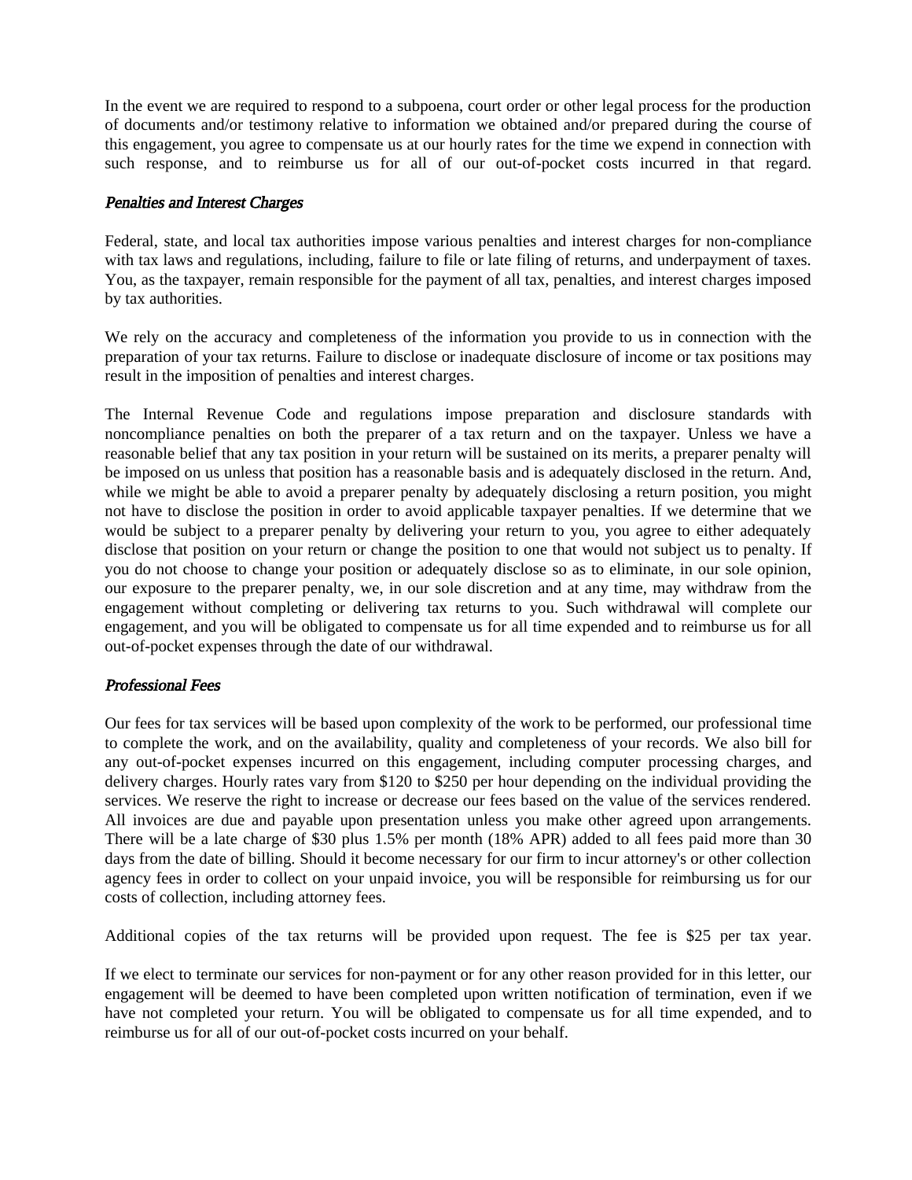In the event we are required to respond to a subpoena, court order or other legal process for the production of documents and/or testimony relative to information we obtained and/or prepared during the course of this engagement, you agree to compensate us at our hourly rates for the time we expend in connection with such response, and to reimburse us for all of our out-of-pocket costs incurred in that regard.

***Penalties and Interest Charges***

Federal, state, and local tax authorities impose various penalties and interest charges for non-compliance with tax laws and regulations, including, failure to file or late filing of returns, and underpayment of taxes. You, as the taxpayer, remain responsible for the payment of all tax, penalties, and interest charges imposed by tax authorities.

We rely on the accuracy and completeness of the information you provide to us in connection with the preparation of your tax returns. Failure to disclose or inadequate disclosure of income or tax positions may result in the imposition of penalties and interest charges.

The Internal Revenue Code and regulations impose preparation and disclosure standards with noncompliance penalties on both the preparer of a tax return and on the taxpayer. Unless we have a reasonable belief that any tax position in your return will be sustained on its merits, a preparer penalty will be imposed on us unless that position has a reasonable basis and is adequately disclosed in the return. And, while we might be able to avoid a preparer penalty by adequately disclosing a return position, you might not have to disclose the position in order to avoid applicable taxpayer penalties. If we determine that we would be subject to a preparer penalty by delivering your return to you, you agree to either adequately disclose that position on your return or change the position to one that would not subject us to penalty. If you do not choose to change your position or adequately disclose so as to eliminate, in our sole opinion, our exposure to the preparer penalty, we, in our sole discretion and at any time, may withdraw from the engagement without completing or delivering tax returns to you. Such withdrawal will complete our engagement, and you will be obligated to compensate us for all time expended and to reimburse us for all out-of-pocket expenses through the date of our withdrawal.

***Professional Fees***

Our fees for tax services will be based upon complexity of the work to be performed, our professional time to complete the work, and on the availability, quality and completeness of your records. We also bill for any out-of-pocket expenses incurred on this engagement, including computer processing charges, and delivery charges. Hourly rates vary from $120 to $250 per hour depending on the individual providing the services. We reserve the right to increase or decrease our fees based on the value of the services rendered. All invoices are due and payable upon presentation unless you make other agreed upon arrangements. There will be a late charge of $30 plus 1.5% per month (18% APR) added to all fees paid more than 30 days from the date of billing. Should it become necessary for our firm to incur attorney's or other collection agency fees in order to collect on your unpaid invoice, you will be responsible for reimbursing us for our costs of collection, including attorney fees.

Additional copies of the tax returns will be provided upon request. The fee is $25 per tax year.

If we elect to terminate our services for non-payment or for any other reason provided for in this letter, our engagement will be deemed to have been completed upon written notification of termination, even if we have not completed your return. You will be obligated to compensate us for all time expended, and to reimburse us for all of our out-of-pocket costs incurred on your behalf.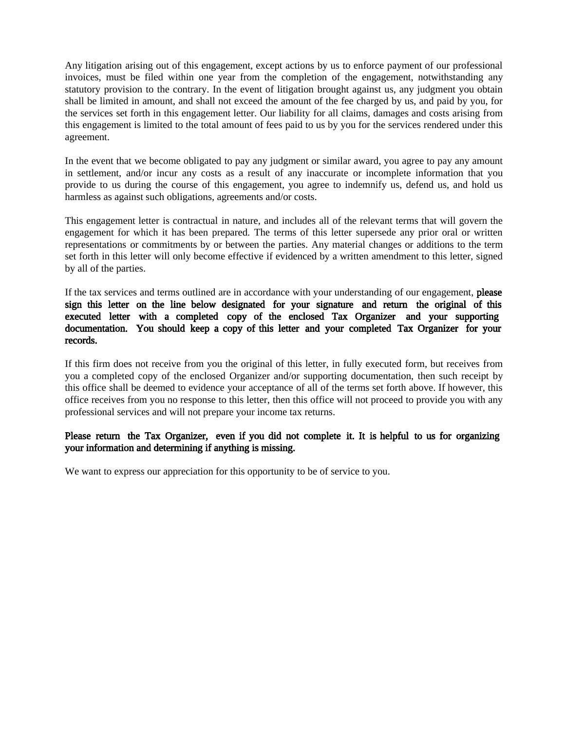Any litigation arising out of this engagement, except actions by us to enforce payment of our professional invoices, must be filed within one year from the completion of the engagement, notwithstanding any statutory provision to the contrary. In the event of litigation brought against us, any judgment you obtain shall be limited in amount, and shall not exceed the amount of the fee charged by us, and paid by you, for the services set forth in this engagement letter. Our liability for all claims, damages and costs arising from this engagement is limited to the total amount of fees paid to us by you for the services rendered under this agreement.

In the event that we become obligated to pay any judgment or similar award, you agree to pay any amount in settlement, and/or incur any costs as a result of any inaccurate or incomplete information that you provide to us during the course of this engagement, you agree to indemnify us, defend us, and hold us harmless as against such obligations, agreements and/or costs.

This engagement letter is contractual in nature, and includes all of the relevant terms that will govern the engagement for which it has been prepared. The terms of this letter supersede any prior oral or written representations or commitments by or between the parties. Any material changes or additions to the term set forth in this letter will only become effective if evidenced by a written amendment to this letter, signed by all of the parties.

If the tax services and terms outlined are in accordance with your understanding of our engagement, **please sign this letter on the line below designated for your signature and return the original of this executed letter with a completed copy of the enclosed Tax Organizer and your supporting documentation. You should keep a copy of this letter and your completed Tax Organizer for your records.**

If this firm does not receive from you the original of this letter, in fully executed form, but receives from you a completed copy of the enclosed Organizer and/or supporting documentation, then such receipt by this office shall be deemed to evidence your acceptance of all of the terms set forth above. If however, this office receives from you no response to this letter, then this office will not proceed to provide you with any professional services and will not prepare your income tax returns.

**Please return the Tax Organizer, even if you did not complete it. It is helpful to us for organizing your information and determining if anything is missing.**

We want to express our appreciation for this opportunity to be of service to you.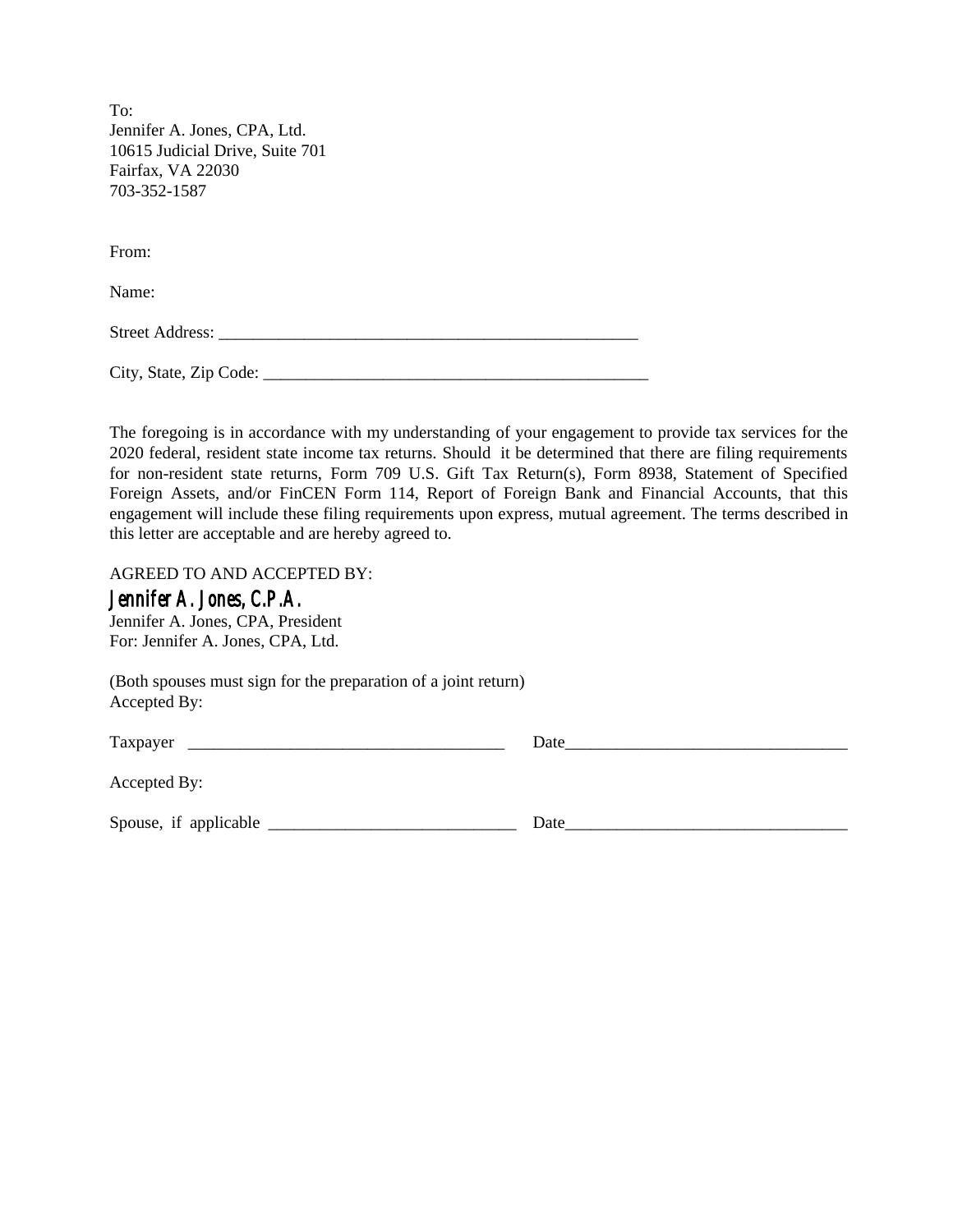To:
Jennifer A. Jones, CPA, Ltd.
10615 Judicial Drive, Suite 701
Fairfax, VA 22030
703-352-1587

From:

Name:

Street Address: ___________________________________________________

City, State, Zip Code: _______________________________________________

The foregoing is in accordance with my understanding of your engagement to provide tax services for the 2020 federal, resident state income tax returns. Should it be determined that there are filing requirements for non-resident state returns, Form 709 U.S. Gift Tax Return(s), Form 8938, Statement of Specified Foreign Assets, and/or FinCEN Form 114, Report of Foreign Bank and Financial Accounts, that this engagement will include these filing requirements upon express, mutual agreement. The terms described in this letter are acceptable and are hereby agreed to.

AGREED TO AND ACCEPTED BY:

*Jennifer A. Jones, C.P.A.*
Jennifer A. Jones, CPA, President
For: Jennifer A. Jones, CPA, Ltd.

(Both spouses must sign for the preparation of a joint return)
Accepted By:

Taxpayer _______________________________________ Date__________________________________

Accepted By:

Spouse, if applicable ______________________________ Date__________________________________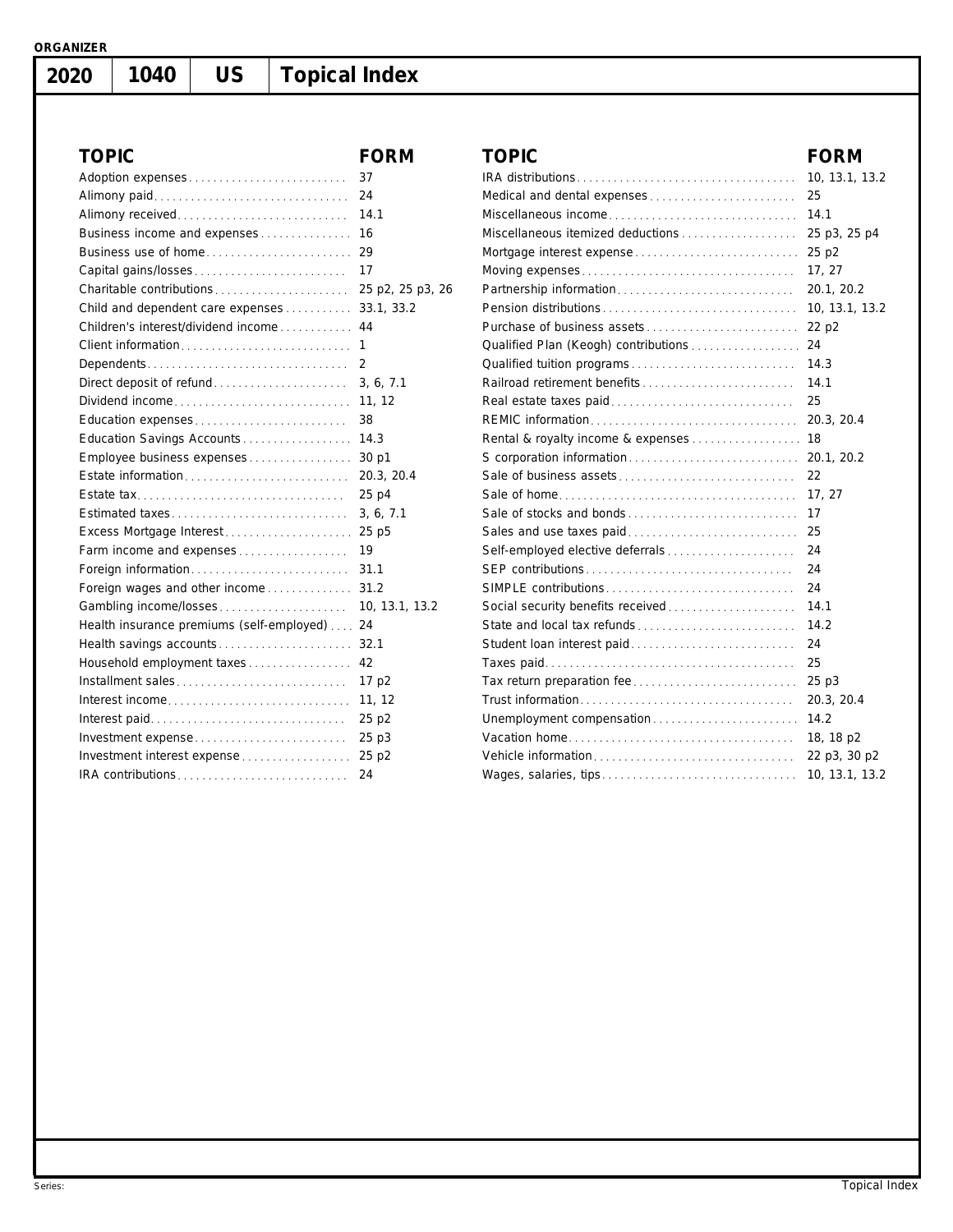ORGANIZER

# 2020 | 1040 | US | Topical Index

| TOPIC | FORM |
|---|---|
| Adoption expenses | 37 |
| Alimony paid | 24 |
| Alimony received | 14.1 |
| Business income and expenses | 16 |
| Business use of home | 29 |
| Capital gains/losses | 17 |
| Charitable contributions | 25 p2, 25 p3, 26 |
| Child and dependent care expenses | 33.1, 33.2 |
| Children's interest/dividend income | 44 |
| Client information | 1 |
| Dependents | 2 |
| Direct deposit of refund | 3, 6, 7.1 |
| Dividend income | 11, 12 |
| Education expenses | 38 |
| Education Savings Accounts | 14.3 |
| Employee business expenses | 30 p1 |
| Estate information | 20.3, 20.4 |
| Estate tax | 25 p4 |
| Estimated taxes | 3, 6, 7.1 |
| Excess Mortgage Interest | 25 p5 |
| Farm income and expenses | 19 |
| Foreign information | 31.1 |
| Foreign wages and other income | 31.2 |
| Gambling income/losses | 10, 13.1, 13.2 |
| Health insurance premiums (self-employed) | 24 |
| Health savings accounts | 32.1 |
| Household employment taxes | 42 |
| Installment sales | 17 p2 |
| Interest income | 11, 12 |
| Interest paid | 25 p2 |
| Investment expense | 25 p3 |
| Investment interest expense | 25 p2 |
| IRA contributions | 24 |
| IRA distributions | 10, 13.1, 13.2 |
| Medical and dental expenses | 25 |
| Miscellaneous income | 14.1 |
| Miscellaneous itemized deductions | 25 p3, 25 p4 |
| Mortgage interest expense | 25 p2 |
| Moving expenses | 17, 27 |
| Partnership information | 20.1, 20.2 |
| Pension distributions | 10, 13.1, 13.2 |
| Purchase of business assets | 22 p2 |
| Qualified Plan (Keogh) contributions | 24 |
| Qualified tuition programs | 14.3 |
| Railroad retirement benefits | 14.1 |
| Real estate taxes paid | 25 |
| REMIC information | 20.3, 20.4 |
| Rental & royalty income & expenses | 18 |
| S corporation information | 20.1, 20.2 |
| Sale of business assets | 22 |
| Sale of home | 17, 27 |
| Sale of stocks and bonds | 17 |
| Sales and use taxes paid | 25 |
| Self-employed elective deferrals | 24 |
| SEP contributions | 24 |
| SIMPLE contributions | 24 |
| Social security benefits received | 14.1 |
| State and local tax refunds | 14.2 |
| Student loan interest paid | 24 |
| Taxes paid | 25 |
| Tax return preparation fee | 25 p3 |
| Trust information | 20.3, 20.4 |
| Unemployment compensation | 14.2 |
| Vacation home | 18, 18 p2 |
| Vehicle information | 22 p3, 30 p2 |
| Wages, salaries, tips | 10, 13.1, 13.2 |

Series: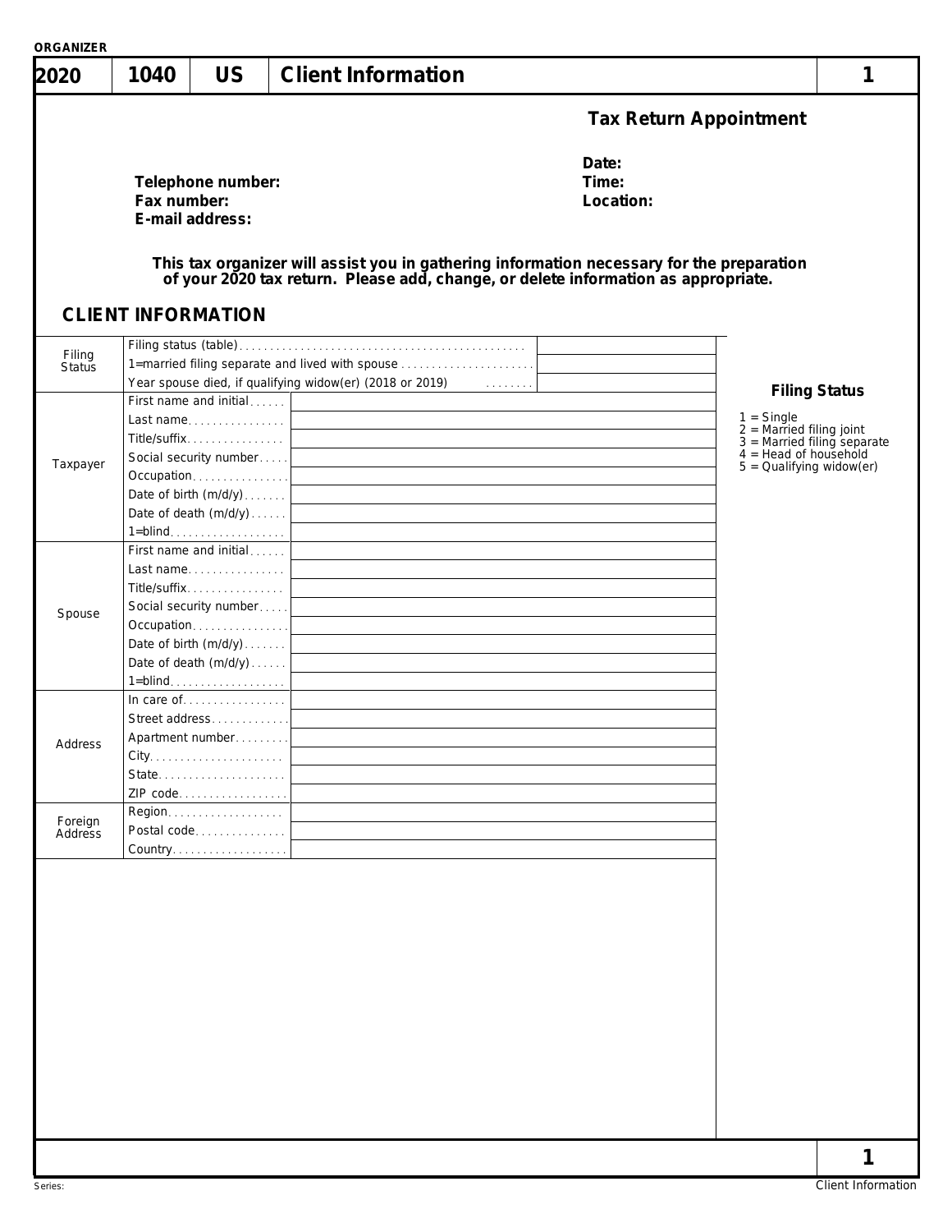ORGANIZER

# 2020 | 1040 | US | Client Information | 1

## Tax Return Appointment

Date:
Time:
Location:

**Telephone number:**
**Fax number:**
**E-mail address:**

**This tax organizer will assist you in gathering information necessary for the preparation of your 2020 tax return. Please add, change, or delete information as appropriate.**

## CLIENT INFORMATION

| | | |
|---|---|---|
| Filing Status | Filing status (table) | |
| | 1=married filing separate and lived with spouse | |
| | Year spouse died, if qualifying widow(er) (2018 or 2019) | |
| Taxpayer | First name and initial | |
| | Last name | |
| | Title/suffix | |
| | Social security number | |
| | Occupation | |
| | Date of birth (m/d/y) | |
| | Date of death (m/d/y) | |
| | 1=blind | |
| Spouse | First name and initial | |
| | Last name | |
| | Title/suffix | |
| | Social security number | |
| | Occupation | |
| | Date of birth (m/d/y) | |
| | Date of death (m/d/y) | |
| | 1=blind | |
| Address | In care of | |
| | Street address | |
| | Apartment number | |
| | City | |
| | State | |
| | ZIP code | |
| Foreign Address | Region | |
| | Postal code | |
| | Country | |

**Filing Status**

1 = Single
2 = Married filing joint
3 = Married filing separate
4 = Head of household
5 = Qualifying widow(er)

Series:
Client Information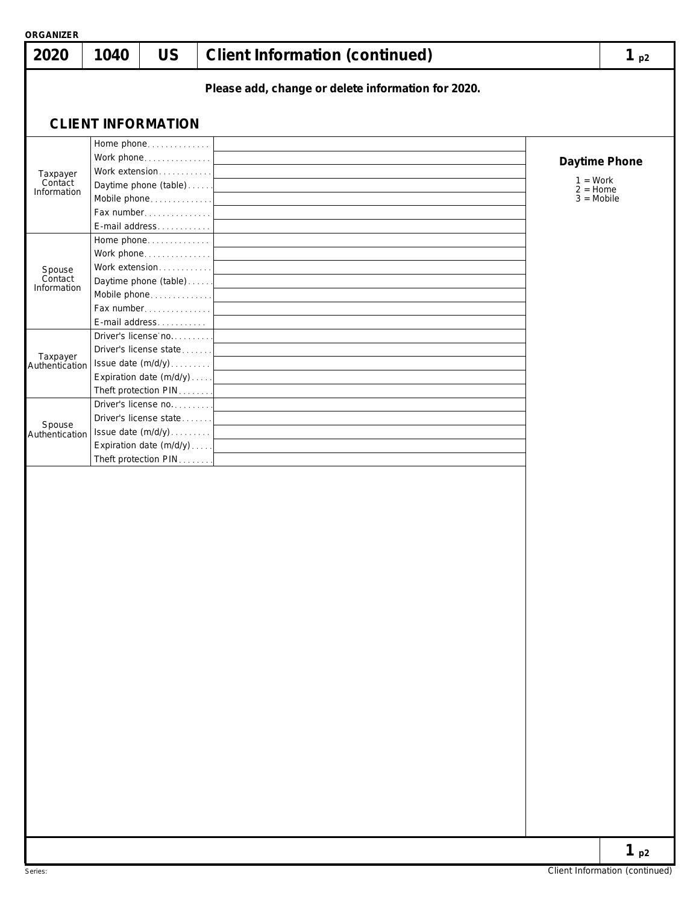ORGANIZER

| 2020 | 1040 | US | Client Information (continued) | 1 p2 |
|---|---|---|---|---|

**Please add, change or delete information for 2020.**

## CLIENT INFORMATION

| Section | Field | Value |
|---|---|---|
| Taxpayer Contact Information | Home phone | |
| | Work phone | |
| | Work extension | |
| | Daytime phone (table) | |
| | Mobile phone | |
| | Fax number | |
| | E-mail address | |
| Spouse Contact Information | Home phone | |
| | Work phone | |
| | Work extension | |
| | Daytime phone (table) | |
| | Mobile phone | |
| | Fax number | |
| | E-mail address | |
| Taxpayer Authentication | Driver's license no. | |
| | Driver's license state | |
| | Issue date (m/d/y) | |
| | Expiration date (m/d/y) | |
| | Theft protection PIN | |
| Spouse Authentication | Driver's license no. | |
| | Driver's license state | |
| | Issue date (m/d/y) | |
| | Expiration date (m/d/y) | |
| | Theft protection PIN | |

**Daytime Phone**

1 = Work
2 = Home
3 = Mobile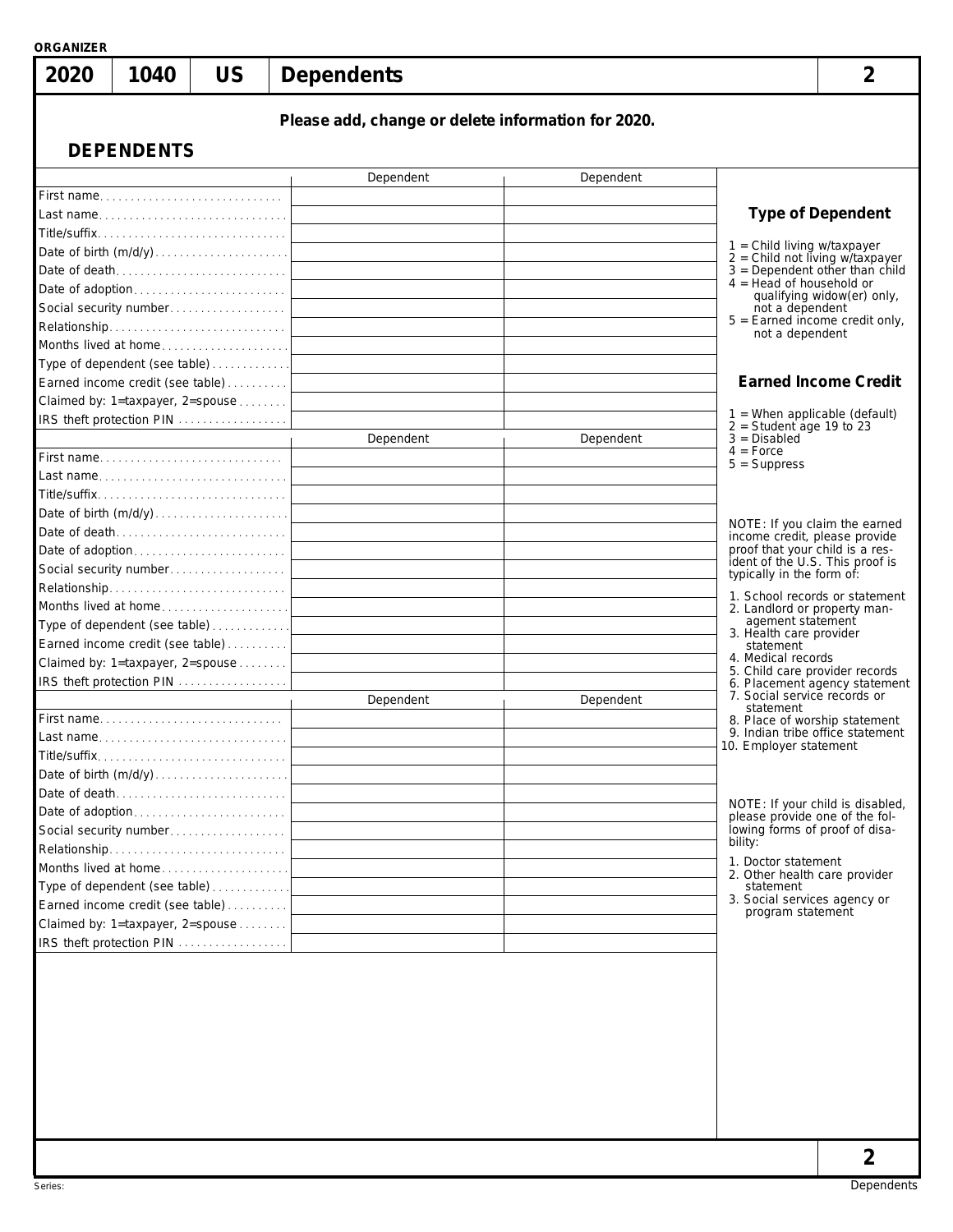ORGANIZER

# 2020 1040 US Dependents 2

**Please add, change or delete information for 2020.**

## DEPENDENTS

| | Dependent | Dependent |
|---|---|---|
| First name | | |
| Last name | | |
| Title/suffix | | |
| Date of birth (m/d/y) | | |
| Date of death | | |
| Date of adoption | | |
| Social security number | | |
| Relationship | | |
| Months lived at home | | |
| Type of dependent (see table) | | |
| Earned income credit (see table) | | |
| Claimed by: 1=taxpayer, 2=spouse | | |
| IRS theft protection PIN | | |

| | Dependent | Dependent |
|---|---|---|
| First name | | |
| Last name | | |
| Title/suffix | | |
| Date of birth (m/d/y) | | |
| Date of death | | |
| Date of adoption | | |
| Social security number | | |
| Relationship | | |
| Months lived at home | | |
| Type of dependent (see table) | | |
| Earned income credit (see table) | | |
| Claimed by: 1=taxpayer, 2=spouse | | |
| IRS theft protection PIN | | |

| | Dependent | Dependent |
|---|---|---|
| First name | | |
| Last name | | |
| Title/suffix | | |
| Date of birth (m/d/y) | | |
| Date of death | | |
| Date of adoption | | |
| Social security number | | |
| Relationship | | |
| Months lived at home | | |
| Type of dependent (see table) | | |
| Earned income credit (see table) | | |
| Claimed by: 1=taxpayer, 2=spouse | | |
| IRS theft protection PIN | | |

### Type of Dependent

1 = Child living w/taxpayer
2 = Child not living w/taxpayer
3 = Dependent other than child
4 = Head of household or qualifying widow(er) only, not a dependent
5 = Earned income credit only, not a dependent

### Earned Income Credit

1 = When applicable (default)
2 = Student age 19 to 23
3 = Disabled
4 = Force
5 = Suppress

NOTE: If you claim the earned income credit, please provide proof that your child is a resident of the U.S. This proof is typically in the form of:

1. School records or statement
2. Landlord or property management statement
3. Health care provider statement
4. Medical records
5. Child care provider records
6. Placement agency statement
7. Social service records or statement
8. Place of worship statement
9. Indian tribe office statement
10. Employer statement

NOTE: If your child is disabled, please provide one of the following forms of proof of disability:

1. Doctor statement
2. Other health care provider statement
3. Social services agency or program statement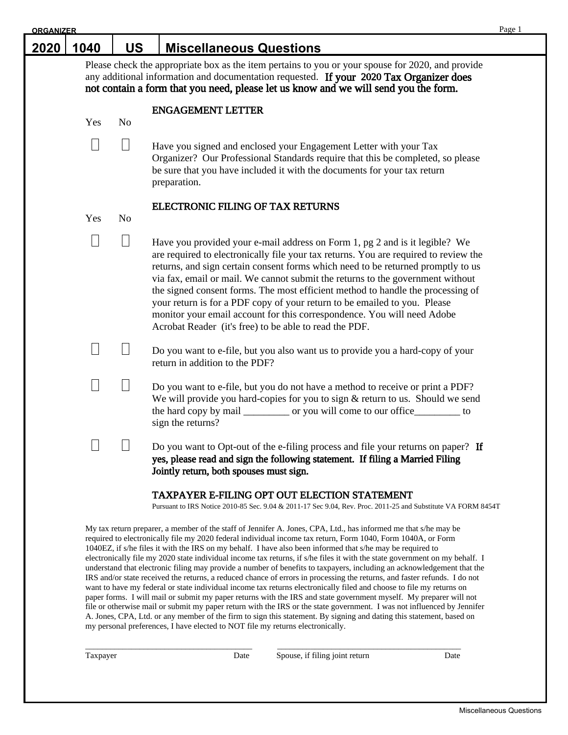# 2020 | 1040 | US | Miscellaneous Questions

Please check the appropriate box as the item pertains to you or your spouse for 2020, and provide any additional information and documentation requested. **If your 2020 Tax Organizer does not contain a form that you need, please let us know and we will send you the form.**

## ENGAGEMENT LETTER

| Yes | No | |
|---|---|---|
| ☐ | ☐ | Have you signed and enclosed your Engagement Letter with your Tax Organizer? Our Professional Standards require that this be completed, so please be sure that you have included it with the documents for your tax return preparation. |

## ELECTRONIC FILING OF TAX RETURNS

| Yes | No | |
|---|---|---|
| ☐ | ☐ | Have you provided your e-mail address on Form 1, pg 2 and is it legible? We are required to electronically file your tax returns. You are required to review the returns, and sign certain consent forms which need to be returned promptly to us via fax, email or mail. We cannot submit the returns to the government without the signed consent forms. The most efficient method to handle the processing of your return is for a PDF copy of your return to be emailed to you. Please monitor your email account for this correspondence. You will need Adobe Acrobat Reader (it's free) to be able to read the PDF. |
| ☐ | ☐ | Do you want to e-file, but you also want us to provide you a hard-copy of your return in addition to the PDF? |
| ☐ | ☐ | Do you want to e-file, but you do not have a method to receive or print a PDF? We will provide you hard-copies for you to sign & return to us. Should we send the hard copy by mail _________ or you will come to our office_________ to sign the returns? |
| ☐ | ☐ | Do you want to Opt-out of the e-filing process and file your returns on paper? **If yes, please read and sign the following statement. If filing a Married Filing Jointly return, both spouses must sign.** |

## TAXPAYER E-FILING OPT OUT ELECTION STATEMENT

Pursuant to IRS Notice 2010-85 Sec. 9.04 & 2011-17 Sec 9.04, Rev. Proc. 2011-25 and Substitute VA FORM 8454T

My tax return preparer, a member of the staff of Jennifer A. Jones, CPA, Ltd., has informed me that s/he may be required to electronically file my 2020 federal individual income tax return, Form 1040, Form 1040A, or Form 1040EZ, if s/he files it with the IRS on my behalf. I have also been informed that s/he may be required to electronically file my 2020 state individual income tax returns, if s/he files it with the state government on my behalf. I understand that electronic filing may provide a number of benefits to taxpayers, including an acknowledgement that the IRS and/or state received the returns, a reduced chance of errors in processing the returns, and faster refunds. I do not want to have my federal or state individual income tax returns electronically filed and choose to file my returns on paper forms. I will mail or submit my paper returns with the IRS and state government myself. My preparer will not file or otherwise mail or submit my paper return with the IRS or the state government. I was not influenced by Jennifer A. Jones, CPA, Ltd. or any member of the firm to sign this statement. By signing and dating this statement, based on my personal preferences, I have elected to NOT file my returns electronically.

_________________________________________ Taxpayer &nbsp;&nbsp;&nbsp; Date

_________________________________________ Spouse, if filing joint return &nbsp;&nbsp;&nbsp; Date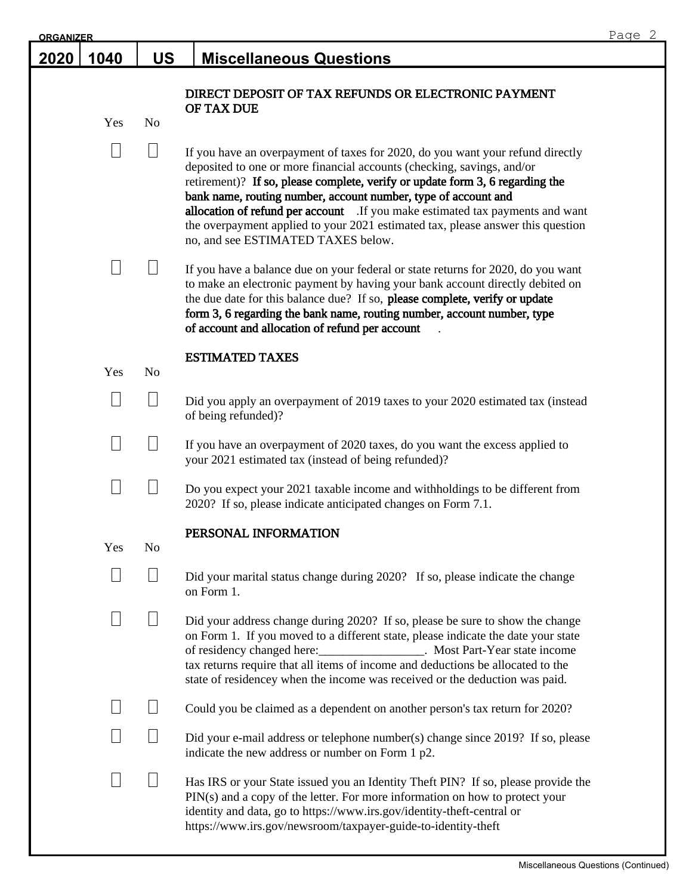ORGANIZER

| 2020 | 1040 | US | Miscellaneous Questions |
|---|---|---|---|

## DIRECT DEPOSIT OF TAX REFUNDS OR ELECTRONIC PAYMENT OF TAX DUE

| Yes | No | |
|---|---|---|
| ☐ | ☐ | If you have an overpayment of taxes for 2020, do you want your refund directly deposited to one or more financial accounts (checking, savings, and/or retirement)? **If so, please complete, verify or update form 3, 6 regarding the bank name, routing number, account number, type of account and allocation of refund per account** .If you make estimated tax payments and want the overpayment applied to your 2021 estimated tax, please answer this question no, and see ESTIMATED TAXES below. |
| ☐ | ☐ | If you have a balance due on your federal or state returns for 2020, do you want to make an electronic payment by having your bank account directly debited on the due date for this balance due? If so, **please complete, verify or update form 3, 6 regarding the bank name, routing number, account number, type of account and allocation of refund per account** . |

## ESTIMATED TAXES

| Yes | No | |
|---|---|---|
| ☐ | ☐ | Did you apply an overpayment of 2019 taxes to your 2020 estimated tax (instead of being refunded)? |
| ☐ | ☐ | If you have an overpayment of 2020 taxes, do you want the excess applied to your 2021 estimated tax (instead of being refunded)? |
| ☐ | ☐ | Do you expect your 2021 taxable income and withholdings to be different from 2020? If so, please indicate anticipated changes on Form 7.1. |

## PERSONAL INFORMATION

| Yes | No | |
|---|---|---|
| ☐ | ☐ | Did your marital status change during 2020? If so, please indicate the change on Form 1. |
| ☐ | ☐ | Did your address change during 2020? If so, please be sure to show the change on Form 1. If you moved to a different state, please indicate the date your state of residency changed here:_________________. Most Part-Year state income tax returns require that all items of income and deductions be allocated to the state of residencey when the income was received or the deduction was paid. |
| ☐ | ☐ | Could you be claimed as a dependent on another person's tax return for 2020? |
| ☐ | ☐ | Did your e-mail address or telephone number(s) change since 2019? If so, please indicate the new address or number on Form 1 p2. |
| ☐ | ☐ | Has IRS or your State issued you an Identity Theft PIN? If so, please provide the PIN(s) and a copy of the letter. For more information on how to protect your identity and data, go to https://www.irs.gov/identity-theft-central or https://www.irs.gov/newsroom/taxpayer-guide-to-identity-theft |

Miscellaneous Questions (Continued)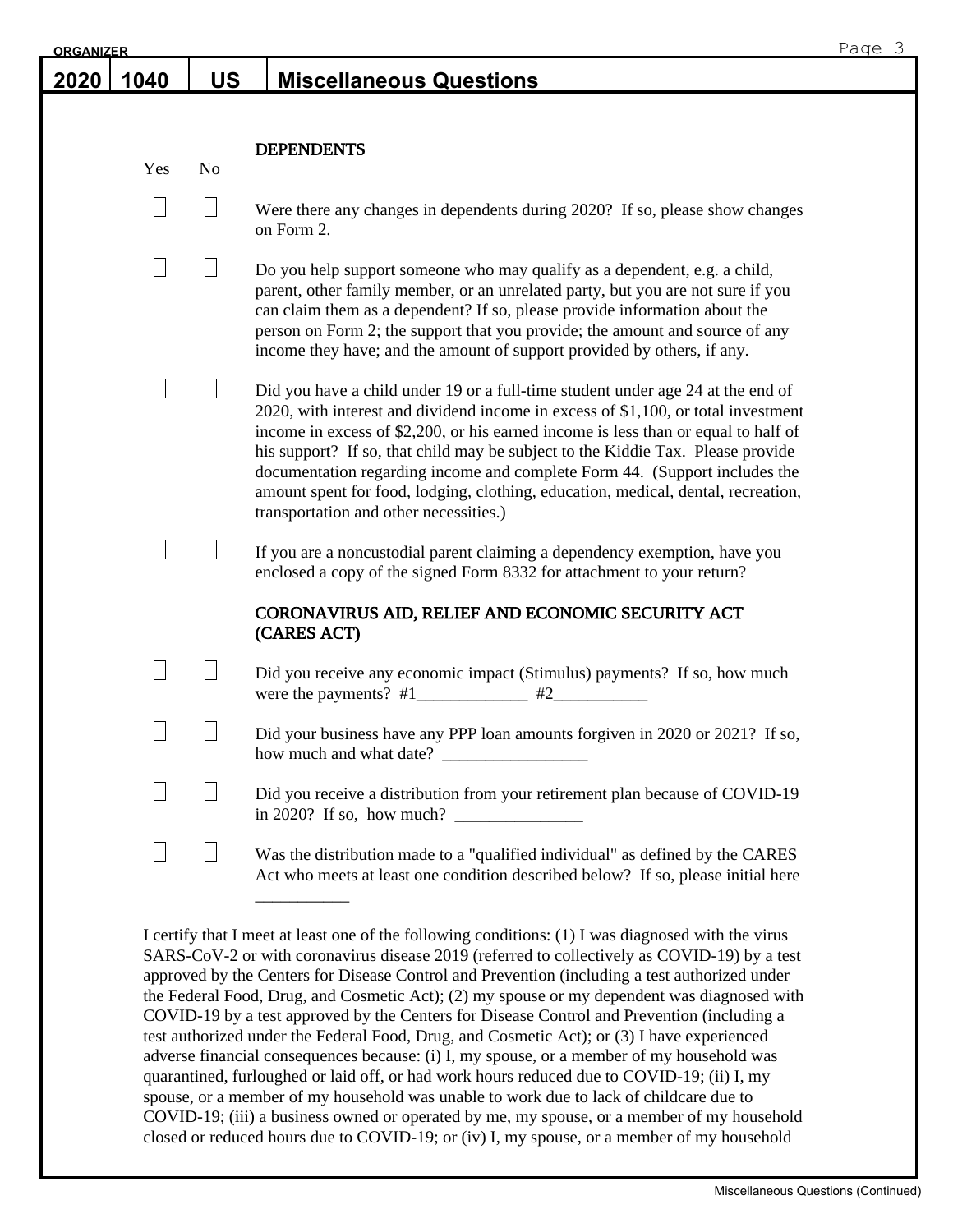ORGANIZER

# 2020 | 1040 | US | Miscellaneous Questions

## DEPENDENTS

| Yes | No | |
|---|---|---|
| ☐ | ☐ | Were there any changes in dependents during 2020? If so, please show changes on Form 2. |
| ☐ | ☐ | Do you help support someone who may qualify as a dependent, e.g. a child, parent, other family member, or an unrelated party, but you are not sure if you can claim them as a dependent? If so, please provide information about the person on Form 2; the support that you provide; the amount and source of any income they have; and the amount of support provided by others, if any. |
| ☐ | ☐ | Did you have a child under 19 or a full-time student under age 24 at the end of 2020, with interest and dividend income in excess of $1,100, or total investment income in excess of $2,200, or his earned income is less than or equal to half of his support? If so, that child may be subject to the Kiddie Tax. Please provide documentation regarding income and complete Form 44. (Support includes the amount spent for food, lodging, clothing, education, medical, dental, recreation, transportation and other necessities.) |
| ☐ | ☐ | If you are a noncustodial parent claiming a dependency exemption, have you enclosed a copy of the signed Form 8332 for attachment to your return? |

## CORONAVIRUS AID, RELIEF AND ECONOMIC SECURITY ACT (CARES ACT)

| Yes | No | |
|---|---|---|
| ☐ | ☐ | Did you receive any economic impact (Stimulus) payments? If so, how much were the payments? #1_____________ #2___________ |
| ☐ | ☐ | Did your business have any PPP loan amounts forgiven in 2020 or 2021? If so, how much and what date? _________________ |
| ☐ | ☐ | Did you receive a distribution from your retirement plan because of COVID-19 in 2020? If so, how much? _______________ |
| ☐ | ☐ | Was the distribution made to a "qualified individual" as defined by the CARES Act who meets at least one condition described below? If so, please initial here ___________ |

I certify that I meet at least one of the following conditions: (1) I was diagnosed with the virus SARS-CoV-2 or with coronavirus disease 2019 (referred to collectively as COVID-19) by a test approved by the Centers for Disease Control and Prevention (including a test authorized under the Federal Food, Drug, and Cosmetic Act); (2) my spouse or my dependent was diagnosed with COVID-19 by a test approved by the Centers for Disease Control and Prevention (including a test authorized under the Federal Food, Drug, and Cosmetic Act); or (3) I have experienced adverse financial consequences because: (i) I, my spouse, or a member of my household was quarantined, furloughed or laid off, or had work hours reduced due to COVID-19; (ii) I, my spouse, or a member of my household was unable to work due to lack of childcare due to COVID-19; (iii) a business owned or operated by me, my spouse, or a member of my household closed or reduced hours due to COVID-19; or (iv) I, my spouse, or a member of my household

Miscellaneous Questions (Continued)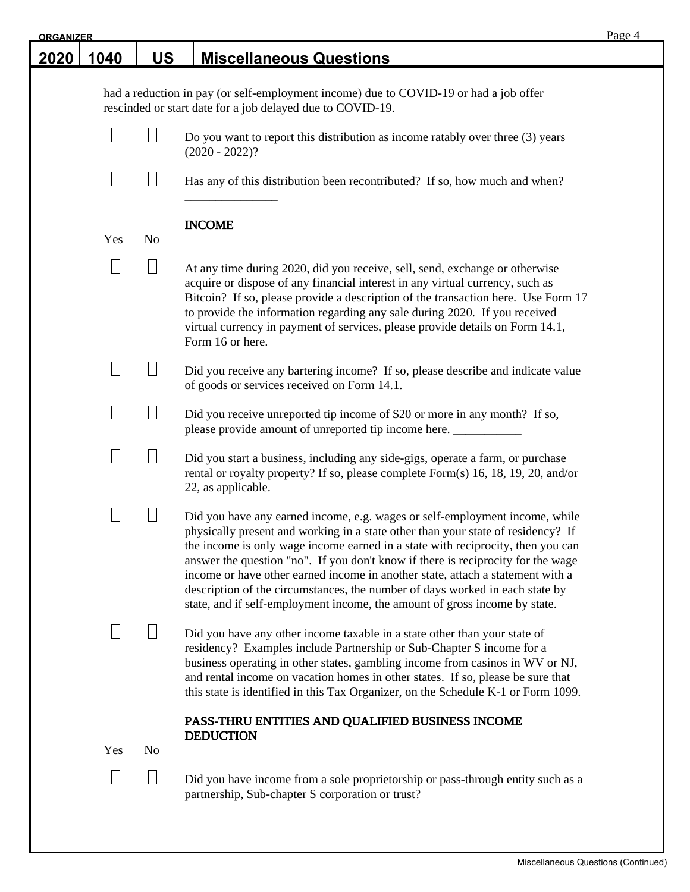## 2020 | 1040 | US | Miscellaneous Questions

had a reduction in pay (or self-employment income) due to COVID-19 or had a job offer rescinded or start date for a job delayed due to COVID-19.

| | | |
|---|---|---|
| ☐ | ☐ | Do you want to report this distribution as income ratably over three (3) years (2020 - 2022)? |
| ☐ | ☐ | Has any of this distribution been recontributed? If so, how much and when? _______________ |

### INCOME

| Yes | No | |
|---|---|---|
| ☐ | ☐ | At any time during 2020, did you receive, sell, send, exchange or otherwise acquire or dispose of any financial interest in any virtual currency, such as Bitcoin? If so, please provide a description of the transaction here. Use Form 17 to provide the information regarding any sale during 2020. If you received virtual currency in payment of services, please provide details on Form 14.1, Form 16 or here. |
| ☐ | ☐ | Did you receive any bartering income? If so, please describe and indicate value of goods or services received on Form 14.1. |
| ☐ | ☐ | Did you receive unreported tip income of $20 or more in any month? If so, please provide amount of unreported tip income here. ___________ |
| ☐ | ☐ | Did you start a business, including any side-gigs, operate a farm, or purchase rental or royalty property? If so, please complete Form(s) 16, 18, 19, 20, and/or 22, as applicable. |
| ☐ | ☐ | Did you have any earned income, e.g. wages or self-employment income, while physically present and working in a state other than your state of residency? If the income is only wage income earned in a state with reciprocity, then you can answer the question "no". If you don't know if there is reciprocity for the wage income or have other earned income in another state, attach a statement with a description of the circumstances, the number of days worked in each state by state, and if self-employment income, the amount of gross income by state. |
| ☐ | ☐ | Did you have any other income taxable in a state other than your state of residency? Examples include Partnership or Sub-Chapter S income for a business operating in other states, gambling income from casinos in WV or NJ, and rental income on vacation homes in other states. If so, please be sure that this state is identified in this Tax Organizer, on the Schedule K-1 or Form 1099. |

### PASS-THRU ENTITIES AND QUALIFIED BUSINESS INCOME DEDUCTION

| Yes | No | |
|---|---|---|
| ☐ | ☐ | Did you have income from a sole proprietorship or pass-through entity such as a partnership, Sub-chapter S corporation or trust? |

Miscellaneous Questions (Continued)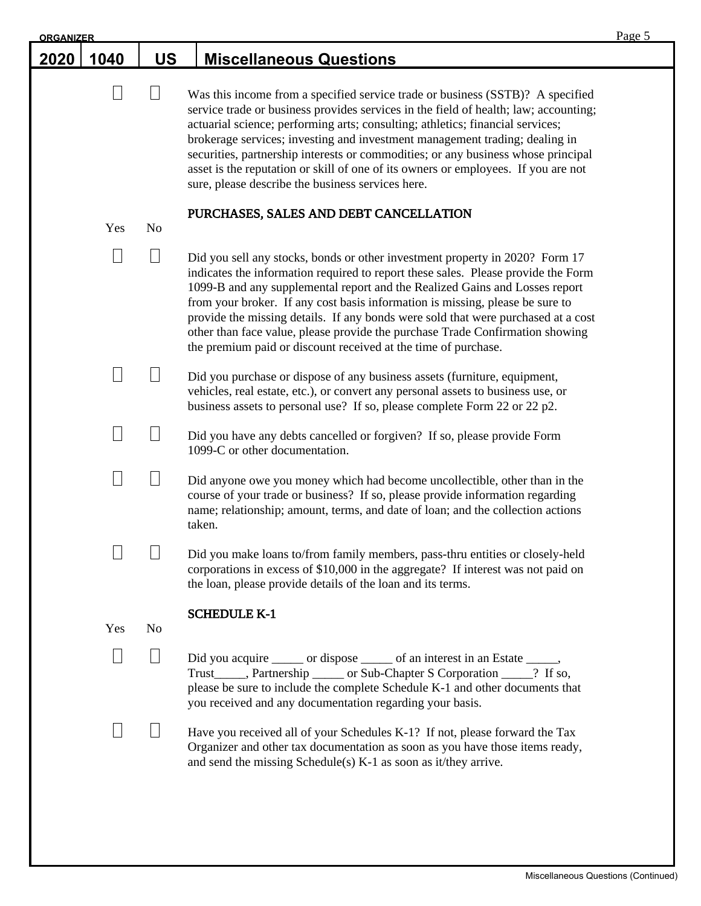| 2020 | 1040 | US | Miscellaneous Questions |
|---|---|---|---|

☐ ☐ Was this income from a specified service trade or business (SSTB)? A specified service trade or business provides services in the field of health; law; accounting; actuarial science; performing arts; consulting; athletics; financial services; brokerage services; investing and investment management trading; dealing in securities, partnership interests or commodities; or any business whose principal asset is the reputation or skill of one of its owners or employees. If you are not sure, please describe the business services here.

## PURCHASES, SALES AND DEBT CANCELLATION

| Yes | No | |
|---|---|---|
| ☐ | ☐ | Did you sell any stocks, bonds or other investment property in 2020? Form 17 indicates the information required to report these sales. Please provide the Form 1099-B and any supplemental report and the Realized Gains and Losses report from your broker. If any cost basis information is missing, please be sure to provide the missing details. If any bonds were sold that were purchased at a cost other than face value, please provide the purchase Trade Confirmation showing the premium paid or discount received at the time of purchase. |
| ☐ | ☐ | Did you purchase or dispose of any business assets (furniture, equipment, vehicles, real estate, etc.), or convert any personal assets to business use, or business assets to personal use? If so, please complete Form 22 or 22 p2. |
| ☐ | ☐ | Did you have any debts cancelled or forgiven? If so, please provide Form 1099-C or other documentation. |
| ☐ | ☐ | Did anyone owe you money which had become uncollectible, other than in the course of your trade or business? If so, please provide information regarding name; relationship; amount, terms, and date of loan; and the collection actions taken. |
| ☐ | ☐ | Did you make loans to/from family members, pass-thru entities or closely-held corporations in excess of $10,000 in the aggregate? If interest was not paid on the loan, please provide details of the loan and its terms. |

## SCHEDULE K-1

| Yes | No | |
|---|---|---|
| ☐ | ☐ | Did you acquire _____ or dispose _____ of an interest in an Estate _____, Trust_____, Partnership _____ or Sub-Chapter S Corporation _____? If so, please be sure to include the complete Schedule K-1 and other documents that you received and any documentation regarding your basis. |
| ☐ | ☐ | Have you received all of your Schedules K-1? If not, please forward the Tax Organizer and other tax documentation as soon as you have those items ready, and send the missing Schedule(s) K-1 as soon as it/they arrive. |

Miscellaneous Questions (Continued)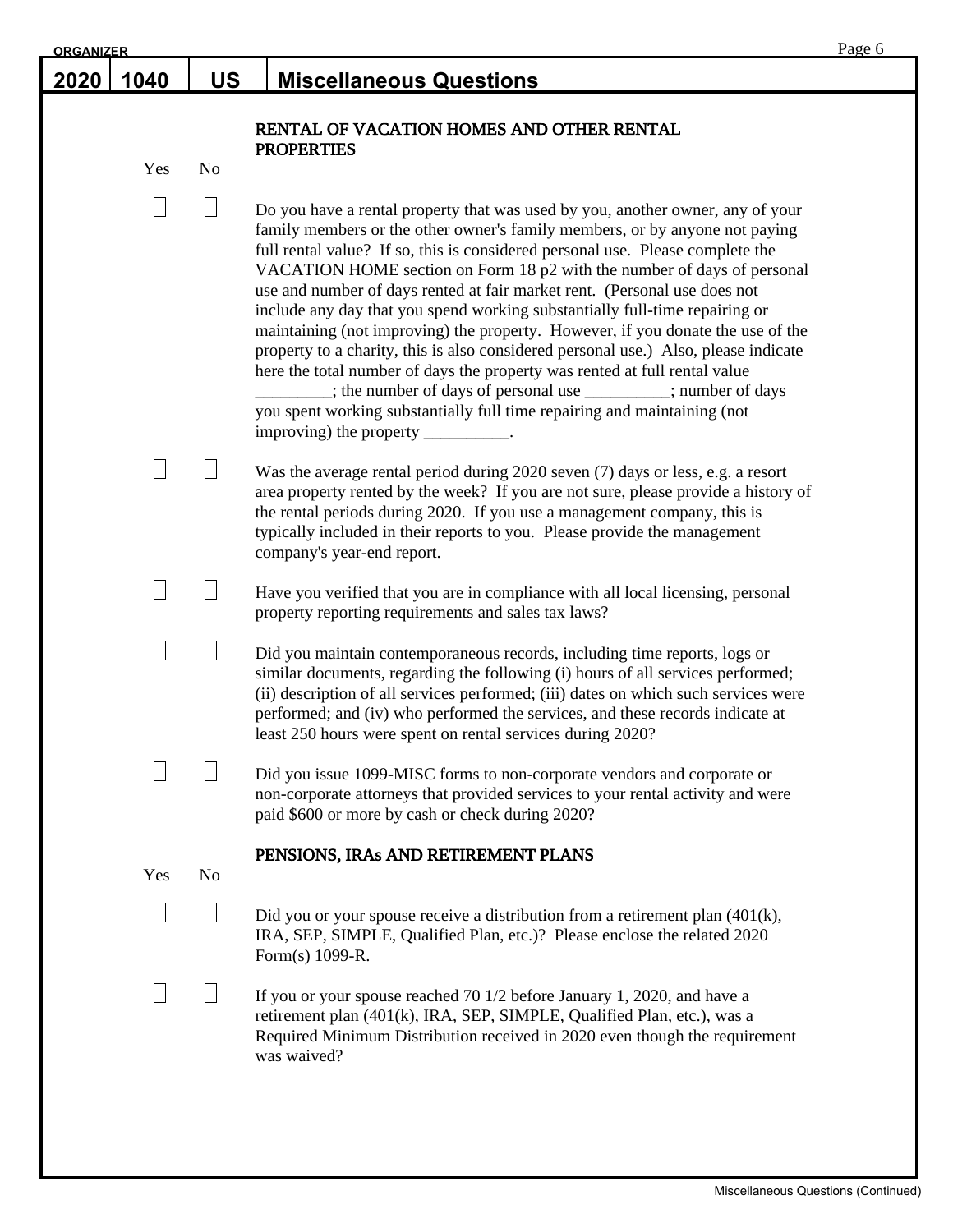# 2020 | 1040 | US | Miscellaneous Questions

### RENTAL OF VACATION HOMES AND OTHER RENTAL PROPERTIES

| Yes | No | |
|---|---|---|
| ☐ | ☐ | Do you have a rental property that was used by you, another owner, any of your family members or the other owner's family members, or by anyone not paying full rental value? If so, this is considered personal use. Please complete the VACATION HOME section on Form 18 p2 with the number of days of personal use and number of days rented at fair market rent. (Personal use does not include any day that you spend working substantially full-time repairing or maintaining (not improving) the property. However, if you donate the use of the property to a charity, this is also considered personal use.) Also, please indicate here the total number of days the property was rented at full rental value _________; the number of days of personal use __________; number of days you spent working substantially full time repairing and maintaining (not improving) the property __________. |
| ☐ | ☐ | Was the average rental period during 2020 seven (7) days or less, e.g. a resort area property rented by the week? If you are not sure, please provide a history of the rental periods during 2020. If you use a management company, this is typically included in their reports to you. Please provide the management company's year-end report. |
| ☐ | ☐ | Have you verified that you are in compliance with all local licensing, personal property reporting requirements and sales tax laws? |
| ☐ | ☐ | Did you maintain contemporaneous records, including time reports, logs or similar documents, regarding the following (i) hours of all services performed; (ii) description of all services performed; (iii) dates on which such services were performed; and (iv) who performed the services, and these records indicate at least 250 hours were spent on rental services during 2020? |
| ☐ | ☐ | Did you issue 1099-MISC forms to non-corporate vendors and corporate or non-corporate attorneys that provided services to your rental activity and were paid $600 or more by cash or check during 2020? |

### PENSIONS, IRAs AND RETIREMENT PLANS

| Yes | No | |
|---|---|---|
| ☐ | ☐ | Did you or your spouse receive a distribution from a retirement plan (401(k), IRA, SEP, SIMPLE, Qualified Plan, etc.)? Please enclose the related 2020 Form(s) 1099-R. |
| ☐ | ☐ | If you or your spouse reached 70 1/2 before January 1, 2020, and have a retirement plan (401(k), IRA, SEP, SIMPLE, Qualified Plan, etc.), was a Required Minimum Distribution received in 2020 even though the requirement was waived? |

Miscellaneous Questions (Continued)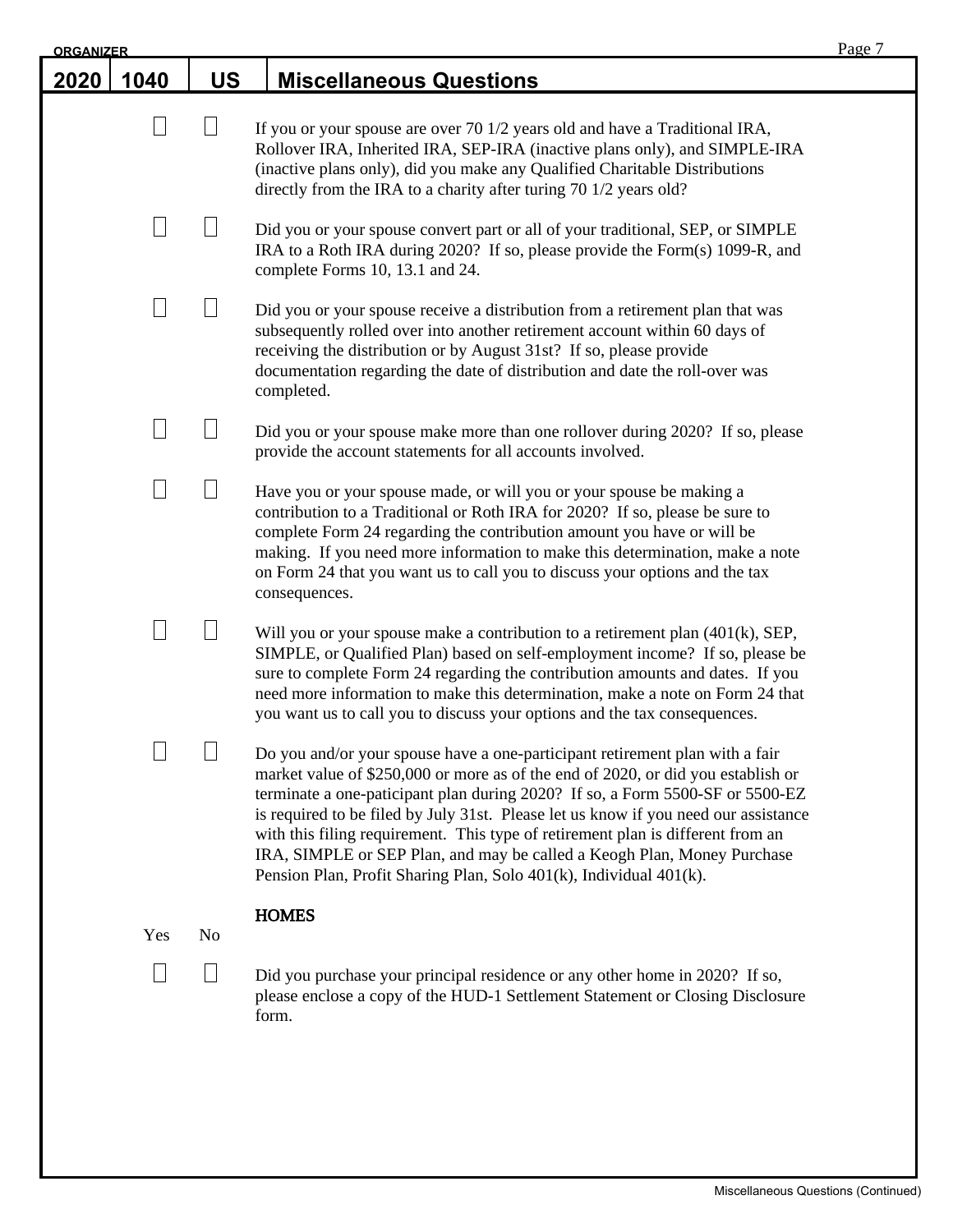ORGANIZER

# 2020 | 1040 | US | Miscellaneous Questions

☐ ☐ If you or your spouse are over 70 1/2 years old and have a Traditional IRA, Rollover IRA, Inherited IRA, SEP-IRA (inactive plans only), and SIMPLE-IRA (inactive plans only), did you make any Qualified Charitable Distributions directly from the IRA to a charity after turing 70 1/2 years old?

☐ ☐ Did you or your spouse convert part or all of your traditional, SEP, or SIMPLE IRA to a Roth IRA during 2020? If so, please provide the Form(s) 1099-R, and complete Forms 10, 13.1 and 24.

☐ ☐ Did you or your spouse receive a distribution from a retirement plan that was subsequently rolled over into another retirement account within 60 days of receiving the distribution or by August 31st? If so, please provide documentation regarding the date of distribution and date the roll-over was completed.

☐ ☐ Did you or your spouse make more than one rollover during 2020? If so, please provide the account statements for all accounts involved.

☐ ☐ Have you or your spouse made, or will you or your spouse be making a contribution to a Traditional or Roth IRA for 2020? If so, please be sure to complete Form 24 regarding the contribution amount you have or will be making. If you need more information to make this determination, make a note on Form 24 that you want us to call you to discuss your options and the tax consequences.

☐ ☐ Will you or your spouse make a contribution to a retirement plan (401(k), SEP, SIMPLE, or Qualified Plan) based on self-employment income? If so, please be sure to complete Form 24 regarding the contribution amounts and dates. If you need more information to make this determination, make a note on Form 24 that you want us to call you to discuss your options and the tax consequences.

☐ ☐ Do you and/or your spouse have a one-participant retirement plan with a fair market value of $250,000 or more as of the end of 2020, or did you establish or terminate a one-paticipant plan during 2020? If so, a Form 5500-SF or 5500-EZ is required to be filed by July 31st. Please let us know if you need our assistance with this filing requirement. This type of retirement plan is different from an IRA, SIMPLE or SEP Plan, and may be called a Keogh Plan, Money Purchase Pension Plan, Profit Sharing Plan, Solo 401(k), Individual 401(k).

## HOMES

Yes No

☐ ☐ Did you purchase your principal residence or any other home in 2020? If so, please enclose a copy of the HUD-1 Settlement Statement or Closing Disclosure form.

Miscellaneous Questions (Continued)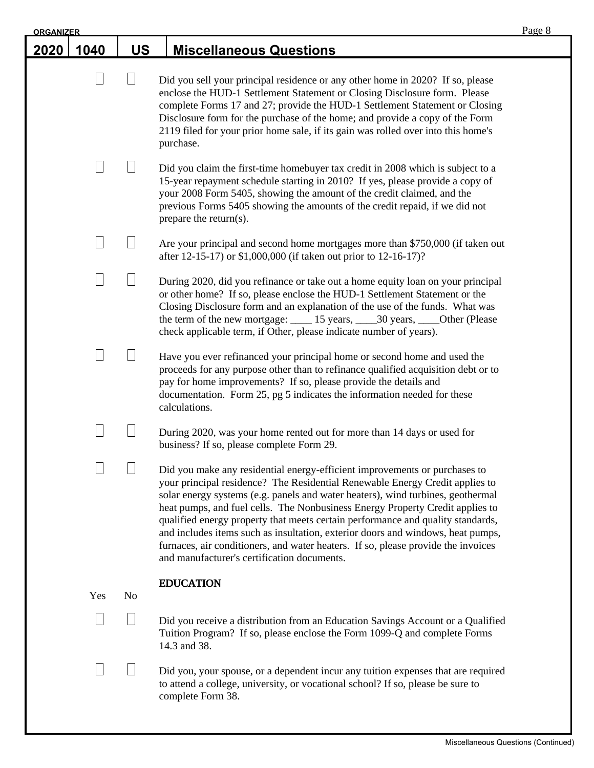## 2020 | 1040 | US | Miscellaneous Questions

| Yes | No | |
|---|---|---|
| ☐ | ☐ | Did you sell your principal residence or any other home in 2020? If so, please enclose the HUD-1 Settlement Statement or Closing Disclosure form. Please complete Forms 17 and 27; provide the HUD-1 Settlement Statement or Closing Disclosure form for the purchase of the home; and provide a copy of the Form 2119 filed for your prior home sale, if its gain was rolled over into this home's purchase. |
| ☐ | ☐ | Did you claim the first-time homebuyer tax credit in 2008 which is subject to a 15-year repayment schedule starting in 2010? If yes, please provide a copy of your 2008 Form 5405, showing the amount of the credit claimed, and the previous Forms 5405 showing the amounts of the credit repaid, if we did not prepare the return(s). |
| ☐ | ☐ | Are your principal and second home mortgages more than $750,000 (if taken out after 12-15-17) or $1,000,000 (if taken out prior to 12-16-17)? |
| ☐ | ☐ | During 2020, did you refinance or take out a home equity loan on your principal or other home? If so, please enclose the HUD-1 Settlement Statement or the Closing Disclosure form and an explanation of the use of the funds. What was the term of the new mortgage: ____ 15 years, ____30 years, ____Other (Please check applicable term, if Other, please indicate number of years). |
| ☐ | ☐ | Have you ever refinanced your principal home or second home and used the proceeds for any purpose other than to refinance qualified acquisition debt or to pay for home improvements? If so, please provide the details and documentation. Form 25, pg 5 indicates the information needed for these calculations. |
| ☐ | ☐ | During 2020, was your home rented out for more than 14 days or used for business? If so, please complete Form 29. |
| ☐ | ☐ | Did you make any residential energy-efficient improvements or purchases to your principal residence? The Residential Renewable Energy Credit applies to solar energy systems (e.g. panels and water heaters), wind turbines, geothermal heat pumps, and fuel cells. The Nonbusiness Energy Property Credit applies to qualified energy property that meets certain performance and quality standards, and includes items such as insultation, exterior doors and windows, heat pumps, furnaces, air conditioners, and water heaters. If so, please provide the invoices and manufacturer's certification documents. |

### EDUCATION

| Yes | No | |
|---|---|---|
| ☐ | ☐ | Did you receive a distribution from an Education Savings Account or a Qualified Tuition Program? If so, please enclose the Form 1099-Q and complete Forms 14.3 and 38. |
| ☐ | ☐ | Did you, your spouse, or a dependent incur any tuition expenses that are required to attend a college, university, or vocational school? If so, please be sure to complete Form 38. |

Miscellaneous Questions (Continued)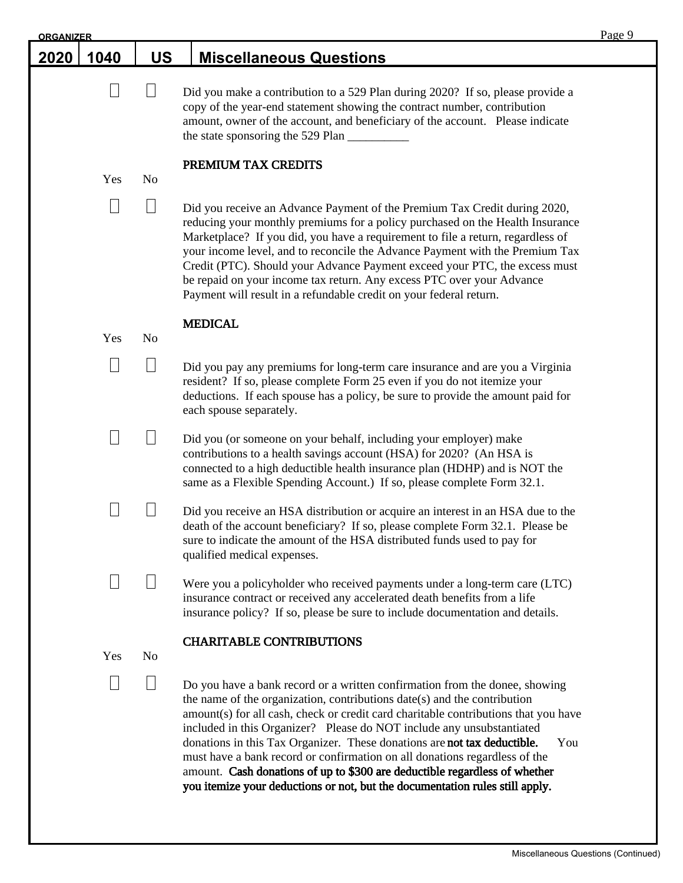# 2020 | 1040 | US | Miscellaneous Questions

☐ ☐ Did you make a contribution to a 529 Plan during 2020? If so, please provide a copy of the year-end statement showing the contract number, contribution amount, owner of the account, and beneficiary of the account. Please indicate the state sponsoring the 529 Plan __________

## PREMIUM TAX CREDITS

| Yes | No | |
|---|---|---|
| ☐ | ☐ | Did you receive an Advance Payment of the Premium Tax Credit during 2020, reducing your monthly premiums for a policy purchased on the Health Insurance Marketplace? If you did, you have a requirement to file a return, regardless of your income level, and to reconcile the Advance Payment with the Premium Tax Credit (PTC). Should your Advance Payment exceed your PTC, the excess must be repaid on your income tax return. Any excess PTC over your Advance Payment will result in a refundable credit on your federal return. |

## MEDICAL

| Yes | No | |
|---|---|---|
| ☐ | ☐ | Did you pay any premiums for long-term care insurance and are you a Virginia resident? If so, please complete Form 25 even if you do not itemize your deductions. If each spouse has a policy, be sure to provide the amount paid for each spouse separately. |
| ☐ | ☐ | Did you (or someone on your behalf, including your employer) make contributions to a health savings account (HSA) for 2020? (An HSA is connected to a high deductible health insurance plan (HDHP) and is NOT the same as a Flexible Spending Account.) If so, please complete Form 32.1. |
| ☐ | ☐ | Did you receive an HSA distribution or acquire an interest in an HSA due to the death of the account beneficiary? If so, please complete Form 32.1. Please be sure to indicate the amount of the HSA distributed funds used to pay for qualified medical expenses. |
| ☐ | ☐ | Were you a policyholder who received payments under a long-term care (LTC) insurance contract or received any accelerated death benefits from a life insurance policy? If so, please be sure to include documentation and details. |

## CHARITABLE CONTRIBUTIONS

| Yes | No | |
|---|---|---|
| ☐ | ☐ | Do you have a bank record or a written confirmation from the donee, showing the name of the organization, contributions date(s) and the contribution amount(s) for all cash, check or credit card charitable contributions that you have included in this Organizer? Please do NOT include any unsubstantiated donations in this Tax Organizer. These donations are **not tax deductible.** You must have a bank record or confirmation on all donations regardless of the amount. **Cash donations of up to $300 are deductible regardless of whether you itemize your deductions or not, but the documentation rules still apply.** |

Miscellaneous Questions (Continued)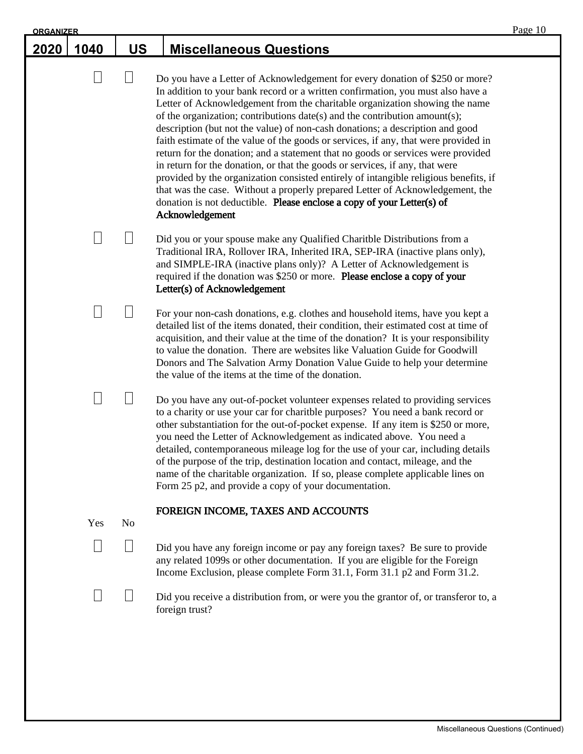## 2020 | 1040 | US | Miscellaneous Questions

☐ ☐ Do you have a Letter of Acknowledgement for every donation of $250 or more? In addition to your bank record or a written confirmation, you must also have a Letter of Acknowledgement from the charitable organization showing the name of the organization; contributions date(s) and the contribution amount(s); description (but not the value) of non-cash donations; a description and good faith estimate of the value of the goods or services, if any, that were provided in return for the donation; and a statement that no goods or services were provided in return for the donation, or that the goods or services, if any, that were provided by the organization consisted entirely of intangible religious benefits, if that was the case. Without a properly prepared Letter of Acknowledgement, the donation is not deductible. **Please enclose a copy of your Letter(s) of Acknowledgement**

☐ ☐ Did you or your spouse make any Qualified Charitble Distributions from a Traditional IRA, Rollover IRA, Inherited IRA, SEP-IRA (inactive plans only), and SIMPLE-IRA (inactive plans only)? A Letter of Acknowledgement is required if the donation was $250 or more. **Please enclose a copy of your Letter(s) of Acknowledgement**

☐ ☐ For your non-cash donations, e.g. clothes and household items, have you kept a detailed list of the items donated, their condition, their estimated cost at time of acquisition, and their value at the time of the donation? It is your responsibility to value the donation. There are websites like Valuation Guide for Goodwill Donors and The Salvation Army Donation Value Guide to help your determine the value of the items at the time of the donation.

☐ ☐ Do you have any out-of-pocket volunteer expenses related to providing services to a charity or use your car for charitble purposes? You need a bank record or other substantiation for the out-of-pocket expense. If any item is $250 or more, you need the Letter of Acknowledgement as indicated above. You need a detailed, contemporaneous mileage log for the use of your car, including details of the purpose of the trip, destination location and contact, mileage, and the name of the charitable organization. If so, please complete applicable lines on Form 25 p2, and provide a copy of your documentation.

### FOREIGN INCOME, TAXES AND ACCOUNTS

Yes No

☐ ☐ Did you have any foreign income or pay any foreign taxes? Be sure to provide any related 1099s or other documentation. If you are eligible for the Foreign Income Exclusion, please complete Form 31.1, Form 31.1 p2 and Form 31.2.

☐ ☐ Did you receive a distribution from, or were you the grantor of, or transferor to, a foreign trust?

Miscellaneous Questions (Continued)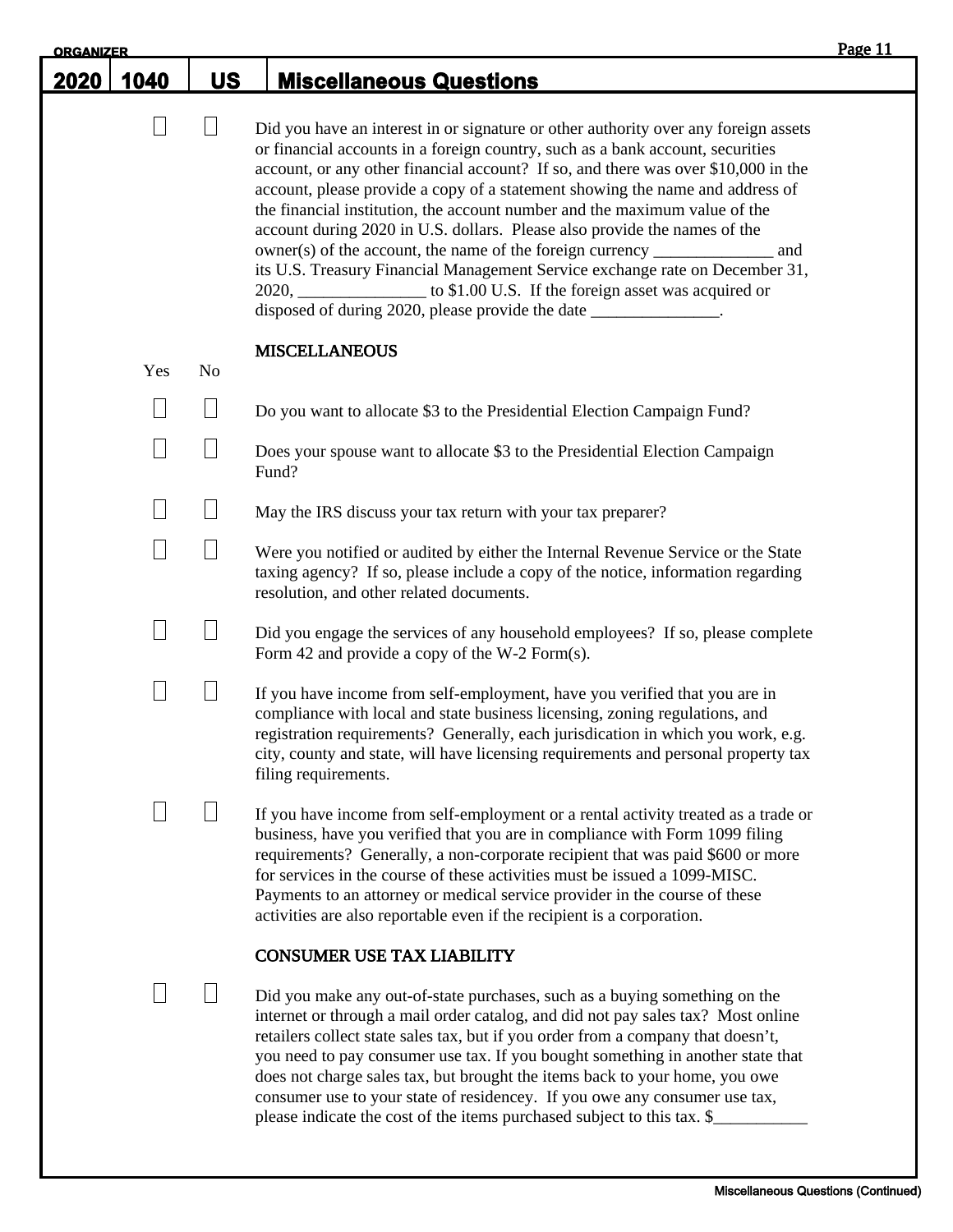| 2020 | 1040 | US | Miscellaneous Questions |
|---|---|---|---|

☐ ☐ Did you have an interest in or signature or other authority over any foreign assets or financial accounts in a foreign country, such as a bank account, securities account, or any other financial account? If so, and there was over $10,000 in the account, please provide a copy of a statement showing the name and address of the financial institution, the account number and the maximum value of the account during 2020 in U.S. dollars. Please also provide the names of the owner(s) of the account, the name of the foreign currency ______________ and its U.S. Treasury Financial Management Service exchange rate on December 31, 2020, _______________ to $1.00 U.S. If the foreign asset was acquired or disposed of during 2020, please provide the date _______________.

## MISCELLANEOUS

| Yes | No | |
|---|---|---|
| ☐ | ☐ | Do you want to allocate $3 to the Presidential Election Campaign Fund? |
| ☐ | ☐ | Does your spouse want to allocate $3 to the Presidential Election Campaign Fund? |
| ☐ | ☐ | May the IRS discuss your tax return with your tax preparer? |
| ☐ | ☐ | Were you notified or audited by either the Internal Revenue Service or the State taxing agency? If so, please include a copy of the notice, information regarding resolution, and other related documents. |
| ☐ | ☐ | Did you engage the services of any household employees? If so, please complete Form 42 and provide a copy of the W-2 Form(s). |
| ☐ | ☐ | If you have income from self-employment, have you verified that you are in compliance with local and state business licensing, zoning regulations, and registration requirements? Generally, each jurisdication in which you work, e.g. city, county and state, will have licensing requirements and personal property tax filing requirements. |
| ☐ | ☐ | If you have income from self-employment or a rental activity treated as a trade or business, have you verified that you are in compliance with Form 1099 filing requirements? Generally, a non-corporate recipient that was paid $600 or more for services in the course of these activities must be issued a 1099-MISC. Payments to an attorney or medical service provider in the course of these activities are also reportable even if the recipient is a corporation. |

## CONSUMER USE TAX LIABILITY

☐ ☐ Did you make any out-of-state purchases, such as a buying something on the internet or through a mail order catalog, and did not pay sales tax? Most online retailers collect state sales tax, but if you order from a company that doesn't, you need to pay consumer use tax. If you bought something in another state that does not charge sales tax, but brought the items back to your home, you owe consumer use to your state of residencey. If you owe any consumer use tax, please indicate the cost of the items purchased subject to this tax. $___________

Miscellaneous Questions (Continued)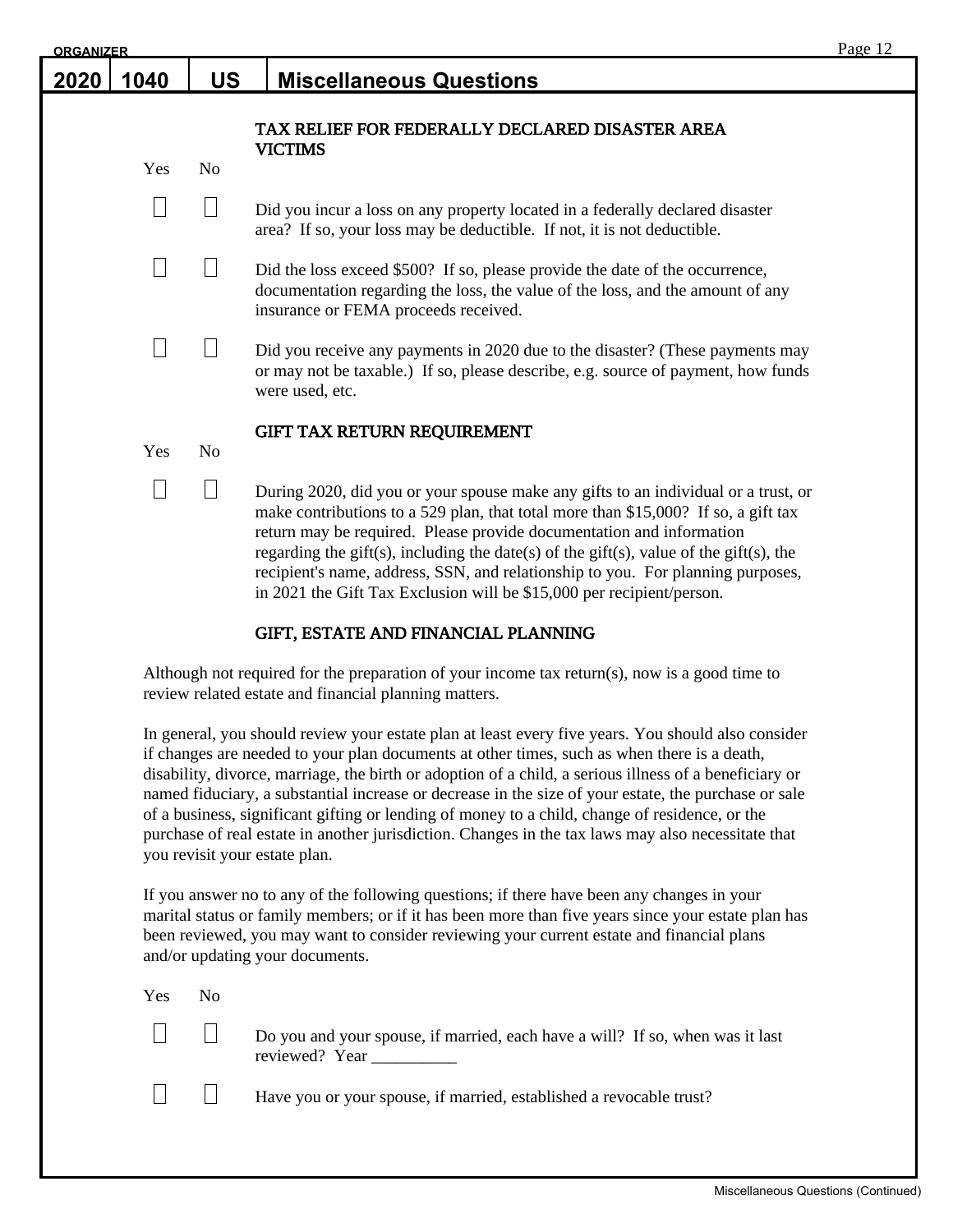# 2020 | 1040 | US | Miscellaneous Questions

## TAX RELIEF FOR FEDERALLY DECLARED DISASTER AREA VICTIMS

| Yes | No | |
|---|---|---|
| ☐ | ☐ | Did you incur a loss on any property located in a federally declared disaster area? If so, your loss may be deductible. If not, it is not deductible. |
| ☐ | ☐ | Did the loss exceed $500? If so, please provide the date of the occurrence, documentation regarding the loss, the value of the loss, and the amount of any insurance or FEMA proceeds received. |
| ☐ | ☐ | Did you receive any payments in 2020 due to the disaster? (These payments may or may not be taxable.) If so, please describe, e.g. source of payment, how funds were used, etc. |

## GIFT TAX RETURN REQUIREMENT

| Yes | No | |
|---|---|---|
| ☐ | ☐ | During 2020, did you or your spouse make any gifts to an individual or a trust, or make contributions to a 529 plan, that total more than $15,000? If so, a gift tax return may be required. Please provide documentation and information regarding the gift(s), including the date(s) of the gift(s), value of the gift(s), the recipient's name, address, SSN, and relationship to you. For planning purposes, in 2021 the Gift Tax Exclusion will be $15,000 per recipient/person. |

## GIFT, ESTATE AND FINANCIAL PLANNING

Although not required for the preparation of your income tax return(s), now is a good time to review related estate and financial planning matters.

In general, you should review your estate plan at least every five years. You should also consider if changes are needed to your plan documents at other times, such as when there is a death, disability, divorce, marriage, the birth or adoption of a child, a serious illness of a beneficiary or named fiduciary, a substantial increase or decrease in the size of your estate, the purchase or sale of a business, significant gifting or lending of money to a child, change of residence, or the purchase of real estate in another jurisdiction. Changes in the tax laws may also necessitate that you revisit your estate plan.

If you answer no to any of the following questions; if there have been any changes in your marital status or family members; or if it has been more than five years since your estate plan has been reviewed, you may want to consider reviewing your current estate and financial plans and/or updating your documents.

| Yes | No | |
|---|---|---|
| ☐ | ☐ | Do you and your spouse, if married, each have a will? If so, when was it last reviewed? Year __________ |
| ☐ | ☐ | Have you or your spouse, if married, established a revocable trust? |

Miscellaneous Questions (Continued)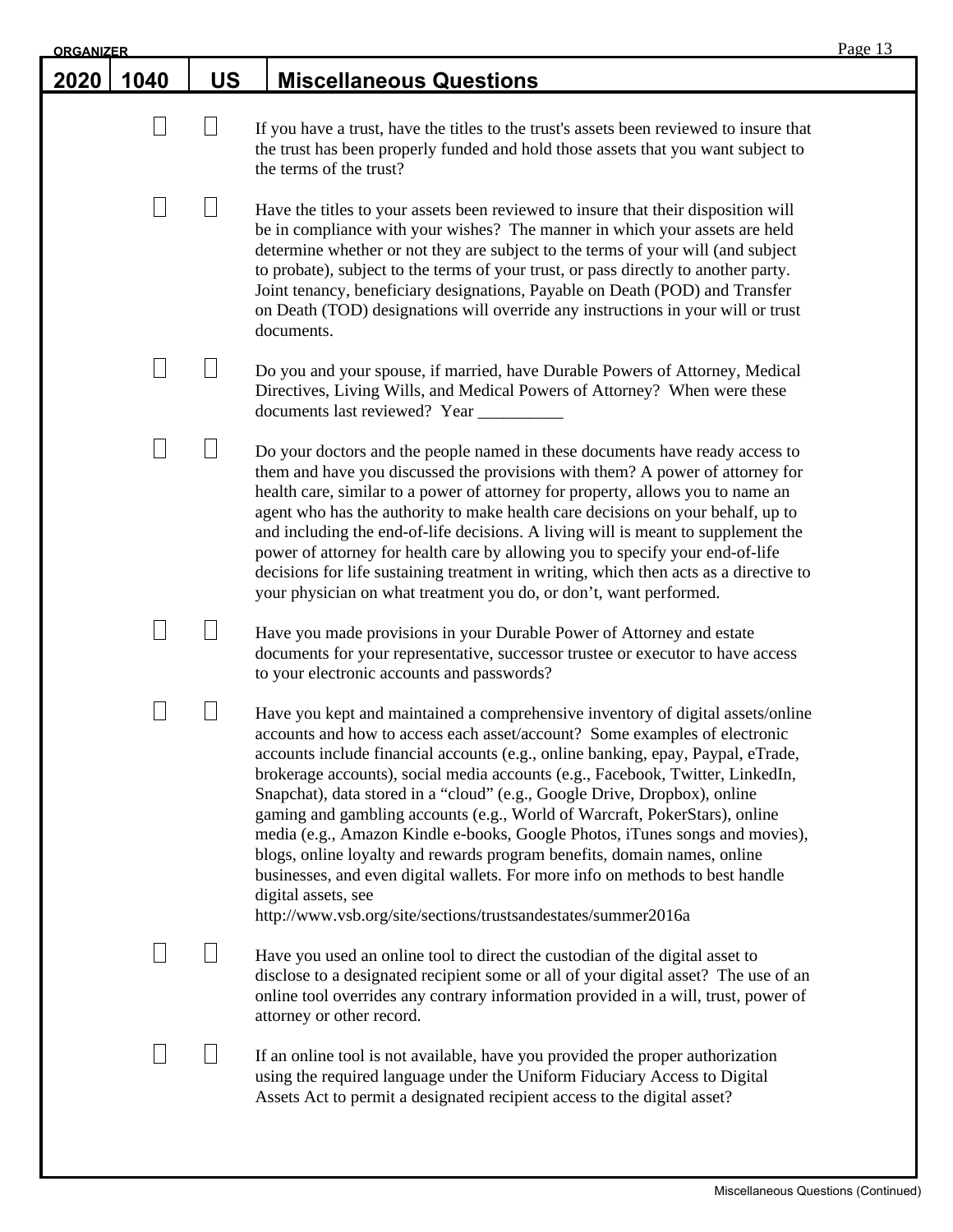| 2020 | 1040 | US | Miscellaneous Questions |
|---|---|---|---|

| | | |
|---|---|---|
| ☐ | ☐ | If you have a trust, have the titles to the trust's assets been reviewed to insure that the trust has been properly funded and hold those assets that you want subject to the terms of the trust? |
| ☐ | ☐ | Have the titles to your assets been reviewed to insure that their disposition will be in compliance with your wishes? The manner in which your assets are held determine whether or not they are subject to the terms of your will (and subject to probate), subject to the terms of your trust, or pass directly to another party. Joint tenancy, beneficiary designations, Payable on Death (POD) and Transfer on Death (TOD) designations will override any instructions in your will or trust documents. |
| ☐ | ☐ | Do you and your spouse, if married, have Durable Powers of Attorney, Medical Directives, Living Wills, and Medical Powers of Attorney? When were these documents last reviewed? Year __________ |
| ☐ | ☐ | Do your doctors and the people named in these documents have ready access to them and have you discussed the provisions with them? A power of attorney for health care, similar to a power of attorney for property, allows you to name an agent who has the authority to make health care decisions on your behalf, up to and including the end-of-life decisions. A living will is meant to supplement the power of attorney for health care by allowing you to specify your end-of-life decisions for life sustaining treatment in writing, which then acts as a directive to your physician on what treatment you do, or don't, want performed. |
| ☐ | ☐ | Have you made provisions in your Durable Power of Attorney and estate documents for your representative, successor trustee or executor to have access to your electronic accounts and passwords? |
| ☐ | ☐ | Have you kept and maintained a comprehensive inventory of digital assets/online accounts and how to access each asset/account? Some examples of electronic accounts include financial accounts (e.g., online banking, epay, Paypal, eTrade, brokerage accounts), social media accounts (e.g., Facebook, Twitter, LinkedIn, Snapchat), data stored in a "cloud" (e.g., Google Drive, Dropbox), online gaming and gambling accounts (e.g., World of Warcraft, PokerStars), online media (e.g., Amazon Kindle e-books, Google Photos, iTunes songs and movies), blogs, online loyalty and rewards program benefits, domain names, online businesses, and even digital wallets. For more info on methods to best handle digital assets, see http://www.vsb.org/site/sections/trustsandestates/summer2016a |
| ☐ | ☐ | Have you used an online tool to direct the custodian of the digital asset to disclose to a designated recipient some or all of your digital asset? The use of an online tool overrides any contrary information provided in a will, trust, power of attorney or other record. |
| ☐ | ☐ | If an online tool is not available, have you provided the proper authorization using the required language under the Uniform Fiduciary Access to Digital Assets Act to permit a designated recipient access to the digital asset? |

Miscellaneous Questions (Continued)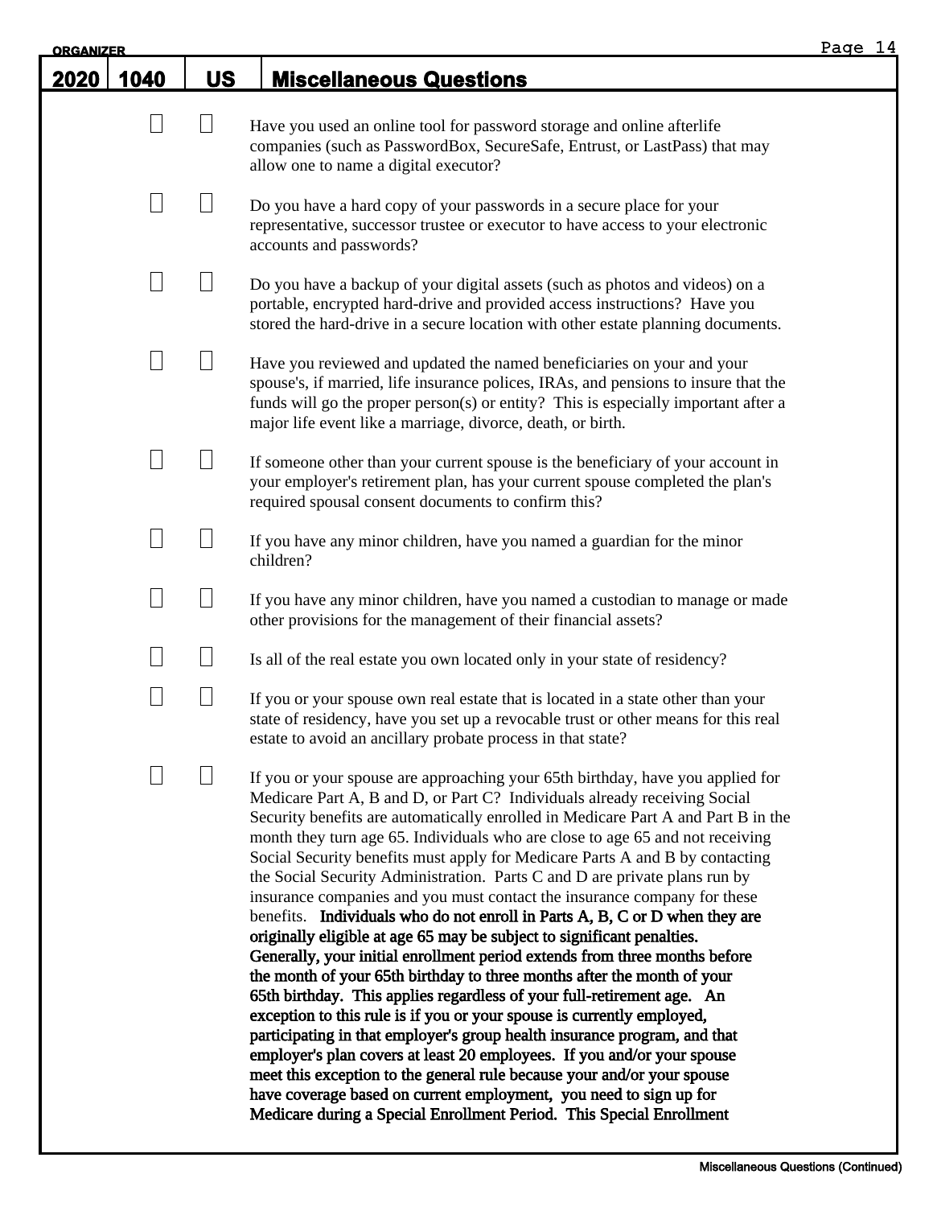ORGANIZER

| 2020 | 1040 | US | Miscellaneous Questions |
|---|---|---|---|

☐ ☐ Have you used an online tool for password storage and online afterlife companies (such as PasswordBox, SecureSafe, Entrust, or LastPass) that may allow one to name a digital executor?

☐ ☐ Do you have a hard copy of your passwords in a secure place for your representative, successor trustee or executor to have access to your electronic accounts and passwords?

☐ ☐ Do you have a backup of your digital assets (such as photos and videos) on a portable, encrypted hard-drive and provided access instructions? Have you stored the hard-drive in a secure location with other estate planning documents.

☐ ☐ Have you reviewed and updated the named beneficiaries on your and your spouse's, if married, life insurance polices, IRAs, and pensions to insure that the funds will go the proper person(s) or entity? This is especially important after a major life event like a marriage, divorce, death, or birth.

☐ ☐ If someone other than your current spouse is the beneficiary of your account in your employer's retirement plan, has your current spouse completed the plan's required spousal consent documents to confirm this?

☐ ☐ If you have any minor children, have you named a guardian for the minor children?

☐ ☐ If you have any minor children, have you named a custodian to manage or made other provisions for the management of their financial assets?

☐ ☐ Is all of the real estate you own located only in your state of residency?

☐ ☐ If you or your spouse own real estate that is located in a state other than your state of residency, have you set up a revocable trust or other means for this real estate to avoid an ancillary probate process in that state?

☐ ☐ If you or your spouse are approaching your 65th birthday, have you applied for Medicare Part A, B and D, or Part C? Individuals already receiving Social Security benefits are automatically enrolled in Medicare Part A and Part B in the month they turn age 65. Individuals who are close to age 65 and not receiving Social Security benefits must apply for Medicare Parts A and B by contacting the Social Security Administration. Parts C and D are private plans run by insurance companies and you must contact the insurance company for these benefits. **Individuals who do not enroll in Parts A, B, C or D when they are originally eligible at age 65 may be subject to significant penalties. Generally, your initial enrollment period extends from three months before the month of your 65th birthday to three months after the month of your 65th birthday. This applies regardless of your full-retirement age. An exception to this rule is if you or your spouse is currently employed, participating in that employer's group health insurance program, and that employer's plan covers at least 20 employees. If you and/or your spouse meet this exception to the general rule because your and/or your spouse have coverage based on current employment, you need to sign up for Medicare during a Special Enrollment Period. This Special Enrollment**

Miscellaneous Questions (Continued)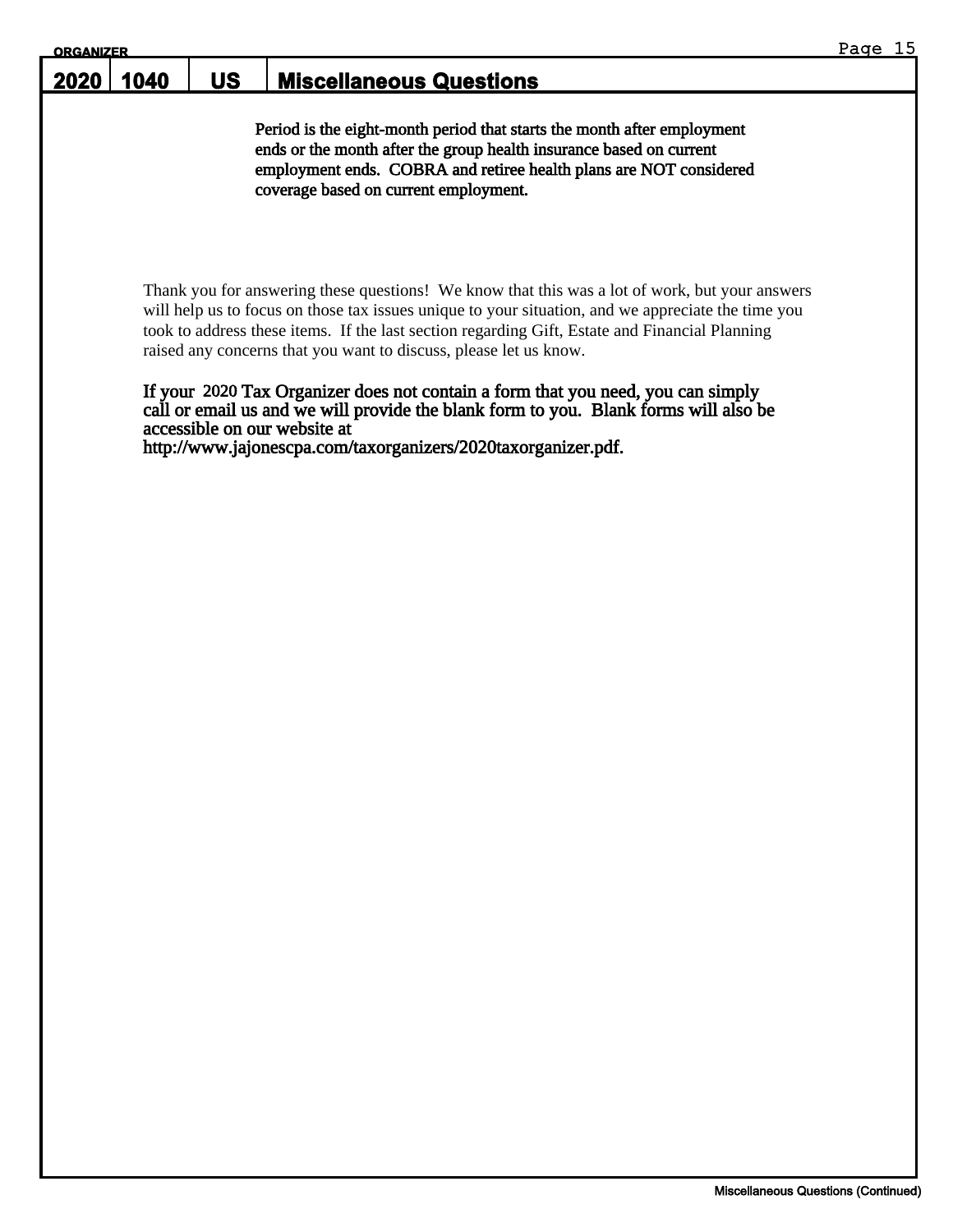| 2020 | 1040 | US | Miscellaneous Questions |
| --- | --- | --- | --- |

Period is the eight-month period that starts the month after employment ends or the month after the group health insurance based on current employment ends. COBRA and retiree health plans are NOT considered coverage based on current employment.

Thank you for answering these questions! We know that this was a lot of work, but your answers will help us to focus on those tax issues unique to your situation, and we appreciate the time you took to address these items. If the last section regarding Gift, Estate and Financial Planning raised any concerns that you want to discuss, please let us know.

**If your 2020 Tax Organizer does not contain a form that you need, you can simply call or email us and we will provide the blank form to you. Blank forms will also be accessible on our website at http://www.jajonescpa.com/taxorganizers/2020taxorganizer.pdf.**

Miscellaneous Questions (Continued)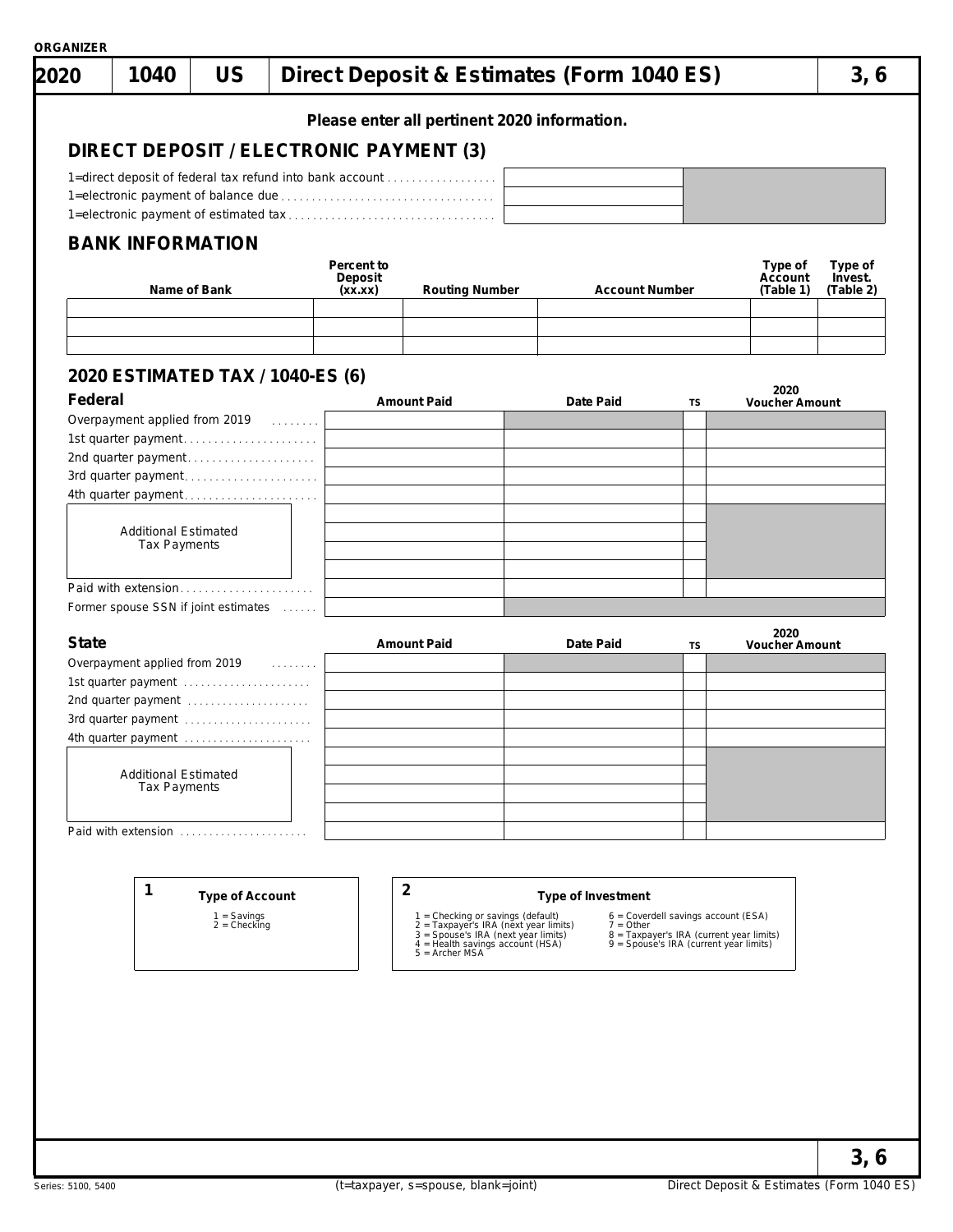ORGANIZER

# 2020 | 1040 | US | Direct Deposit & Estimates (Form 1040 ES) | 3, 6

**Please enter all pertinent 2020 information.**

## DIRECT DEPOSIT / ELECTRONIC PAYMENT (3)

| | |
|---|---|
| 1=direct deposit of federal tax refund into bank account | |
| 1=electronic payment of balance due | |
| 1=electronic payment of estimated tax | |

## BANK INFORMATION

| Name of Bank | Percent to Deposit (xx.xx) | Routing Number | Account Number | Type of Account (Table 1) | Type of Invest. (Table 2) |
|---|---|---|---|---|---|
| | | | | | |
| | | | | | |
| | | | | | |

## 2020 ESTIMATED TAX / 1040-ES (6)

### Federal

| | Amount Paid | Date Paid | TS | 2020 Voucher Amount |
|---|---|---|---|---|
| Overpayment applied from 2019 | | | | |
| 1st quarter payment | | | | |
| 2nd quarter payment | | | | |
| 3rd quarter payment | | | | |
| 4th quarter payment | | | | |
| Additional Estimated Tax Payments | | | | |
| | | | | |
| | | | | |
| | | | | |
| Paid with extension | | | | |
| Former spouse SSN if joint estimates | | | | |

### State

| | Amount Paid | Date Paid | TS | 2020 Voucher Amount |
|---|---|---|---|---|
| Overpayment applied from 2019 | | | | |
| 1st quarter payment | | | | |
| 2nd quarter payment | | | | |
| 3rd quarter payment | | | | |
| 4th quarter payment | | | | |
| Additional Estimated Tax Payments | | | | |
| | | | | |
| | | | | |
| | | | | |
| Paid with extension | | | | |

**1 Type of Account**

1 = Savings
2 = Checking

**2 Type of Investment**

1 = Checking or savings (default)
2 = Taxpayer's IRA (next year limits)
3 = Spouse's IRA (next year limits)
4 = Health savings account (HSA)
5 = Archer MSA
6 = Coverdell savings account (ESA)
7 = Other
8 = Taxpayer's IRA (current year limits)
9 = Spouse's IRA (current year limits)

Series: 5100, 5400 (t=taxpayer, s=spouse, blank=joint)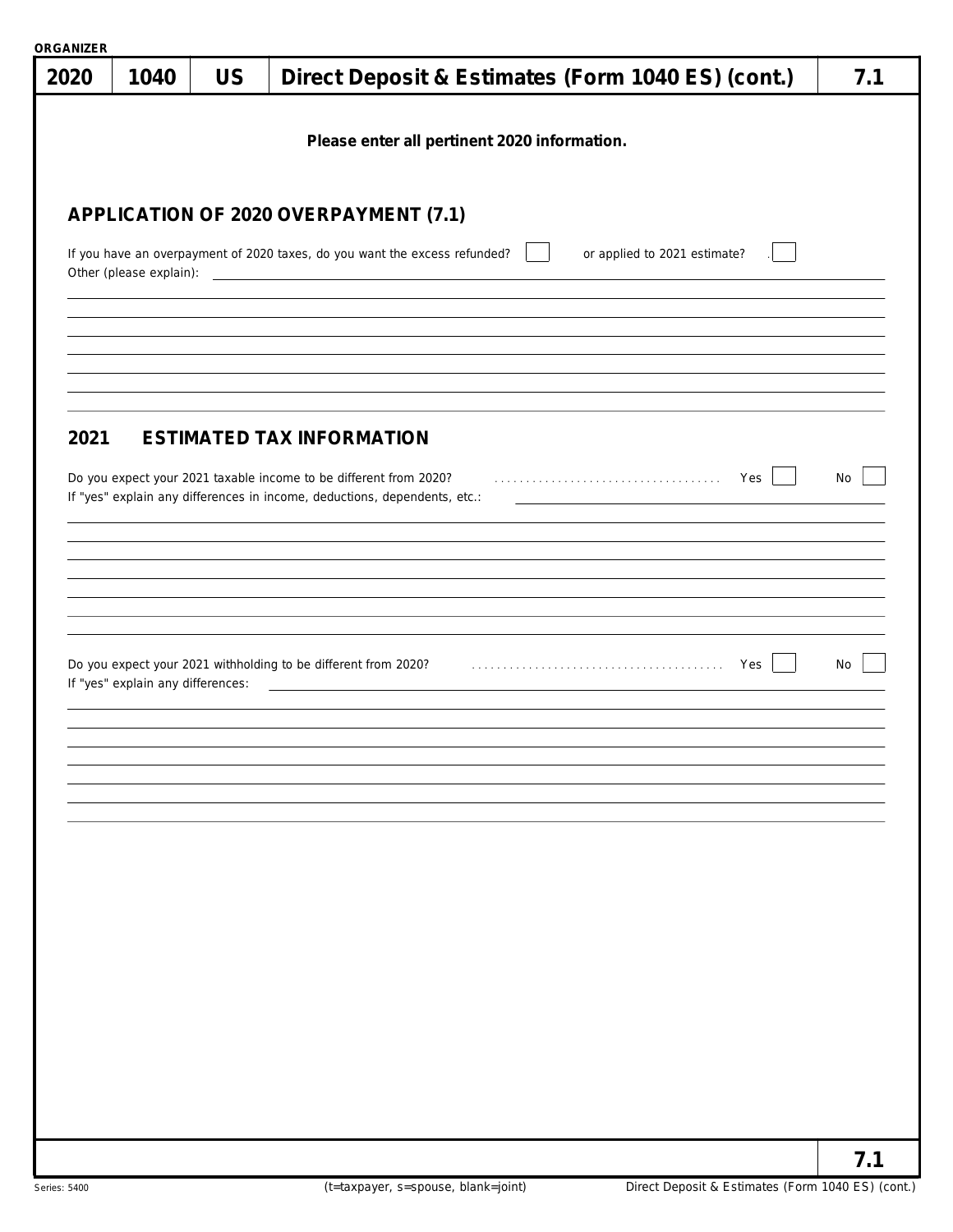ORGANIZER

| 2020 | 1040 | US | Direct Deposit & Estimates (Form 1040 ES) (cont.) | 7.1 |
| --- | --- | --- | --- | --- |

**Please enter all pertinent 2020 information.**

## APPLICATION OF 2020 OVERPAYMENT (7.1)

If you have an overpayment of 2020 taxes, do you want the excess refunded? ☐ or applied to 2021 estimate? ☐

Other (please explain): ______________________________

## 2021 ESTIMATED TAX INFORMATION

Do you expect your 2021 taxable income to be different from 2020? . . . . . . . . . . . . . . . . . . . . . . . . . . . . . . . . . . . . Yes ☐ No ☐

If "yes" explain any differences in income, deductions, dependents, etc.: ______________________________

Do you expect your 2021 withholding to be different from 2020? . . . . . . . . . . . . . . . . . . . . . . . . . . . . . . . . . . . . . . . . Yes ☐ No ☐

If "yes" explain any differences: ______________________________

(t=taxpayer, s=spouse, blank=joint)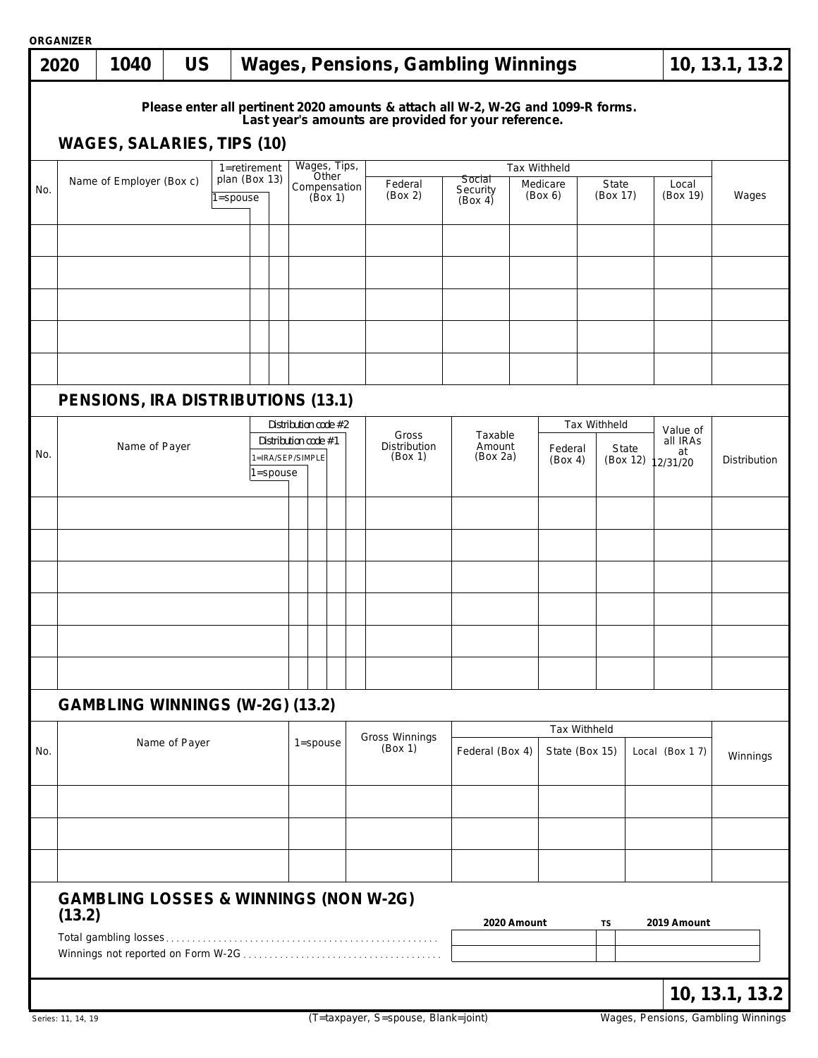ORGANIZER

| 2020 | 1040 | US | Wages, Pensions, Gambling Winnings | 10, 13.1, 13.2 |
|---|---|---|---|---|

**Please enter all pertinent 2020 amounts & attach all W-2, W-2G and 1099-R forms. Last year's amounts are provided for your reference.**

## WAGES, SALARIES, TIPS (10)

| No. | Name of Employer (Box c) | 1=spouse | 1=retirement plan (Box 13) | Wages, Tips, Other Compensation (Box 1) | Tax Withheld Federal (Box 2) | Social Security (Box 4) | Medicare (Box 6) | State (Box 17) | Local (Box 19) | Wages |
|---|---|---|---|---|---|---|---|---|---|---|
| | | | | | | | | | | |
| | | | | | | | | | | |
| | | | | | | | | | | |
| | | | | | | | | | | |
| | | | | | | | | | | |

## PENSIONS, IRA DISTRIBUTIONS (13.1)

| No. | Name of Payer | 1=spouse | 1=IRA/SEP/SIMPLE | Distribution code #1 | Distribution code #2 | Gross Distribution (Box 1) | Taxable Amount (Box 2a) | Tax Withheld Federal (Box 4) | Tax Withheld State (Box 12) | Value of all IRAs at 12/31/20 | Distribution |
|---|---|---|---|---|---|---|---|---|---|---|---|
| | | | | | | | | | | | |
| | | | | | | | | | | | |
| | | | | | | | | | | | |
| | | | | | | | | | | | |
| | | | | | | | | | | | |
| | | | | | | | | | | | |

## GAMBLING WINNINGS (W-2G) (13.2)

| No. | Name of Payer | 1=spouse | Gross Winnings (Box 1) | Tax Withheld Federal (Box 4) | State (Box 15) | Local (Box 17) | Winnings |
|---|---|---|---|---|---|---|---|
| | | | | | | | |
| | | | | | | | |
| | | | | | | | |

## GAMBLING LOSSES & WINNINGS (NON W-2G) (13.2)

| | 2020 Amount | TS | 2019 Amount |
|---|---|---|---|
| Total gambling losses | | | |
| Winnings not reported on Form W-2G | | | |

10, 13.1, 13.2

Series: 11, 14, 19

(T=taxpayer, S=spouse, Blank=joint)

Wages, Pensions, Gambling Winnings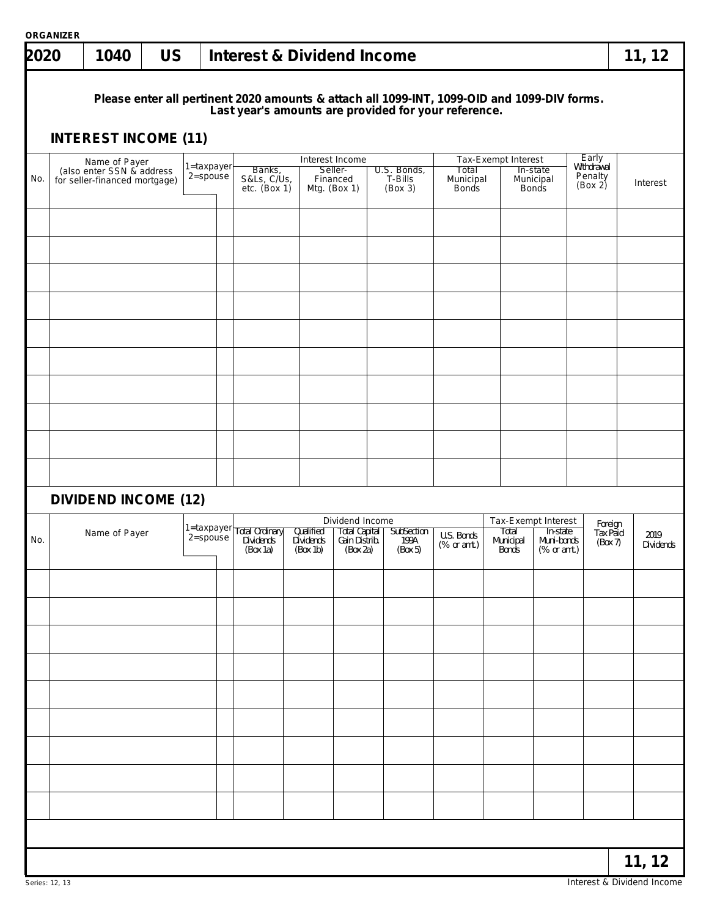ORGANIZER

# 2020 | 1040 | US | Interest & Dividend Income | 11, 12

**Please enter all pertinent 2020 amounts & attach all 1099-INT, 1099-OID and 1099-DIV forms. Last year's amounts are provided for your reference.**

## INTEREST INCOME (11)

| No. | Name of Payer (also enter SSN & address for seller-financed mortgage) | 1=taxpayer 2=spouse | Interest Income | | | Tax-Exempt Interest | | Early Withdrawal Penalty (Box 2) | 2019 Interest |
|---|---|---|---|---|---|---|---|---|---|
| | | | Banks, S&Ls, C/Us, etc. (Box 1) | Seller-Financed Mtg. (Box 1) | U.S. Bonds, T-Bills (Box 3) | Total Municipal Bonds | In-state Municipal Bonds | | |
| | | | | | | | | | |
| | | | | | | | | | |
| | | | | | | | | | |
| | | | | | | | | | |
| | | | | | | | | | |
| | | | | | | | | | |
| | | | | | | | | | |
| | | | | | | | | | |
| | | | | | | | | | |
| | | | | | | | | | |

## DIVIDEND INCOME (12)

| No. | Name of Payer | 1=taxpayer 2=spouse | Dividend Income | | | | | Tax-Exempt Interest | | Foreign Tax Paid (Box 7) | 2019 Dividends |
|---|---|---|---|---|---|---|---|---|---|---|---|
| | | | Total Ordinary Dividends (Box 1a) | Qualified Dividends (Box 1b) | Total Capital Gain Distrib. (Box 2a) | Subsection 199A (Box 5) | U.S. Bonds (% or amt.) | Total Municipal Bonds | In-state Muni-bonds (% or amt.) | | |
| | | | | | | | | | | | |
| | | | | | | | | | | | |
| | | | | | | | | | | | |
| | | | | | | | | | | | |
| | | | | | | | | | | | |
| | | | | | | | | | | | |
| | | | | | | | | | | | |
| | | | | | | | | | | | |
| | | | | | | | | | | | |

11, 12

Series: 12, 13 | Interest & Dividend Income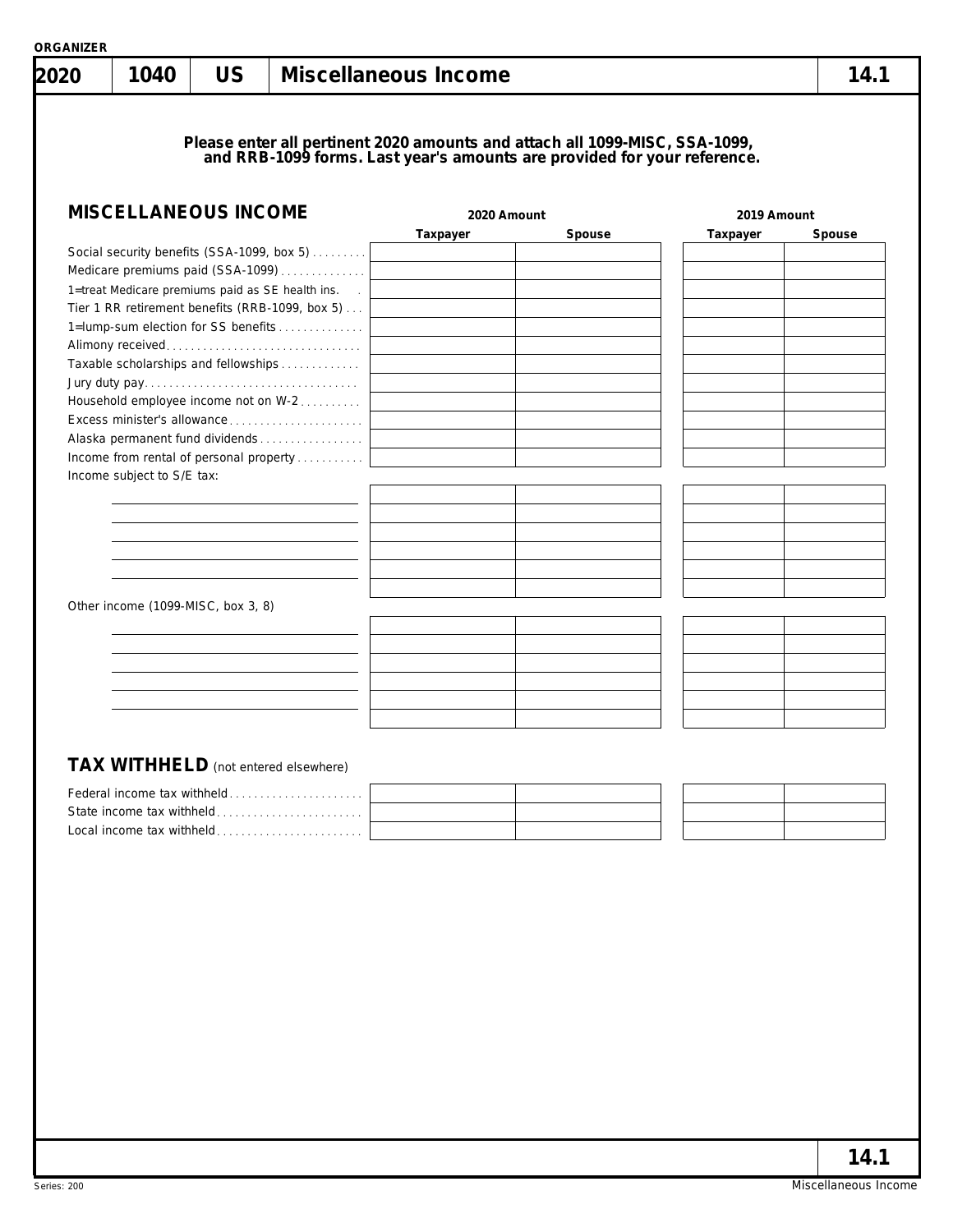ORGANIZER

# 2020 | 1040 | US | Miscellaneous Income | 14.1

**Please enter all pertinent 2020 amounts and attach all 1099-MISC, SSA-1099, and RRB-1099 forms. Last year's amounts are provided for your reference.**

## MISCELLANEOUS INCOME

| | 2020 Amount | | 2019 Amount | |
|---|---|---|---|---|
| | Taxpayer | Spouse | Taxpayer | Spouse |
| Social security benefits (SSA-1099, box 5) | | | | |
| Medicare premiums paid (SSA-1099) | | | | |
| 1=treat Medicare premiums paid as SE health ins. | | | | |
| Tier 1 RR retirement benefits (RRB-1099, box 5) | | | | |
| 1=lump-sum election for SS benefits | | | | |
| Alimony received | | | | |
| Taxable scholarships and fellowships | | | | |
| Jury duty pay | | | | |
| Household employee income not on W-2 | | | | |
| Excess minister's allowance | | | | |
| Alaska permanent fund dividends | | | | |
| Income from rental of personal property | | | | |
| Income subject to S/E tax: | | | | |
| | | | | |
| | | | | |
| | | | | |
| | | | | |
| | | | | |
| | | | | |
| Other income (1099-MISC, box 3, 8) | | | | |
| | | | | |
| | | | | |
| | | | | |
| | | | | |
| | | | | |
| | | | | |

## TAX WITHHELD (not entered elsewhere)

| | 2020 Taxpayer | 2020 Spouse | 2019 Taxpayer | 2019 Spouse |
|---|---|---|---|---|
| Federal income tax withheld | | | | |
| State income tax withheld | | | | |
| Local income tax withheld | | | | |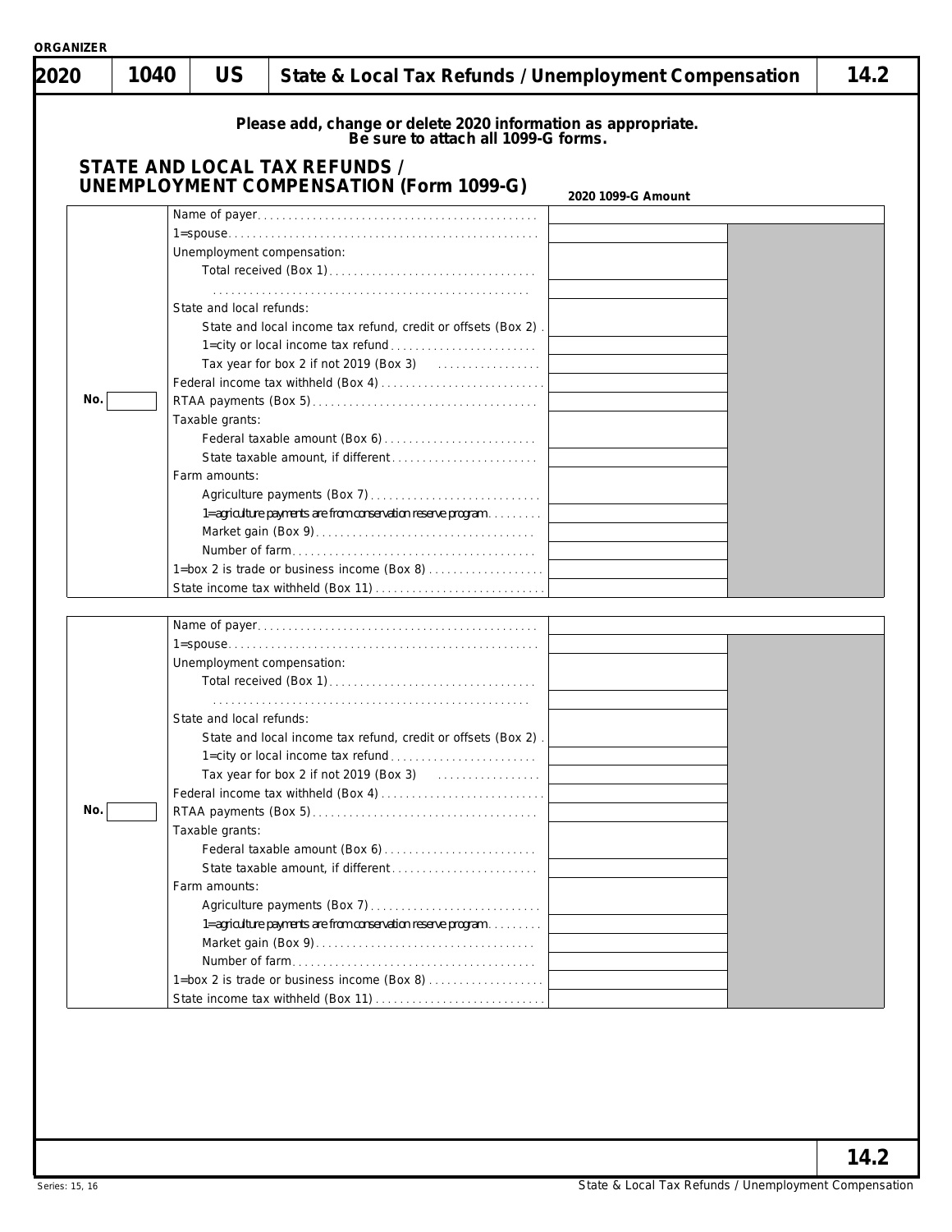ORGANIZER

# 2020 | 1040 | US | State & Local Tax Refunds / Unemployment Compensation | 14.2

**Please add, change or delete 2020 information as appropriate. Be sure to attach all 1099-G forms.**

## STATE AND LOCAL TAX REFUNDS / UNEMPLOYMENT COMPENSATION (Form 1099-G)

| No. | | 2020 1099-G Amount | |
|---|---|---|---|
| | Name of payer | | |
| | 1=spouse | | |
| | Unemployment compensation: | | |
| | Total received (Box 1) | | |
| | | | |
| | State and local refunds: | | |
| | State and local income tax refund, credit or offsets (Box 2) | | |
| | 1=city or local income tax refund | | |
| | Tax year for box 2 if not 2019 (Box 3) | | |
| | Federal income tax withheld (Box 4) | | |
| | RTAA payments (Box 5) | | |
| | Taxable grants: | | |
| | Federal taxable amount (Box 6) | | |
| | State taxable amount, if different | | |
| | Farm amounts: | | |
| | Agriculture payments (Box 7) | | |
| | 1=agriculture payments are from conservation reserve program | | |
| | Market gain (Box 9) | | |
| | Number of farm | | |
| | 1=box 2 is trade or business income (Box 8) | | |
| | State income tax withheld (Box 11) | | |

| No. | | 2020 1099-G Amount | |
|---|---|---|---|
| | Name of payer | | |
| | 1=spouse | | |
| | Unemployment compensation: | | |
| | Total received (Box 1) | | |
| | | | |
| | State and local refunds: | | |
| | State and local income tax refund, credit or offsets (Box 2) | | |
| | 1=city or local income tax refund | | |
| | Tax year for box 2 if not 2019 (Box 3) | | |
| | Federal income tax withheld (Box 4) | | |
| | RTAA payments (Box 5) | | |
| | Taxable grants: | | |
| | Federal taxable amount (Box 6) | | |
| | State taxable amount, if different | | |
| | Farm amounts: | | |
| | Agriculture payments (Box 7) | | |
| | 1=agriculture payments are from conservation reserve program | | |
| | Market gain (Box 9) | | |
| | Number of farm | | |
| | 1=box 2 is trade or business income (Box 8) | | |
| | State income tax withheld (Box 11) | | |

14.2

Series: 15, 16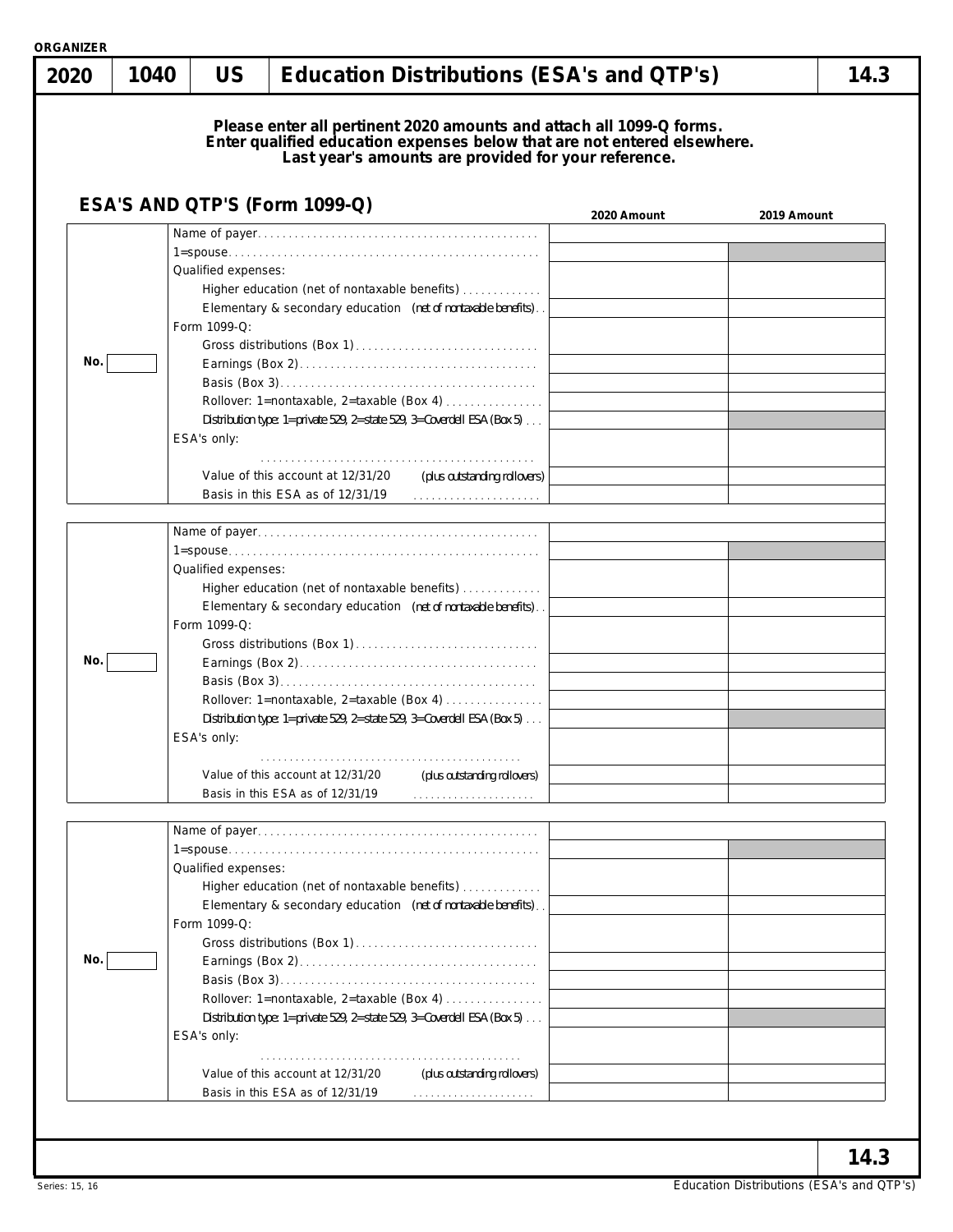ORGANIZER

| 2020 | 1040 | US | Education Distributions (ESA's and QTP's) | 14.3 |
|---|---|---|---|---|

**Please enter all pertinent 2020 amounts and attach all 1099-Q forms.**
**Enter qualified education expenses below that are not entered elsewhere.**
**Last year's amounts are provided for your reference.**

### ESA'S AND QTP'S (Form 1099-Q)

| No. | | 2020 Amount | 2019 Amount |
|---|---|---|---|
| | Name of payer | | |
| | 1=spouse | | |
| | Qualified expenses: | | |
| | Higher education (net of nontaxable benefits) | | |
| | Elementary & secondary education (net of nontaxable benefits) | | |
| | Form 1099-Q: | | |
| | Gross distributions (Box 1) | | |
| No. | Earnings (Box 2) | | |
| | Basis (Box 3) | | |
| | Rollover: 1=nontaxable, 2=taxable (Box 4) | | |
| | Distribution type: 1=private 529, 2=state 529, 3=Coverdell ESA (Box 5) | | |
| | ESA's only: | | |
| | | | |
| | Value of this account at 12/31/20 (plus outstanding rollovers) | | |
| | Basis in this ESA as of 12/31/19 | | |

| No. | | 2020 Amount | 2019 Amount |
|---|---|---|---|
| | Name of payer | | |
| | 1=spouse | | |
| | Qualified expenses: | | |
| | Higher education (net of nontaxable benefits) | | |
| | Elementary & secondary education (net of nontaxable benefits) | | |
| | Form 1099-Q: | | |
| | Gross distributions (Box 1) | | |
| No. | Earnings (Box 2) | | |
| | Basis (Box 3) | | |
| | Rollover: 1=nontaxable, 2=taxable (Box 4) | | |
| | Distribution type: 1=private 529, 2=state 529, 3=Coverdell ESA (Box 5) | | |
| | ESA's only: | | |
| | | | |
| | Value of this account at 12/31/20 (plus outstanding rollovers) | | |
| | Basis in this ESA as of 12/31/19 | | |

| No. | | 2020 Amount | 2019 Amount |
|---|---|---|---|
| | Name of payer | | |
| | 1=spouse | | |
| | Qualified expenses: | | |
| | Higher education (net of nontaxable benefits) | | |
| | Elementary & secondary education (net of nontaxable benefits) | | |
| | Form 1099-Q: | | |
| | Gross distributions (Box 1) | | |
| No. | Earnings (Box 2) | | |
| | Basis (Box 3) | | |
| | Rollover: 1=nontaxable, 2=taxable (Box 4) | | |
| | Distribution type: 1=private 529, 2=state 529, 3=Coverdell ESA (Box 5) | | |
| | ESA's only: | | |
| | | | |
| | Value of this account at 12/31/20 (plus outstanding rollovers) | | |
| | Basis in this ESA as of 12/31/19 | | |

14.3

Series: 15, 16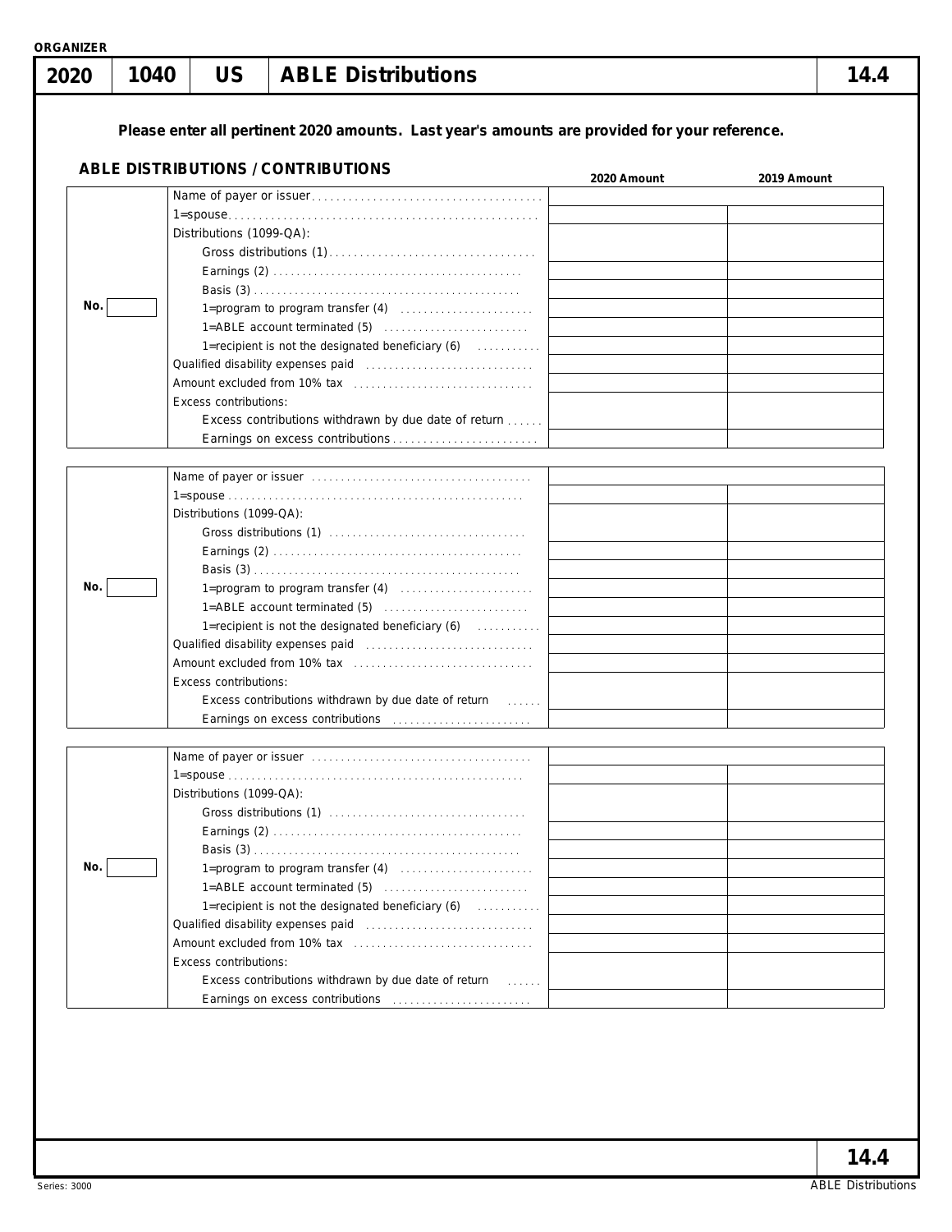ORGANIZER

# 2020 | 1040 | US | ABLE Distributions | 14.4

**Please enter all pertinent 2020 amounts. Last year's amounts are provided for your reference.**

## ABLE DISTRIBUTIONS / CONTRIBUTIONS

| No. | | 2020 Amount | 2019 Amount |
|---|---|---|---|
| | Name of payer or issuer | | |
| | 1=spouse | | |
| | Distributions (1099-QA): | | |
| | Gross distributions (1) | | |
| | Earnings (2) | | |
| | Basis (3) | | |
| | 1=program to program transfer (4) | | |
| | 1=ABLE account terminated (5) | | |
| | 1=recipient is not the designated beneficiary (6) | | |
| | Qualified disability expenses paid | | |
| | Amount excluded from 10% tax | | |
| | Excess contributions: | | |
| | Excess contributions withdrawn by due date of return | | |
| | Earnings on excess contributions | | |

| No. | | 2020 Amount | 2019 Amount |
|---|---|---|---|
| | Name of payer or issuer | | |
| | 1=spouse | | |
| | Distributions (1099-QA): | | |
| | Gross distributions (1) | | |
| | Earnings (2) | | |
| | Basis (3) | | |
| | 1=program to program transfer (4) | | |
| | 1=ABLE account terminated (5) | | |
| | 1=recipient is not the designated beneficiary (6) | | |
| | Qualified disability expenses paid | | |
| | Amount excluded from 10% tax | | |
| | Excess contributions: | | |
| | Excess contributions withdrawn by due date of return | | |
| | Earnings on excess contributions | | |

| No. | | 2020 Amount | 2019 Amount |
|---|---|---|---|
| | Name of payer or issuer | | |
| | 1=spouse | | |
| | Distributions (1099-QA): | | |
| | Gross distributions (1) | | |
| | Earnings (2) | | |
| | Basis (3) | | |
| | 1=program to program transfer (4) | | |
| | 1=ABLE account terminated (5) | | |
| | 1=recipient is not the designated beneficiary (6) | | |
| | Qualified disability expenses paid | | |
| | Amount excluded from 10% tax | | |
| | Excess contributions: | | |
| | Excess contributions withdrawn by due date of return | | |
| | Earnings on excess contributions | | |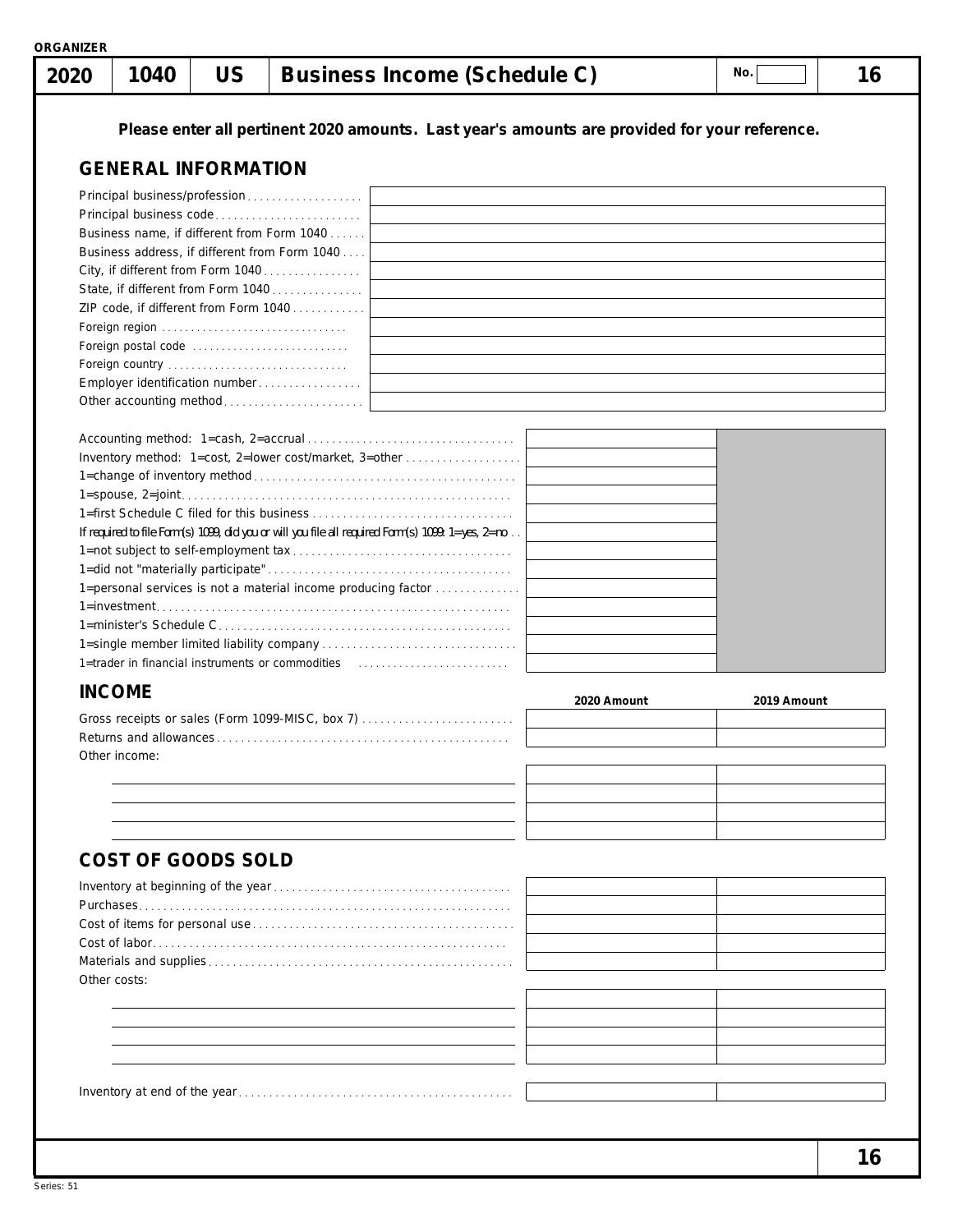ORGANIZER

| 2020 | 1040 | US | Business Income (Schedule C) | No. | 16 |
|---|---|---|---|---|---|

**Please enter all pertinent 2020 amounts. Last year's amounts are provided for your reference.**

## GENERAL INFORMATION

| | |
|---|---|
| Principal business/profession | |
| Principal business code | |
| Business name, if different from Form 1040 | |
| Business address, if different from Form 1040 | |
| City, if different from Form 1040 | |
| State, if different from Form 1040 | |
| ZIP code, if different from Form 1040 | |
| Foreign region | |
| Foreign postal code | |
| Foreign country | |
| Employer identification number | |
| Other accounting method | |

| | | |
|---|---|---|
| Accounting method: 1=cash, 2=accrual | | |
| Inventory method: 1=cost, 2=lower cost/market, 3=other | | |
| 1=change of inventory method | | |
| 1=spouse, 2=joint | | |
| 1=first Schedule C filed for this business | | |
| If required to file Form(s) 1099, did you or will you file all required Form(s) 1099: 1=yes, 2=no | | |
| 1=not subject to self-employment tax | | |
| 1=did not "materially participate" | | |
| 1=personal services is not a material income producing factor | | |
| 1=investment | | |
| 1=minister's Schedule C | | |
| 1=single member limited liability company | | |
| 1=trader in financial instruments or commodities | | |

## INCOME

| | 2020 Amount | 2019 Amount |
|---|---|---|
| Gross receipts or sales (Form 1099-MISC, box 7) | | |
| Returns and allowances | | |
| Other income: | | |
| | | |
| | | |
| | | |
| | | |

## COST OF GOODS SOLD

| | 2020 Amount | 2019 Amount |
|---|---|---|
| Inventory at beginning of the year | | |
| Purchases | | |
| Cost of items for personal use | | |
| Cost of labor | | |
| Materials and supplies | | |
| Other costs: | | |
| | | |
| | | |
| | | |
| | | |
| Inventory at end of the year | | |

Series: 51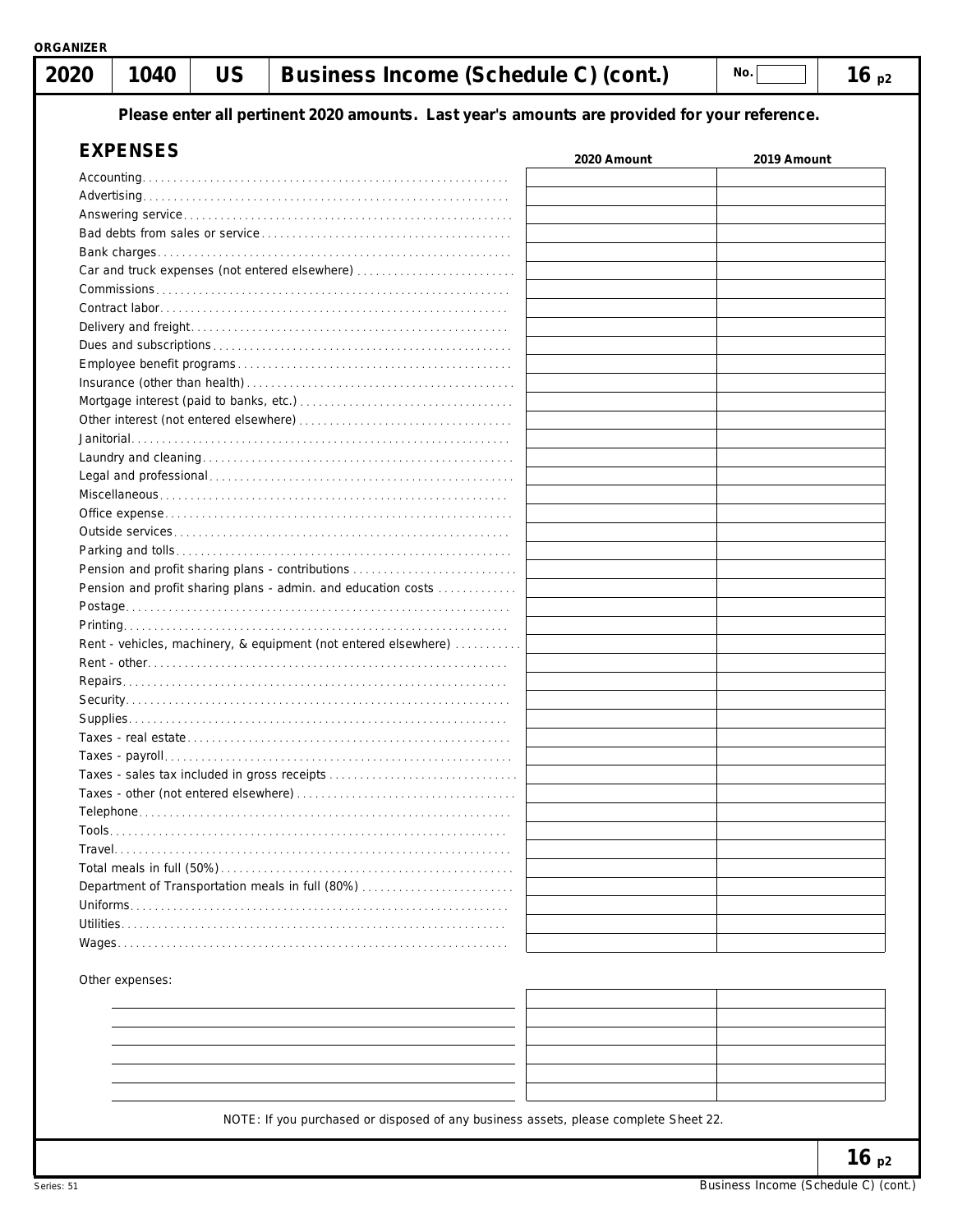ORGANIZER

# 2020 | 1040 | US | Business Income (Schedule C) (cont.) | No. | 16 p2

**Please enter all pertinent 2020 amounts. Last year's amounts are provided for your reference.**

## EXPENSES

| | 2020 Amount | 2019 Amount |
|---|---|---|
| Accounting | | |
| Advertising | | |
| Answering service | | |
| Bad debts from sales or service | | |
| Bank charges | | |
| Car and truck expenses (not entered elsewhere) | | |
| Commissions | | |
| Contract labor | | |
| Delivery and freight | | |
| Dues and subscriptions | | |
| Employee benefit programs | | |
| Insurance (other than health) | | |
| Mortgage interest (paid to banks, etc.) | | |
| Other interest (not entered elsewhere) | | |
| Janitorial | | |
| Laundry and cleaning | | |
| Legal and professional | | |
| Miscellaneous | | |
| Office expense | | |
| Outside services | | |
| Parking and tolls | | |
| Pension and profit sharing plans - contributions | | |
| Pension and profit sharing plans - admin. and education costs | | |
| Postage | | |
| Printing | | |
| Rent - vehicles, machinery, & equipment (not entered elsewhere) | | |
| Rent - other | | |
| Repairs | | |
| Security | | |
| Supplies | | |
| Taxes - real estate | | |
| Taxes - payroll | | |
| Taxes - sales tax included in gross receipts | | |
| Taxes - other (not entered elsewhere) | | |
| Telephone | | |
| Tools | | |
| Travel | | |
| Total meals in full (50%) | | |
| Department of Transportation meals in full (80%) | | |
| Uniforms | | |
| Utilities | | |
| Wages | | |

Other expenses:

| | 2020 Amount | 2019 Amount |
|---|---|---|
| | | |
| | | |
| | | |
| | | |
| | | |
| | | |

NOTE: If you purchased or disposed of any business assets, please complete Sheet 22.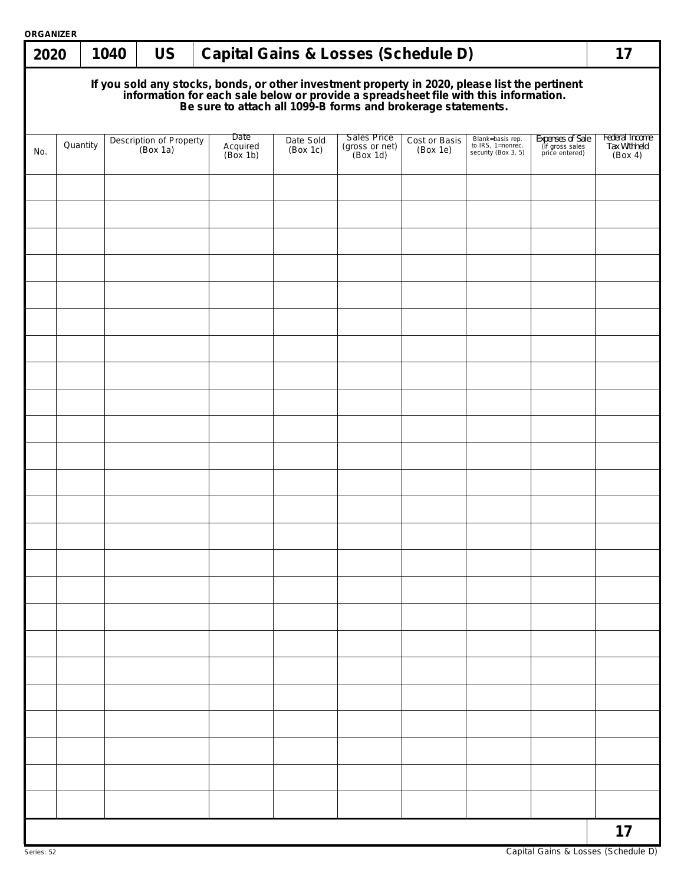ORGANIZER

| 2020 | 1040 | US | Capital Gains & Losses (Schedule D) | 17 |
|---|---|---|---|---|

**If you sold any stocks, bonds, or other investment property in 2020, please list the pertinent information for each sale below or provide a spreadsheet file with this information. Be sure to attach all 1099-B forms and brokerage statements.**

| No. | Quantity | Description of Property (Box 1a) | Date Acquired (Box 1b) | Date Sold (Box 1c) | Sales Price (gross or net) (Box 1d) | Cost or Basis (Box 1e) | Blank=basis rep. to IRS, 1=nonrec. security (Box 3, 5) | Expenses of Sale (if gross sales price entered) | Federal Income Tax Withheld (Box 4) |
|---|---|---|---|---|---|---|---|---|---|
| | | | | | | | | | |
| | | | | | | | | | |
| | | | | | | | | | |
| | | | | | | | | | |
| | | | | | | | | | |
| | | | | | | | | | |
| | | | | | | | | | |
| | | | | | | | | | |
| | | | | | | | | | |
| | | | | | | | | | |
| | | | | | | | | | |
| | | | | | | | | | |
| | | | | | | | | | |
| | | | | | | | | | |
| | | | | | | | | | |
| | | | | | | | | | |
| | | | | | | | | | |
| | | | | | | | | | |
| | | | | | | | | | |
| | | | | | | | | | |
| | | | | | | | | | |
| | | | | | | | | | |
| | | | | | | | | | |
| | | | | | | | | | |

Series: 52

Capital Gains & Losses (Schedule D)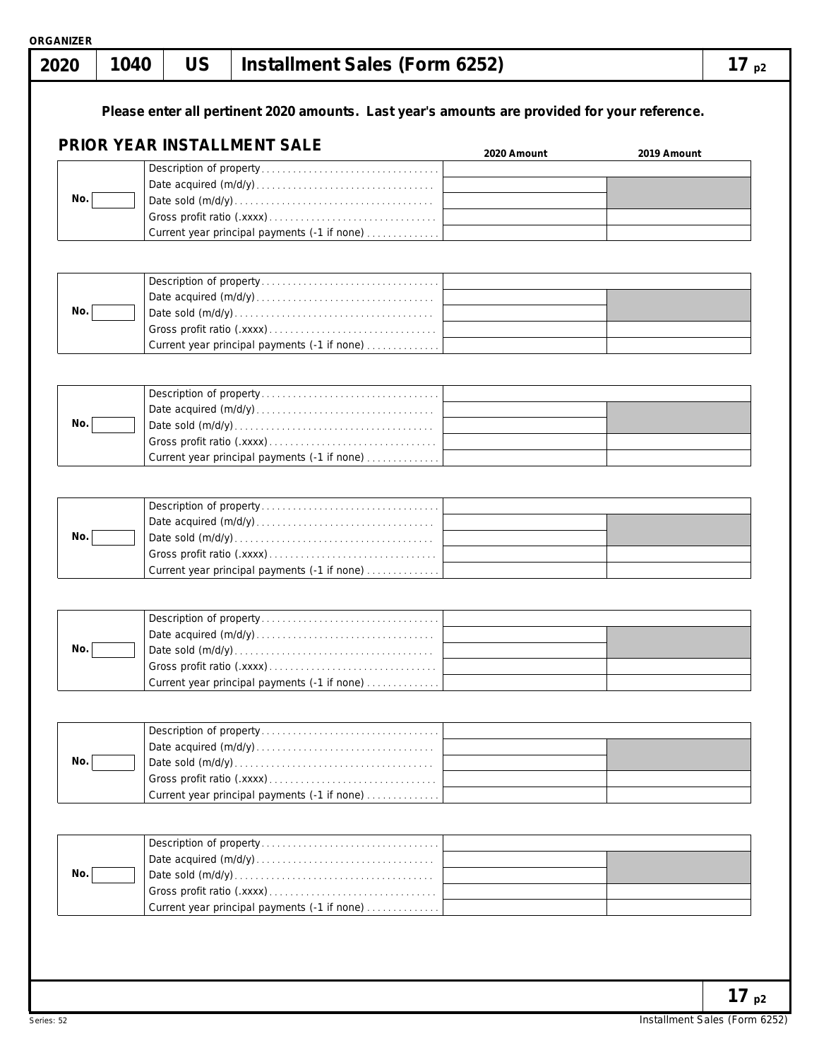ORGANIZER

# 2020 | 1040 | US | Installment Sales (Form 6252) | 17 p2

**Please enter all pertinent 2020 amounts. Last year's amounts are provided for your reference.**

## PRIOR YEAR INSTALLMENT SALE

| No. | | 2020 Amount | 2019 Amount |
|---|---|---|---|
| | Description of property | | |
| | Date acquired (m/d/y) | | |
| | Date sold (m/d/y) | | |
| | Gross profit ratio (.xxxx) | | |
| | Current year principal payments (-1 if none) | | |

| No. | | 2020 Amount | 2019 Amount |
|---|---|---|---|
| | Description of property | | |
| | Date acquired (m/d/y) | | |
| | Date sold (m/d/y) | | |
| | Gross profit ratio (.xxxx) | | |
| | Current year principal payments (-1 if none) | | |

| No. | | 2020 Amount | 2019 Amount |
|---|---|---|---|
| | Description of property | | |
| | Date acquired (m/d/y) | | |
| | Date sold (m/d/y) | | |
| | Gross profit ratio (.xxxx) | | |
| | Current year principal payments (-1 if none) | | |

| No. | | 2020 Amount | 2019 Amount |
|---|---|---|---|
| | Description of property | | |
| | Date acquired (m/d/y) | | |
| | Date sold (m/d/y) | | |
| | Gross profit ratio (.xxxx) | | |
| | Current year principal payments (-1 if none) | | |

| No. | | 2020 Amount | 2019 Amount |
|---|---|---|---|
| | Description of property | | |
| | Date acquired (m/d/y) | | |
| | Date sold (m/d/y) | | |
| | Gross profit ratio (.xxxx) | | |
| | Current year principal payments (-1 if none) | | |

| No. | | 2020 Amount | 2019 Amount |
|---|---|---|---|
| | Description of property | | |
| | Date acquired (m/d/y) | | |
| | Date sold (m/d/y) | | |
| | Gross profit ratio (.xxxx) | | |
| | Current year principal payments (-1 if none) | | |

| No. | | 2020 Amount | 2019 Amount |
|---|---|---|---|
| | Description of property | | |
| | Date acquired (m/d/y) | | |
| | Date sold (m/d/y) | | |
| | Gross profit ratio (.xxxx) | | |
| | Current year principal payments (-1 if none) | | |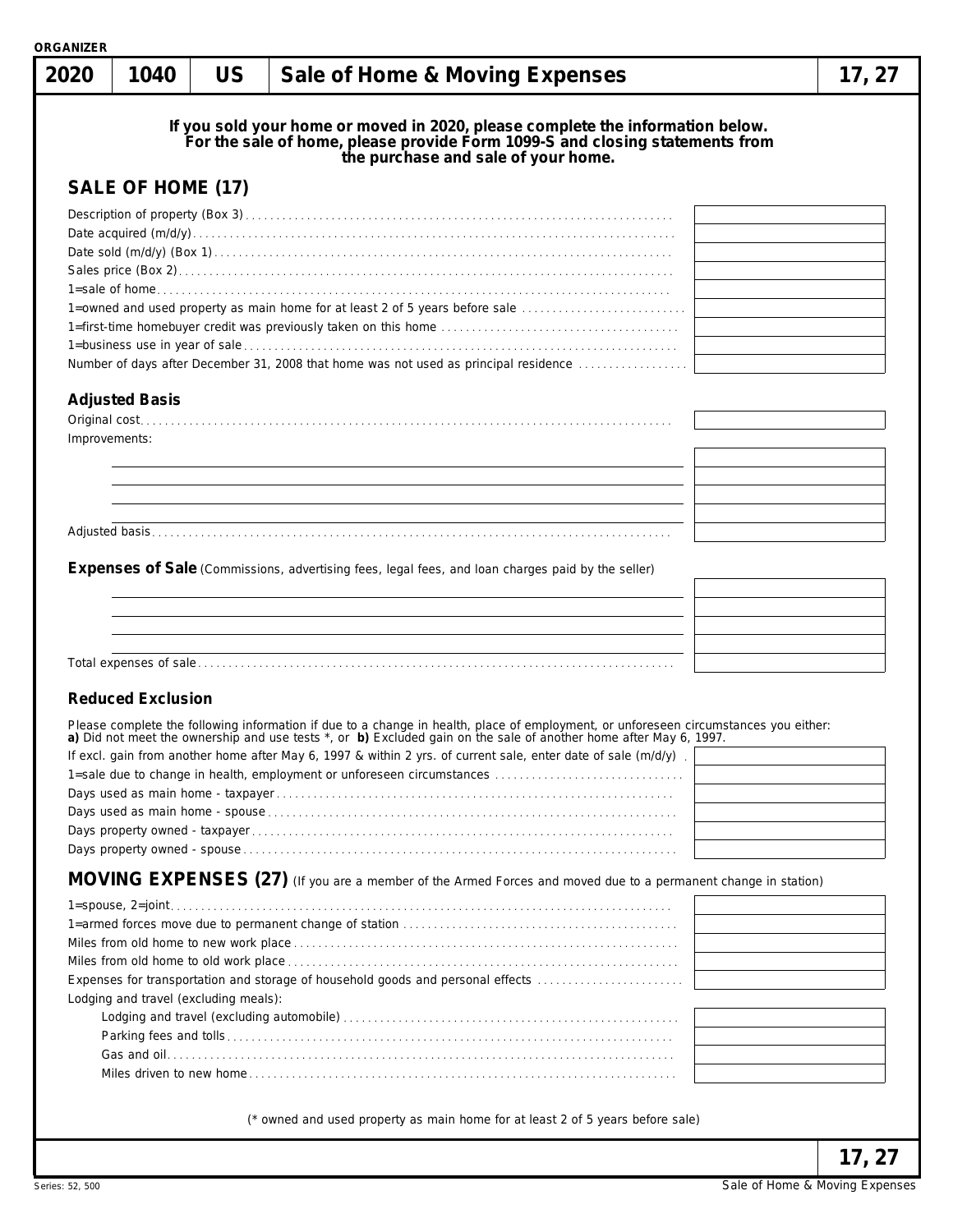ORGANIZER

| 2020 | 1040 | US | Sale of Home & Moving Expenses | 17, 27 |
|---|---|---|---|---|

**If you sold your home or moved in 2020, please complete the information below. For the sale of home, please provide Form 1099-S and closing statements from the purchase and sale of your home.**

## SALE OF HOME (17)

| | |
|---|---|
| Description of property (Box 3) | |
| Date acquired (m/d/y) | |
| Date sold (m/d/y) (Box 1) | |
| Sales price (Box 2) | |
| 1=sale of home | |
| 1=owned and used property as main home for at least 2 of 5 years before sale | |
| 1=first-time homebuyer credit was previously taken on this home | |
| 1=business use in year of sale | |
| Number of days after December 31, 2008 that home was not used as principal residence | |

### Adjusted Basis

| | |
|---|---|
| Original cost | |
| Improvements: | |
| | |
| | |
| | |
| | |
| Adjusted basis | |

### Expenses of Sale (Commissions, advertising fees, legal fees, and loan charges paid by the seller)

| | |
|---|---|
| | |
| | |
| | |
| | |
| Total expenses of sale | |

### Reduced Exclusion

Please complete the following information if due to a change in health, place of employment, or unforeseen circumstances you either:
**a)** Did not meet the ownership and use tests *, or **b)** Excluded gain on the sale of another home after May 6, 1997.

| | |
|---|---|
| If excl. gain from another home after May 6, 1997 & within 2 yrs. of current sale, enter date of sale (m/d/y) | |
| 1=sale due to change in health, employment or unforeseen circumstances | |
| Days used as main home - taxpayer | |
| Days used as main home - spouse | |
| Days property owned - taxpayer | |
| Days property owned - spouse | |

## MOVING EXPENSES (27) (If you are a member of the Armed Forces and moved due to a permanent change in station)

| | |
|---|---|
| 1=spouse, 2=joint | |
| 1=armed forces move due to permanent change of station | |
| Miles from old home to new work place | |
| Miles from old home to old work place | |
| Expenses for transportation and storage of household goods and personal effects | |
| Lodging and travel (excluding meals): | |
| Lodging and travel (excluding automobile) | |
| Parking fees and tolls | |
| Gas and oil | |
| Miles driven to new home | |

(* owned and used property as main home for at least 2 of 5 years before sale)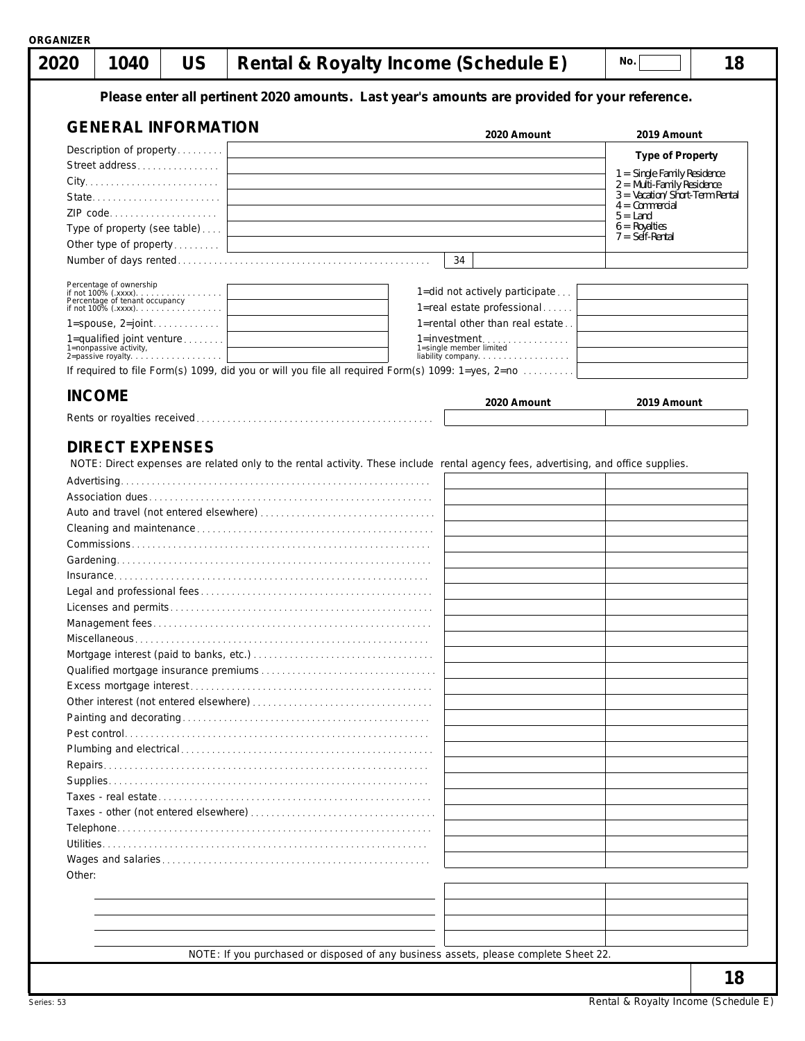ORGANIZER

# 2020 | 1040 | US | Rental & Royalty Income (Schedule E) | No. | 18

**Please enter all pertinent 2020 amounts. Last year's amounts are provided for your reference.**

## GENERAL INFORMATION

| | 2020 Amount | 2019 Amount |
|---|---|---|
| Description of property | | **Type of Property** |
| Street address | | 1 = Single Family Residence |
| City | | 2 = Multi-Family Residence |
| State | | 3 = Vacation/Short-Term Rental |
| ZIP code | | 4 = Commercial |
| Type of property (see table) | | 5 = Land<br>6 = Royalties |
| Other type of property | | 7 = Self-Rental |
| Number of days rented | 34 | |

| | | | |
|---|---|---|---|
| Percentage of ownership if not 100% (.xxxx) | | 1=did not actively participate | |
| Percentage of tenant occupancy if not 100% (.xxxx) | | 1=real estate professional | |
| 1=spouse, 2=joint | | 1=rental other than real estate | |
| 1=qualified joint venture | | 1=investment | |
| 1=nonpassive activity, 2=passive royalty | | 1=single member limited liability company | |

If required to file Form(s) 1099, did you or will you file all required Form(s) 1099: 1=yes, 2=no

## INCOME

| | 2020 Amount | 2019 Amount |
|---|---|---|
| Rents or royalties received | | |

## DIRECT EXPENSES

NOTE: Direct expenses are related only to the rental activity. These include rental agency fees, advertising, and office supplies.

| | 2020 Amount | 2019 Amount |
|---|---|---|
| Advertising | | |
| Association dues | | |
| Auto and travel (not entered elsewhere) | | |
| Cleaning and maintenance | | |
| Commissions | | |
| Gardening | | |
| Insurance | | |
| Legal and professional fees | | |
| Licenses and permits | | |
| Management fees | | |
| Miscellaneous | | |
| Mortgage interest (paid to banks, etc.) | | |
| Qualified mortgage insurance premiums | | |
| Excess mortgage interest | | |
| Other interest (not entered elsewhere) | | |
| Painting and decorating | | |
| Pest control | | |
| Plumbing and electrical | | |
| Repairs | | |
| Supplies | | |
| Taxes - real estate | | |
| Taxes - other (not entered elsewhere) | | |
| Telephone | | |
| Utilities | | |
| Wages and salaries | | |
| Other: | | |
| | | |
| | | |
| | | |
| | | |

NOTE: If you purchased or disposed of any business assets, please complete Sheet 22.

18

Series: 53 — Rental & Royalty Income (Schedule E)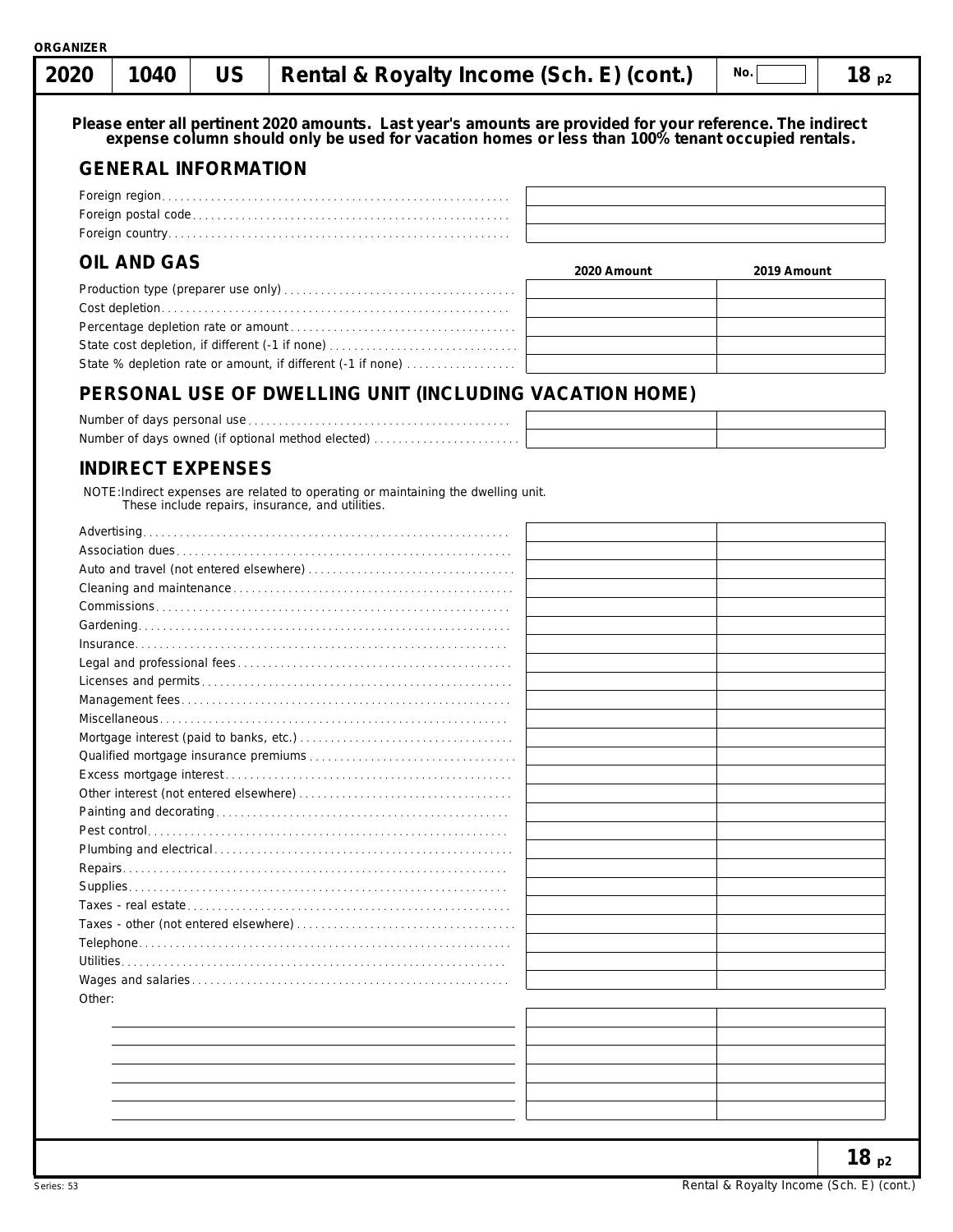ORGANIZER

# 2020 | 1040 | US | Rental & Royalty Income (Sch. E) (cont.) | No. | 18 p2

**Please enter all pertinent 2020 amounts. Last year's amounts are provided for your reference. The indirect expense column should only be used for vacation homes or less than 100% tenant occupied rentals.**

## GENERAL INFORMATION

| | |
|---|---|
| Foreign region | |
| Foreign postal code | |
| Foreign country | |

## OIL AND GAS

| | 2020 Amount | 2019 Amount |
|---|---|---|
| Production type (preparer use only) | | |
| Cost depletion | | |
| Percentage depletion rate or amount | | |
| State cost depletion, if different (-1 if none) | | |
| State % depletion rate or amount, if different (-1 if none) | | |

## PERSONAL USE OF DWELLING UNIT (INCLUDING VACATION HOME)

| | 2020 Amount | 2019 Amount |
|---|---|---|
| Number of days personal use | | |
| Number of days owned (if optional method elected) | | |

## INDIRECT EXPENSES

NOTE: Indirect expenses are related to operating or maintaining the dwelling unit. These include repairs, insurance, and utilities.

| | 2020 Amount | 2019 Amount |
|---|---|---|
| Advertising | | |
| Association dues | | |
| Auto and travel (not entered elsewhere) | | |
| Cleaning and maintenance | | |
| Commissions | | |
| Gardening | | |
| Insurance | | |
| Legal and professional fees | | |
| Licenses and permits | | |
| Management fees | | |
| Miscellaneous | | |
| Mortgage interest (paid to banks, etc.) | | |
| Qualified mortgage insurance premiums | | |
| Excess mortgage interest | | |
| Other interest (not entered elsewhere) | | |
| Painting and decorating | | |
| Pest control | | |
| Plumbing and electrical | | |
| Repairs | | |
| Supplies | | |
| Taxes - real estate | | |
| Taxes - other (not entered elsewhere) | | |
| Telephone | | |
| Utilities | | |
| Wages and salaries | | |
| Other: | | |
| | | |
| | | |
| | | |
| | | |
| | | |
| | | |

Series: 53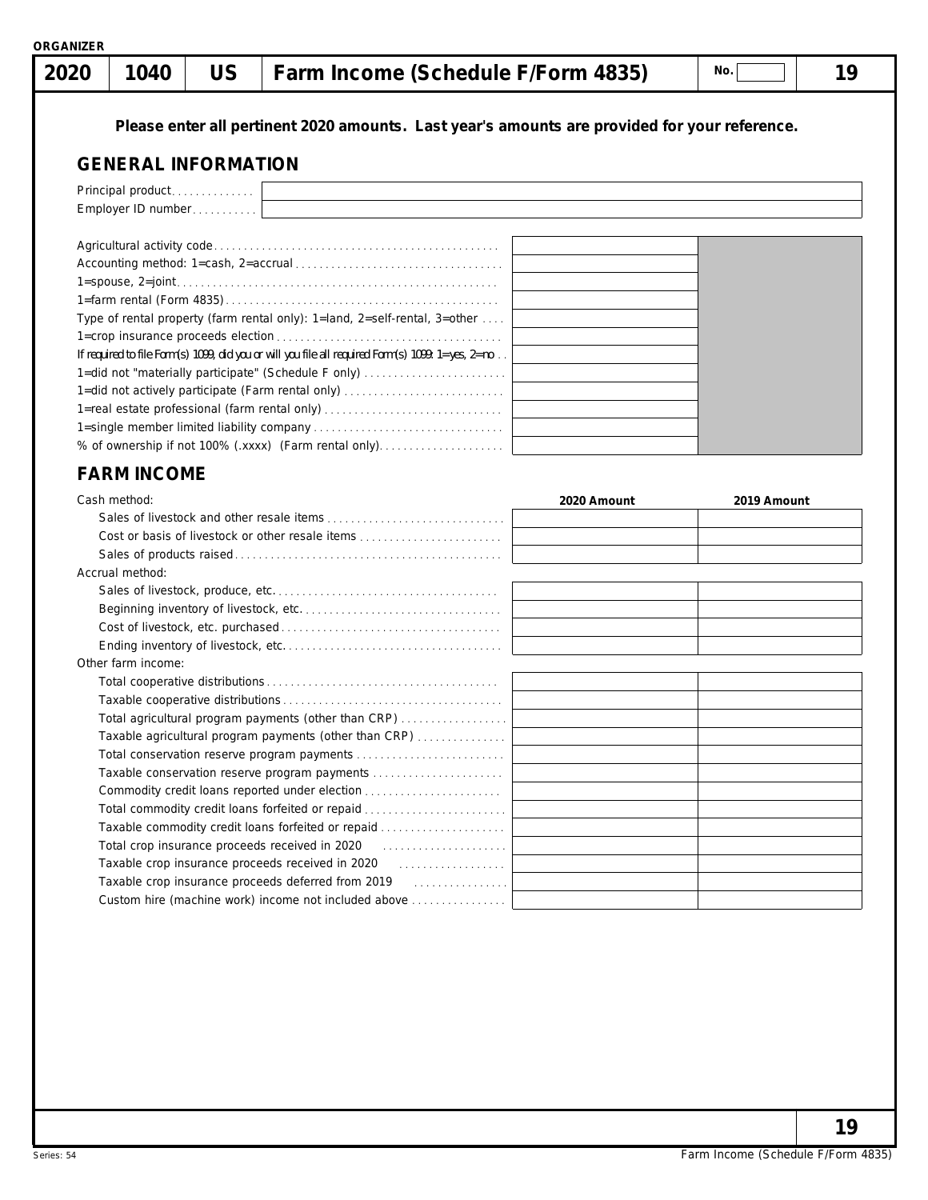ORGANIZER

| 2020 | 1040 | US | Farm Income (Schedule F/Form 4835) | No. | 19 |
|---|---|---|---|---|---|

**Please enter all pertinent 2020 amounts. Last year's amounts are provided for your reference.**

## GENERAL INFORMATION

| | |
|---|---|
| Principal product | |
| Employer ID number | |

| | | |
|---|---|---|
| Agricultural activity code | | |
| Accounting method: 1=cash, 2=accrual | | |
| 1=spouse, 2=joint | | |
| 1=farm rental (Form 4835) | | |
| Type of rental property (farm rental only): 1=land, 2=self-rental, 3=other | | |
| 1=crop insurance proceeds election | | |
| If required to file Form(s) 1099, did you or will you file all required Form(s) 1099: 1=yes, 2=no | | |
| 1=did not "materially participate" (Schedule F only) | | |
| 1=did not actively participate (Farm rental only) | | |
| 1=real estate professional (farm rental only) | | |
| 1=single member limited liability company | | |
| % of ownership if not 100% (.xxxx) (Farm rental only) | | |

## FARM INCOME

| | 2020 Amount | 2019 Amount |
|---|---|---|
| **Cash method:** | | |
| Sales of livestock and other resale items | | |
| Cost or basis of livestock or other resale items | | |
| Sales of products raised | | |
| **Accrual method:** | | |
| Sales of livestock, produce, etc. | | |
| Beginning inventory of livestock, etc. | | |
| Cost of livestock, etc. purchased | | |
| Ending inventory of livestock, etc. | | |
| **Other farm income:** | | |
| Total cooperative distributions | | |
| Taxable cooperative distributions | | |
| Total agricultural program payments (other than CRP) | | |
| Taxable agricultural program payments (other than CRP) | | |
| Total conservation reserve program payments | | |
| Taxable conservation reserve program payments | | |
| Commodity credit loans reported under election | | |
| Total commodity credit loans forfeited or repaid | | |
| Taxable commodity credit loans forfeited or repaid | | |
| Total crop insurance proceeds received in 2020 | | |
| Taxable crop insurance proceeds received in 2020 | | |
| Taxable crop insurance proceeds deferred from 2019 | | |
| Custom hire (machine work) income not included above | | |

Series: 54

Farm Income (Schedule F/Form 4835)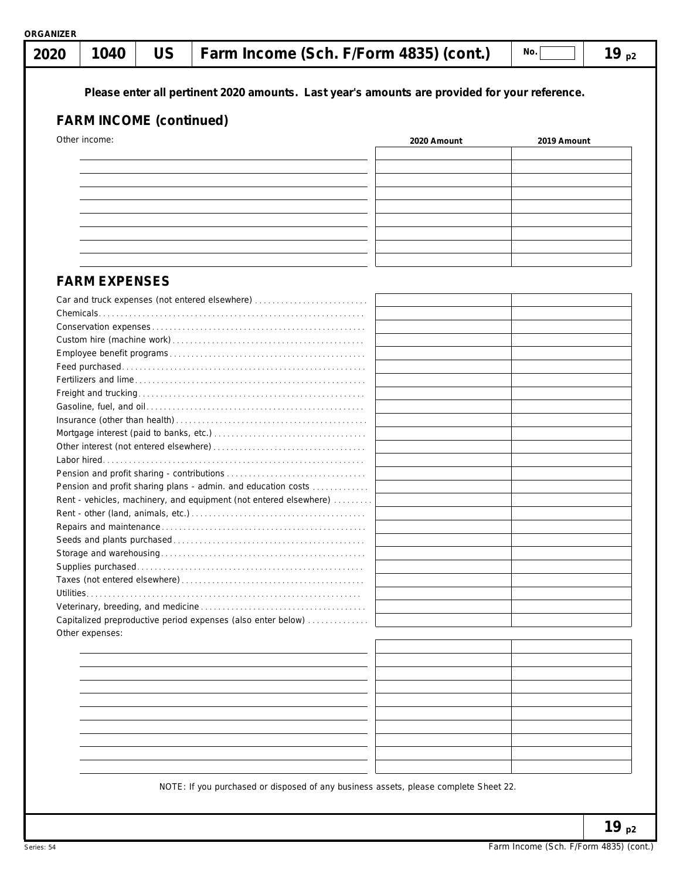ORGANIZER

| 2020 | 1040 | US | Farm Income (Sch. F/Form 4835) (cont.) | No. | 19 p2 |
|---|---|---|---|---|---|

**Please enter all pertinent 2020 amounts. Last year's amounts are provided for your reference.**

## FARM INCOME (continued)

| Other income: | 2020 Amount | 2019 Amount |
|---|---|---|
| | | |
| | | |
| | | |
| | | |
| | | |
| | | |
| | | |
| | | |
| | | |

## FARM EXPENSES

| | 2020 Amount | 2019 Amount |
|---|---|---|
| Car and truck expenses (not entered elsewhere) | | |
| Chemicals | | |
| Conservation expenses | | |
| Custom hire (machine work) | | |
| Employee benefit programs | | |
| Feed purchased | | |
| Fertilizers and lime | | |
| Freight and trucking | | |
| Gasoline, fuel, and oil | | |
| Insurance (other than health) | | |
| Mortgage interest (paid to banks, etc.) | | |
| Other interest (not entered elsewhere) | | |
| Labor hired | | |
| Pension and profit sharing - contributions | | |
| Pension and profit sharing plans - admin. and education costs | | |
| Rent - vehicles, machinery, and equipment (not entered elsewhere) | | |
| Rent - other (land, animals, etc.) | | |
| Repairs and maintenance | | |
| Seeds and plants purchased | | |
| Storage and warehousing | | |
| Supplies purchased | | |
| Taxes (not entered elsewhere) | | |
| Utilities | | |
| Veterinary, breeding, and medicine | | |
| Capitalized preproductive period expenses (also enter below) | | |

| Other expenses: | 2020 Amount | 2019 Amount |
|---|---|---|
| | | |
| | | |
| | | |
| | | |
| | | |
| | | |
| | | |
| | | |
| | | |
| | | |

NOTE: If you purchased or disposed of any business assets, please complete Sheet 22.

Series: 54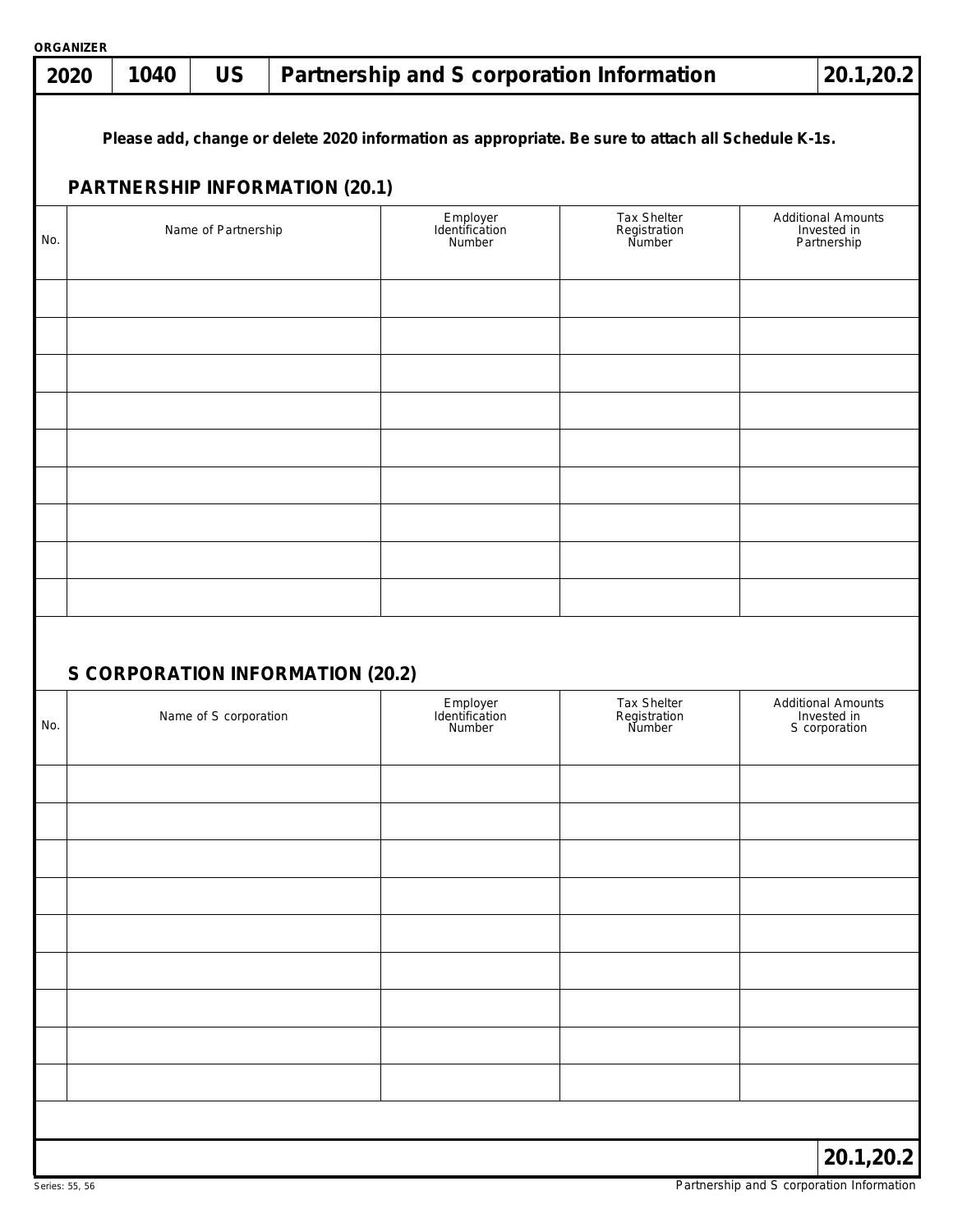ORGANIZER

| 2020 | 1040 | US | Partnership and S corporation Information | 20.1,20.2 |
|---|---|---|---|---|

**Please add, change or delete 2020 information as appropriate. Be sure to attach all Schedule K-1s.**

## PARTNERSHIP INFORMATION (20.1)

| No. | Name of Partnership | Employer Identification Number | Tax Shelter Registration Number | Additional Amounts Invested in Partnership |
|---|---|---|---|---|
| | | | | |
| | | | | |
| | | | | |
| | | | | |
| | | | | |
| | | | | |
| | | | | |
| | | | | |
| | | | | |

## S CORPORATION INFORMATION (20.2)

| No. | Name of S corporation | Employer Identification Number | Tax Shelter Registration Number | Additional Amounts Invested in S corporation |
|---|---|---|---|---|
| | | | | |
| | | | | |
| | | | | |
| | | | | |
| | | | | |
| | | | | |
| | | | | |
| | | | | |
| | | | | |

20.1,20.2

Series: 55, 56

Partnership and S corporation Information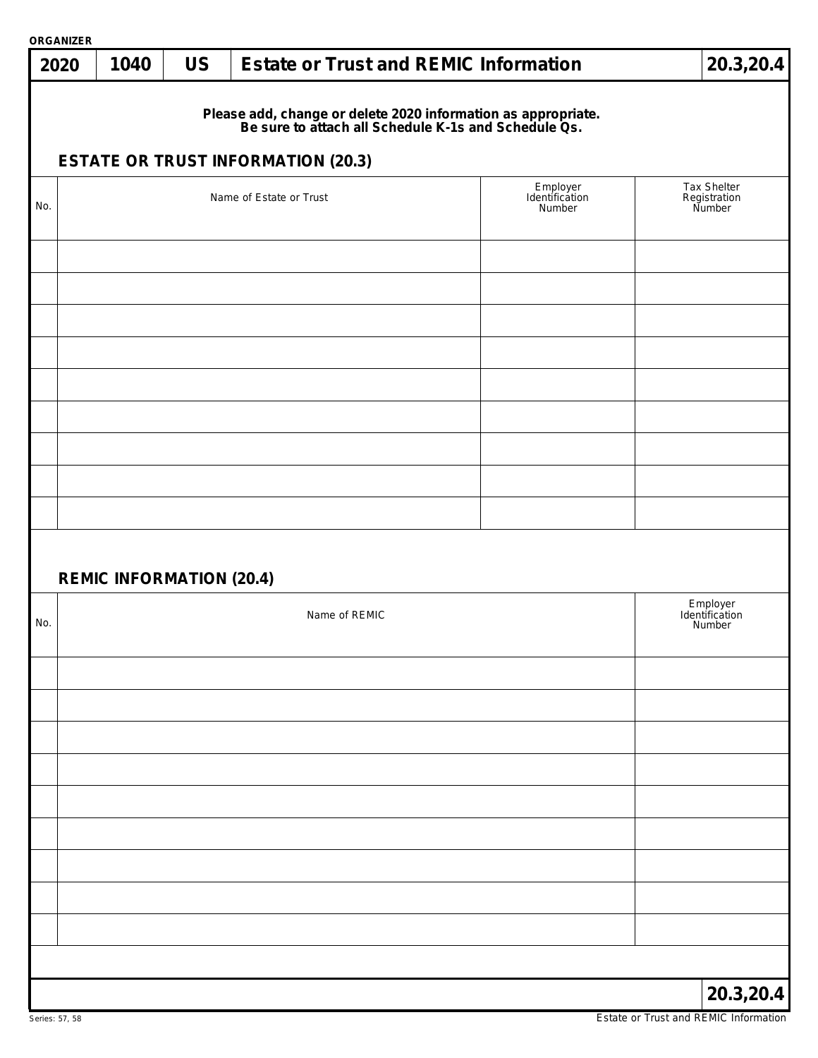ORGANIZER

# 2020 | 1040 | US | Estate or Trust and REMIC Information | 20.3,20.4

**Please add, change or delete 2020 information as appropriate.**
**Be sure to attach all Schedule K-1s and Schedule Qs.**

## ESTATE OR TRUST INFORMATION (20.3)

| No. | Name of Estate or Trust | Employer Identification Number | Tax Shelter Registration Number |
|---|---|---|---|
| | | | |
| | | | |
| | | | |
| | | | |
| | | | |
| | | | |
| | | | |
| | | | |
| | | | |

## REMIC INFORMATION (20.4)

| No. | Name of REMIC | Employer Identification Number |
|---|---|---|
| | | |
| | | |
| | | |
| | | |
| | | |
| | | |
| | | |
| | | |
| | | |

20.3,20.4

Series: 57, 58

Estate or Trust and REMIC Information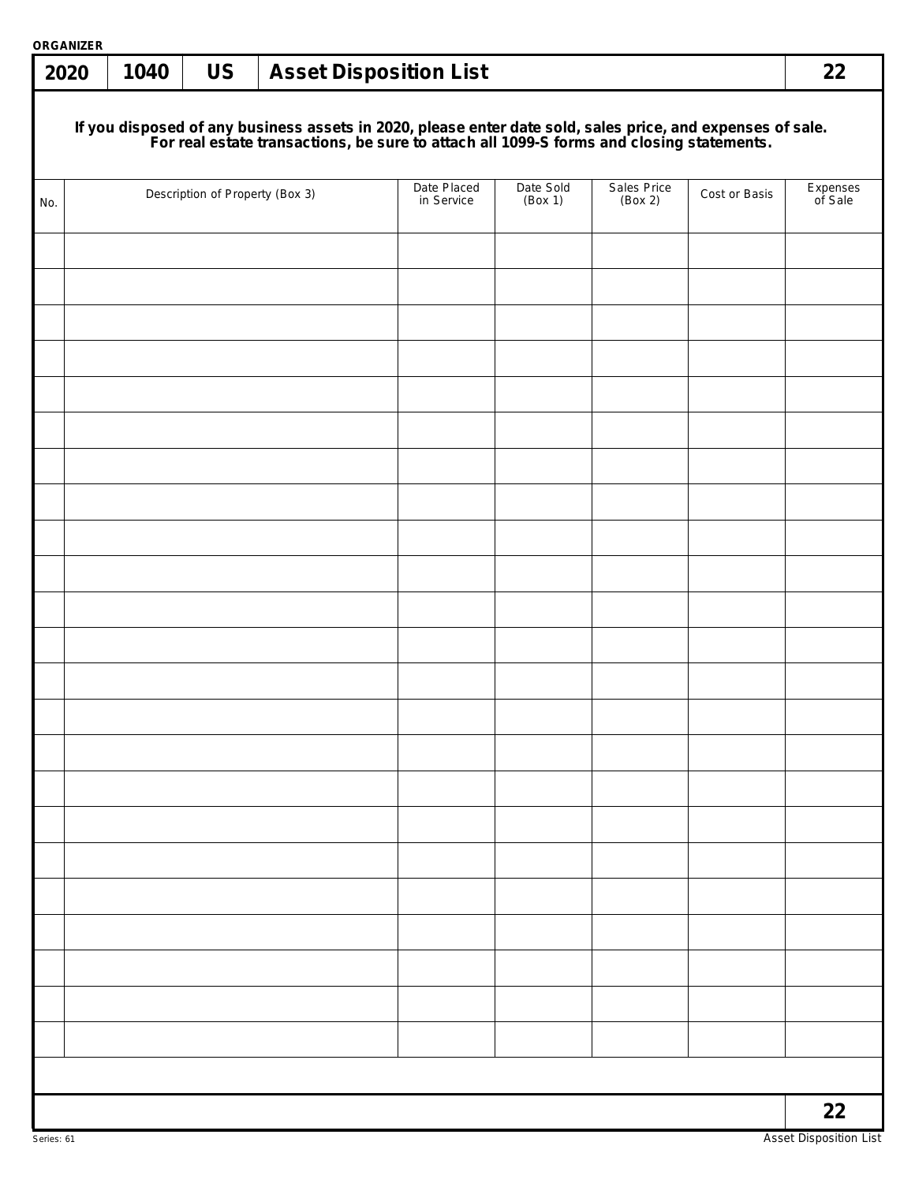ORGANIZER

| 2020 | 1040 | US | Asset Disposition List | 22 |
|---|---|---|---|---|

**If you disposed of any business assets in 2020, please enter date sold, sales price, and expenses of sale. For real estate transactions, be sure to attach all 1099-S forms and closing statements.**

| No. | Description of Property (Box 3) | Date Placed in Service | Date Sold (Box 1) | Sales Price (Box 2) | Cost or Basis | Expenses of Sale |
|---|---|---|---|---|---|---|
| | | | | | | |
| | | | | | | |
| | | | | | | |
| | | | | | | |
| | | | | | | |
| | | | | | | |
| | | | | | | |
| | | | | | | |
| | | | | | | |
| | | | | | | |
| | | | | | | |
| | | | | | | |
| | | | | | | |
| | | | | | | |
| | | | | | | |
| | | | | | | |
| | | | | | | |
| | | | | | | |
| | | | | | | |
| | | | | | | |
| | | | | | | |
| | | | | | | |
| | | | | | | |

22

Series: 61

Asset Disposition List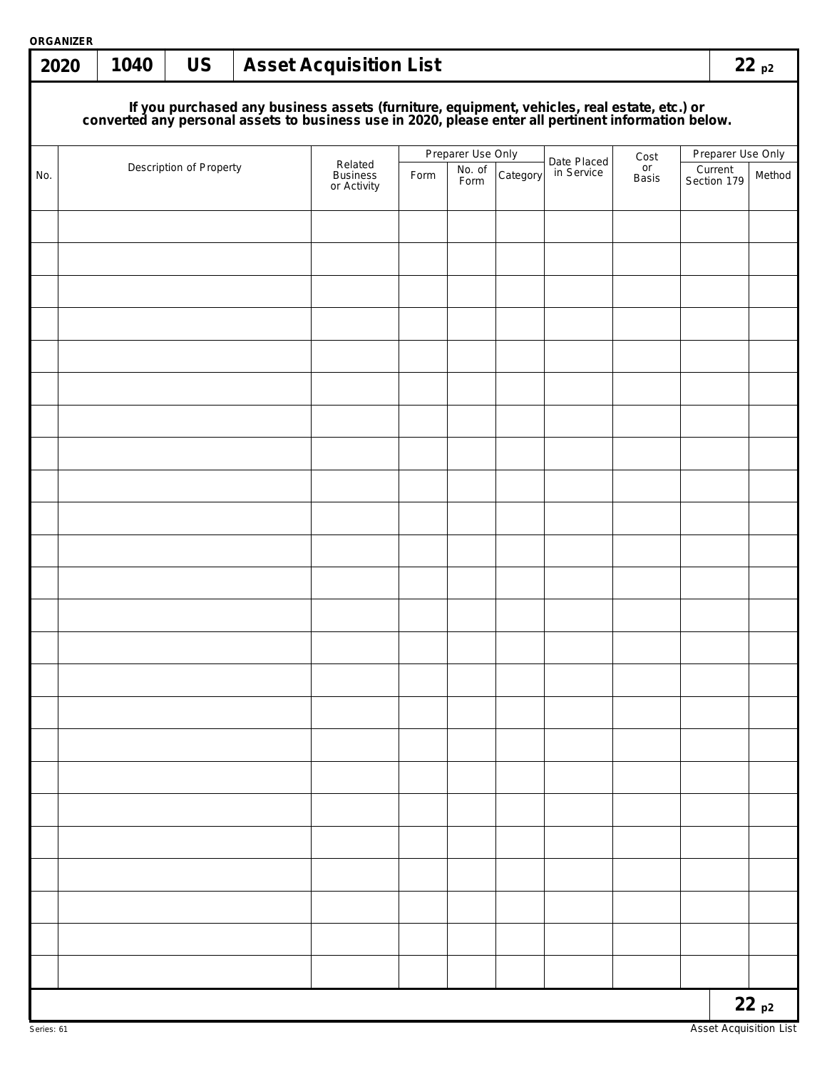ORGANIZER

# 2020 | 1040 | US | Asset Acquisition List | 22 p2

**If you purchased any business assets (furniture, equipment, vehicles, real estate, etc.) or converted any personal assets to business use in 2020, please enter all pertinent information below.**

| No. | Description of Property | Related Business or Activity | Preparer Use Only | | | Date Placed in Service | Cost or Basis | Preparer Use Only | |
|---|---|---|---|---|---|---|---|---|---|
| | | | Form | No. of Form | Category | | | Current Section 179 | Method |
| | | | | | | | | | |
| | | | | | | | | | |
| | | | | | | | | | |
| | | | | | | | | | |
| | | | | | | | | | |
| | | | | | | | | | |
| | | | | | | | | | |
| | | | | | | | | | |
| | | | | | | | | | |
| | | | | | | | | | |
| | | | | | | | | | |
| | | | | | | | | | |
| | | | | | | | | | |
| | | | | | | | | | |
| | | | | | | | | | |
| | | | | | | | | | |
| | | | | | | | | | |
| | | | | | | | | | |
| | | | | | | | | | |
| | | | | | | | | | |
| | | | | | | | | | |
| | | | | | | | | | |
| | | | | | | | | | |
| | | | | | | | | | |

22 p2

Series: 61

Asset Acquisition List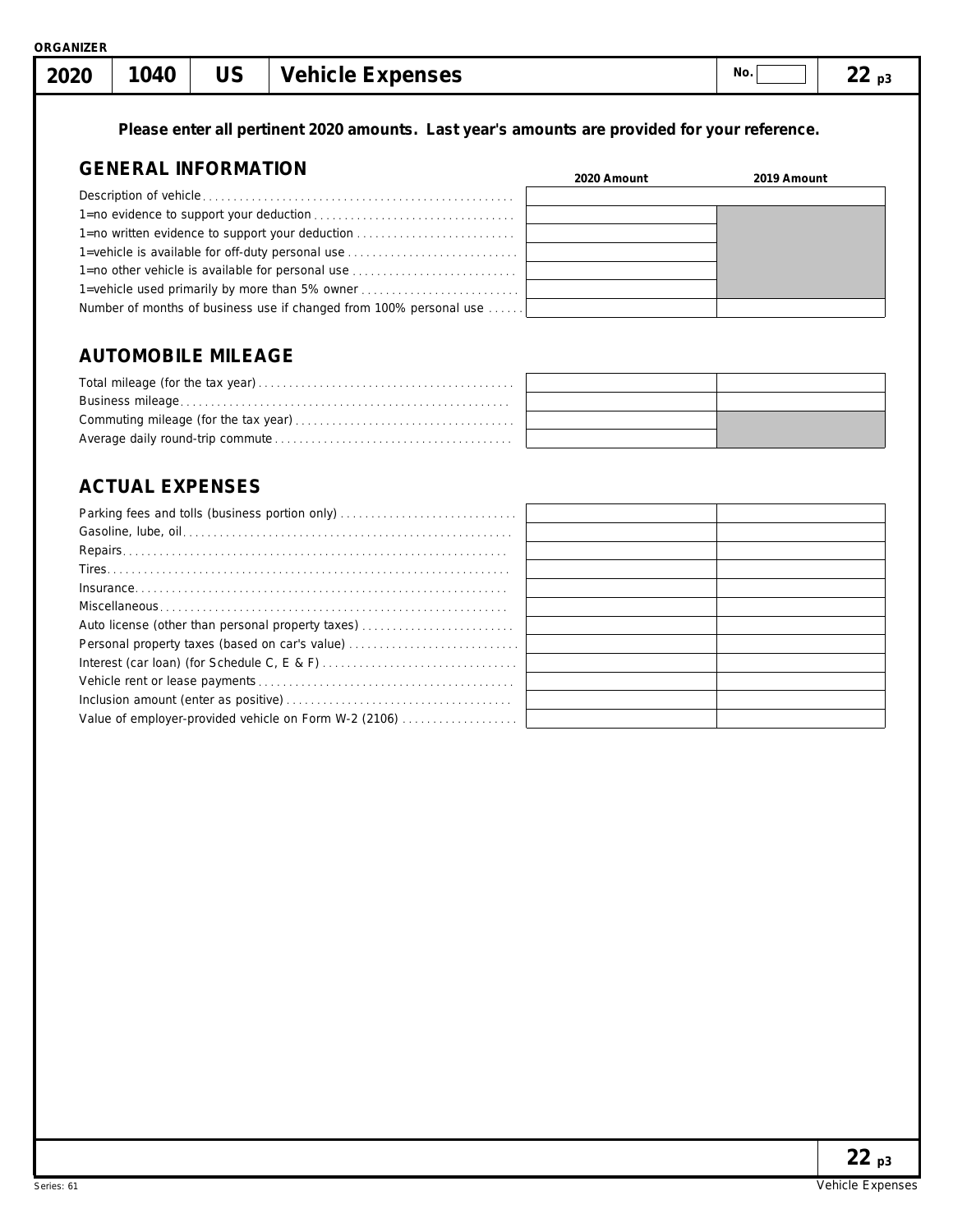ORGANIZER

# 2020 | 1040 | US | Vehicle Expenses

No.

22 p3

**Please enter all pertinent 2020 amounts. Last year's amounts are provided for your reference.**

## GENERAL INFORMATION

| | 2020 Amount | 2019 Amount |
|---|---|---|
| Description of vehicle | | |
| 1=no evidence to support your deduction | | |
| 1=no written evidence to support your deduction | | |
| 1=vehicle is available for off-duty personal use | | |
| 1=no other vehicle is available for personal use | | |
| 1=vehicle used primarily by more than 5% owner | | |
| Number of months of business use if changed from 100% personal use | | |

## AUTOMOBILE MILEAGE

| | 2020 Amount | 2019 Amount |
|---|---|---|
| Total mileage (for the tax year) | | |
| Business mileage | | |
| Commuting mileage (for the tax year) | | |
| Average daily round-trip commute | | |

## ACTUAL EXPENSES

| | 2020 Amount | 2019 Amount |
|---|---|---|
| Parking fees and tolls (business portion only) | | |
| Gasoline, lube, oil | | |
| Repairs | | |
| Tires | | |
| Insurance | | |
| Miscellaneous | | |
| Auto license (other than personal property taxes) | | |
| Personal property taxes (based on car's value) | | |
| Interest (car loan) (for Schedule C, E & F) | | |
| Vehicle rent or lease payments | | |
| Inclusion amount (enter as positive) | | |
| Value of employer-provided vehicle on Form W-2 (2106) | | |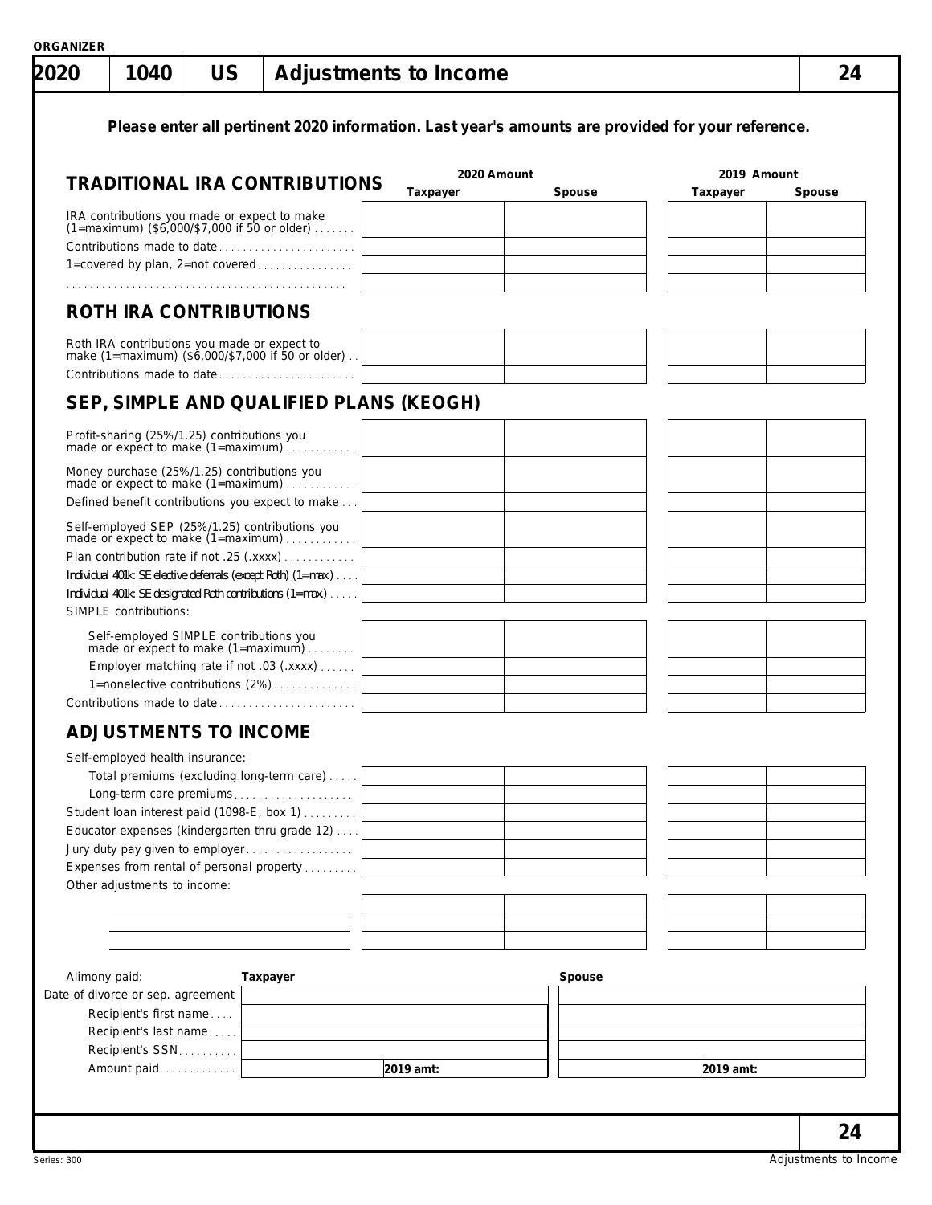ORGANIZER

# 2020 | 1040 | US | Adjustments to Income | 24

**Please enter all pertinent 2020 information. Last year's amounts are provided for your reference.**

## TRADITIONAL IRA CONTRIBUTIONS

| | 2020 Amount Taxpayer | 2020 Amount Spouse | 2019 Amount Taxpayer | 2019 Amount Spouse |
|---|---|---|---|---|
| IRA contributions you made or expect to make (1=maximum) ($6,000/$7,000 if 50 or older) | | | | |
| Contributions made to date | | | | |
| 1=covered by plan, 2=not covered | | | | |
| | | | | |

## ROTH IRA CONTRIBUTIONS

| | 2020 Taxpayer | 2020 Spouse | 2019 Taxpayer | 2019 Spouse |
|---|---|---|---|---|
| Roth IRA contributions you made or expect to make (1=maximum) ($6,000/$7,000 if 50 or older) | | | | |
| Contributions made to date | | | | |

## SEP, SIMPLE AND QUALIFIED PLANS (KEOGH)

| | 2020 Taxpayer | 2020 Spouse | 2019 Taxpayer | 2019 Spouse |
|---|---|---|---|---|
| Profit-sharing (25%/1.25) contributions you made or expect to make (1=maximum) | | | | |
| Money purchase (25%/1.25) contributions you made or expect to make (1=maximum) | | | | |
| Defined benefit contributions you expect to make | | | | |
| Self-employed SEP (25%/1.25) contributions you made or expect to make (1=maximum) | | | | |
| Plan contribution rate if not .25 (.xxxx) | | | | |
| Individual 401k: SE elective deferrals (except Roth) (1=max) | | | | |
| Individual 401k: SE designated Roth contributions (1=max) | | | | |
| SIMPLE contributions: | | | | |
| Self-employed SIMPLE contributions you made or expect to make (1=maximum) | | | | |
| Employer matching rate if not .03 (.xxxx) | | | | |
| 1=nonelective contributions (2%) | | | | |
| Contributions made to date | | | | |

## ADJUSTMENTS TO INCOME

| | 2020 Taxpayer | 2020 Spouse | 2019 Taxpayer | 2019 Spouse |
|---|---|---|---|---|
| Self-employed health insurance: | | | | |
| Total premiums (excluding long-term care) | | | | |
| Long-term care premiums | | | | |
| Student loan interest paid (1098-E, box 1) | | | | |
| Educator expenses (kindergarten thru grade 12) | | | | |
| Jury duty pay given to employer | | | | |
| Expenses from rental of personal property | | | | |
| Other adjustments to income: | | | | |
| | | | | |
| | | | | |
| | | | | |

| Alimony paid: | Taxpayer | Spouse |
|---|---|---|
| Date of divorce or sep. agreement | | |
| Recipient's first name | | |
| Recipient's last name | | |
| Recipient's SSN | | |
| Amount paid | 2019 amt: | 2019 amt: |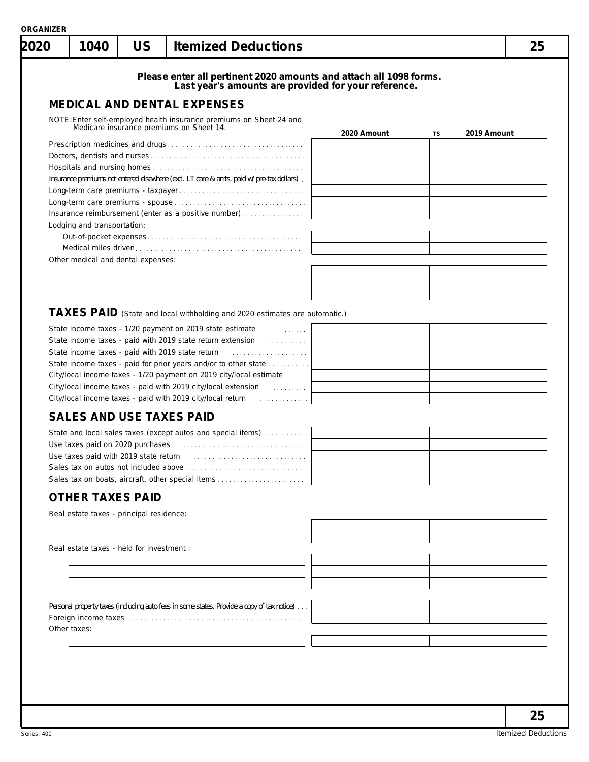ORGANIZER

# 2020 | 1040 | US | Itemized Deductions | 25

**Please enter all pertinent 2020 amounts and attach all 1098 forms.
Last year's amounts are provided for your reference.**

## MEDICAL AND DENTAL EXPENSES

NOTE: Enter self-employed health insurance premiums on Sheet 24 and Medicare insurance premiums on Sheet 14.

| | 2020 Amount | TS | 2019 Amount |
|---|---|---|---|
| Prescription medicines and drugs | | | |
| Doctors, dentists and nurses | | | |
| Hospitals and nursing homes | | | |
| Insurance premiums not entered elsewhere (excl. LT care & amts. paid w/ pre-tax dollars) | | | |
| Long-term care premiums - taxpayer | | | |
| Long-term care premiums - spouse | | | |
| Insurance reimbursement (enter as a positive number) | | | |
| Lodging and transportation: | | | |
| Out-of-pocket expenses | | | |
| Medical miles driven | | | |
| Other medical and dental expenses: | | | |
| | | | |
| | | | |
| | | | |

## TAXES PAID (State and local withholding and 2020 estimates are automatic.)

| | 2020 Amount | TS | 2019 Amount |
|---|---|---|---|
| State income taxes - 1/20 payment on 2019 state estimate | | | |
| State income taxes - paid with 2019 state return extension | | | |
| State income taxes - paid with 2019 state return | | | |
| State income taxes - paid for prior years and/or to other state | | | |
| City/local income taxes - 1/20 payment on 2019 city/local estimate | | | |
| City/local income taxes - paid with 2019 city/local extension | | | |
| City/local income taxes - paid with 2019 city/local return | | | |

## SALES AND USE TAXES PAID

| | 2020 Amount | TS | 2019 Amount |
|---|---|---|---|
| State and local sales taxes (except autos and special items) | | | |
| Use taxes paid on 2020 purchases | | | |
| Use taxes paid with 2019 state return | | | |
| Sales tax on autos not included above | | | |
| Sales tax on boats, aircraft, other special items | | | |

## OTHER TAXES PAID

| | 2020 Amount | TS | 2019 Amount |
|---|---|---|---|
| Real estate taxes - principal residence: | | | |
| | | | |
| | | | |
| Real estate taxes - held for investment : | | | |
| | | | |
| | | | |
| | | | |
| Personal property taxes (including auto fees in some states. Provide a copy of tax notice) | | | |
| Foreign income taxes | | | |
| Other taxes: | | | |
| | | | |

Series: 400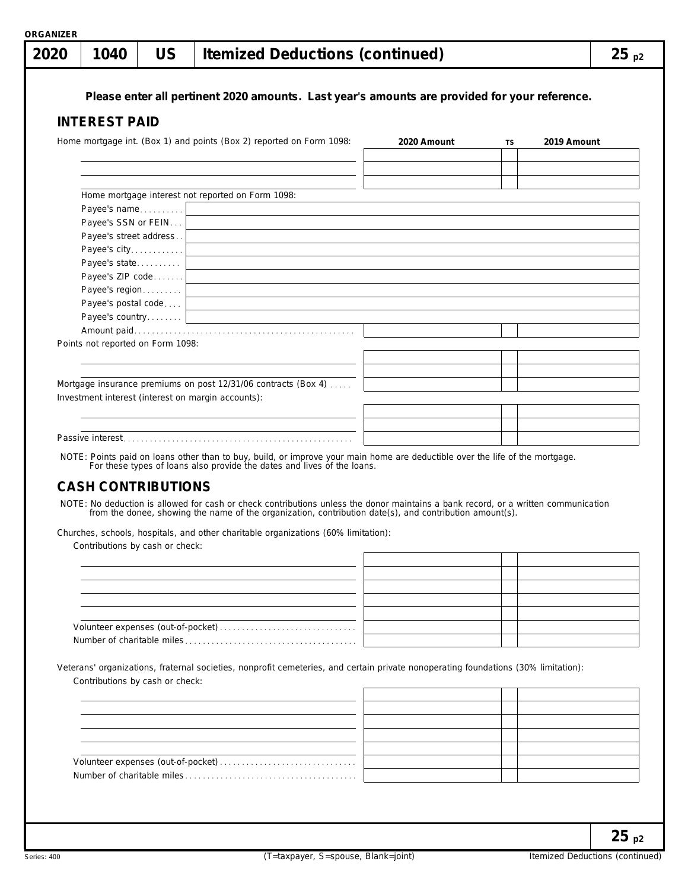ORGANIZER

# 2020 | 1040 | US | Itemized Deductions (continued) | 25 p2

**Please enter all pertinent 2020 amounts. Last year's amounts are provided for your reference.**

## INTEREST PAID

| Home mortgage int. (Box 1) and points (Box 2) reported on Form 1098: | 2020 Amount | TS | 2019 Amount |
|---|---|---|---|
| | | | |
| | | | |
| | | | |

Home mortgage interest not reported on Form 1098:

| | |
|---|---|
| Payee's name | |
| Payee's SSN or FEIN | |
| Payee's street address | |
| Payee's city | |
| Payee's state | |
| Payee's ZIP code | |
| Payee's region | |
| Payee's postal code | |
| Payee's country | |

| | 2020 Amount | TS | 2019 Amount |
|---|---|---|---|
| Amount paid | | | |
| Points not reported on Form 1098: | | | |
| | | | |
| | | | |
| Mortgage insurance premiums on post 12/31/06 contracts (Box 4) | | | |
| Investment interest (interest on margin accounts): | | | |
| | | | |
| | | | |
| Passive interest | | | |

NOTE: Points paid on loans other than to buy, build, or improve your main home are deductible over the life of the mortgage. For these types of loans also provide the dates and lives of the loans.

## CASH CONTRIBUTIONS

NOTE: No deduction is allowed for cash or check contributions unless the donor maintains a bank record, or a written communication from the donee, showing the name of the organization, contribution date(s), and contribution amount(s).

Churches, schools, hospitals, and other charitable organizations (60% limitation):

| Contributions by cash or check: | 2020 Amount | TS | 2019 Amount |
|---|---|---|---|
| | | | |
| | | | |
| | | | |
| | | | |
| | | | |
| Volunteer expenses (out-of-pocket) | | | |
| Number of charitable miles | | | |

Veterans' organizations, fraternal societies, nonprofit cemeteries, and certain private nonoperating foundations (30% limitation):

| Contributions by cash or check: | 2020 Amount | TS | 2019 Amount |
|---|---|---|---|
| | | | |
| | | | |
| | | | |
| | | | |
| | | | |
| Volunteer expenses (out-of-pocket) | | | |
| Number of charitable miles | | | |

(T=taxpayer, S=spouse, Blank=joint)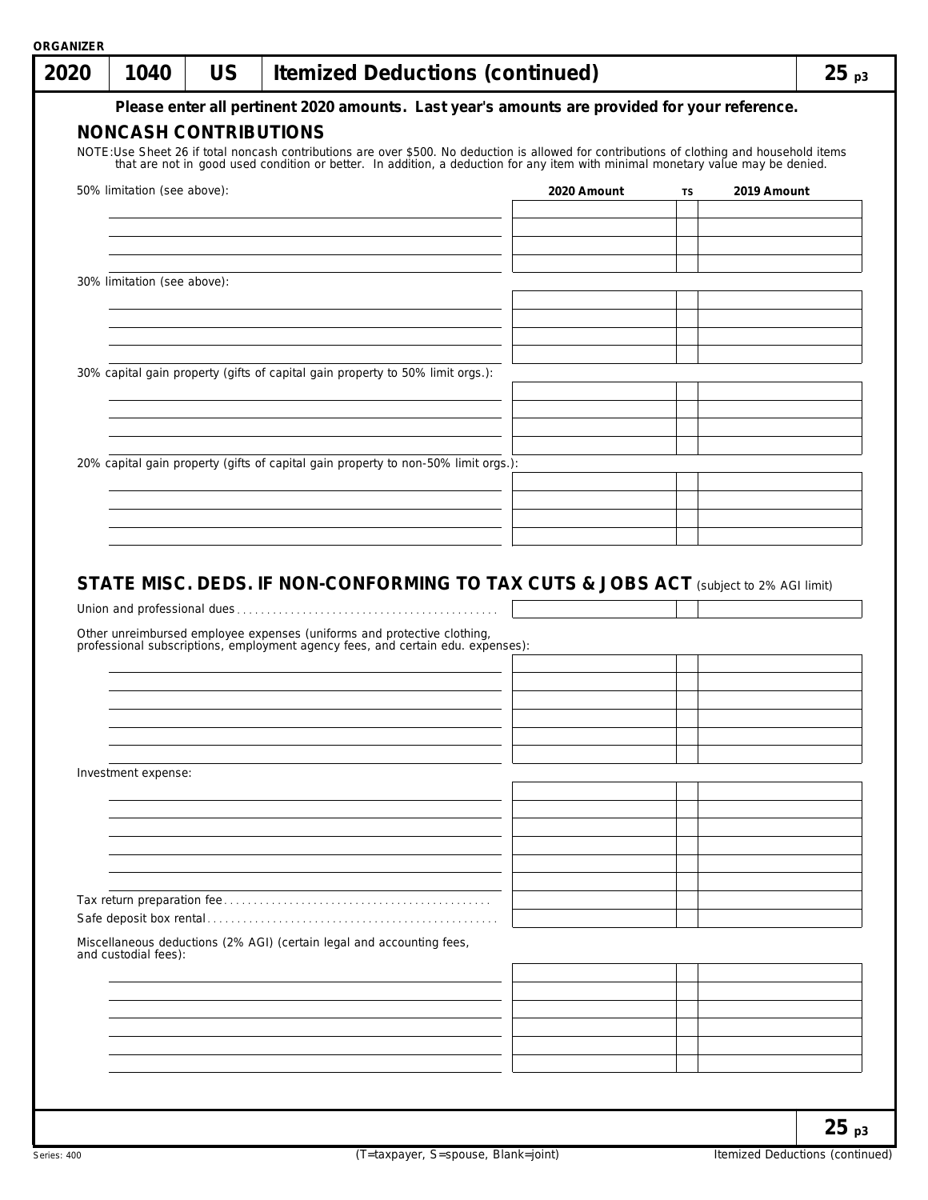ORGANIZER

# 2020 | 1040 | US | Itemized Deductions (continued) | 25 p3

**Please enter all pertinent 2020 amounts. Last year's amounts are provided for your reference.**

## NONCASH CONTRIBUTIONS

NOTE: Use Sheet 26 if total noncash contributions are over $500. No deduction is allowed for contributions of clothing and household items that are not in good used condition or better. In addition, a deduction for any item with minimal monetary value may be denied.

| | 2020 Amount | TS | 2019 Amount |
|---|---|---|---|
| 50% limitation (see above): | | | |
| | | | |
| | | | |
| | | | |
| | | | |
| 30% limitation (see above): | | | |
| | | | |
| | | | |
| | | | |
| | | | |
| 30% capital gain property (gifts of capital gain property to 50% limit orgs.): | | | |
| | | | |
| | | | |
| | | | |
| | | | |
| 20% capital gain property (gifts of capital gain property to non-50% limit orgs.): | | | |
| | | | |
| | | | |
| | | | |
| | | | |

## STATE MISC. DEDS. IF NON-CONFORMING TO TAX CUTS & JOBS ACT (subject to 2% AGI limit)

| | 2020 Amount | TS | 2019 Amount |
|---|---|---|---|
| Union and professional dues | | | |
| Other unreimbursed employee expenses (uniforms and protective clothing, professional subscriptions, employment agency fees, and certain edu. expenses): | | | |
| | | | |
| | | | |
| | | | |
| | | | |
| | | | |
| | | | |
| Investment expense: | | | |
| | | | |
| | | | |
| | | | |
| | | | |
| | | | |
| | | | |
| Tax return preparation fee | | | |
| Safe deposit box rental | | | |
| Miscellaneous deductions (2% AGI) (certain legal and accounting fees, and custodial fees): | | | |
| | | | |
| | | | |
| | | | |
| | | | |
| | | | |
| | | | |

Series: 400 (T=taxpayer, S=spouse, Blank=joint) Itemized Deductions (continued)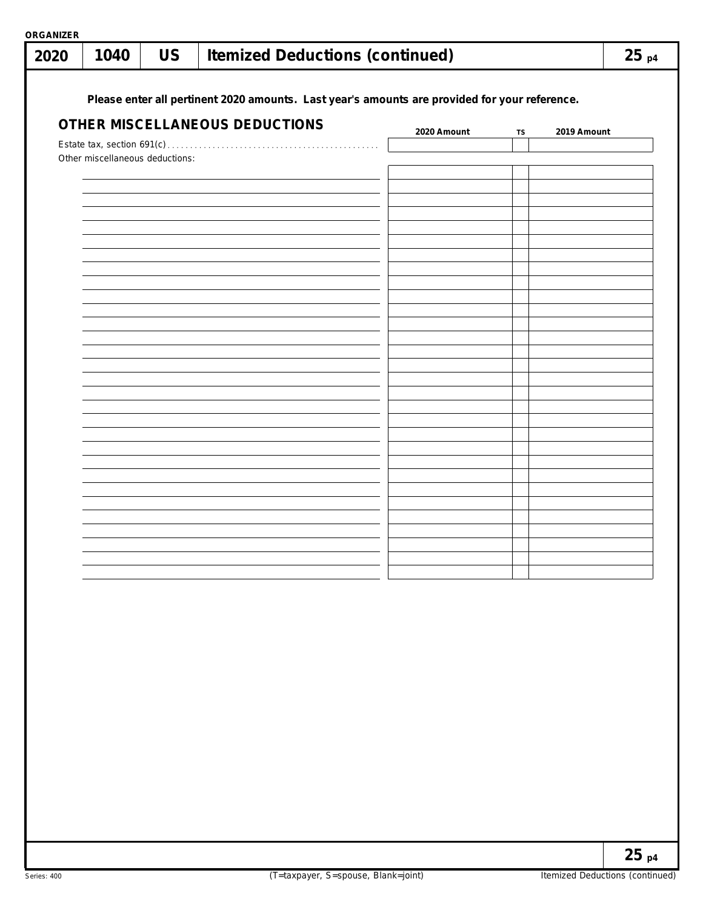ORGANIZER

# 2020 | 1040 | US | Itemized Deductions (continued) | 25 p4

**Please enter all pertinent 2020 amounts. Last year's amounts are provided for your reference.**

## OTHER MISCELLANEOUS DEDUCTIONS

| | 2020 Amount | TS | 2019 Amount |
|---|---|---|---|
| Estate tax, section 691(c) | | | |
| Other miscellaneous deductions: | | | |
| | | | |
| | | | |
| | | | |
| | | | |
| | | | |
| | | | |
| | | | |
| | | | |
| | | | |
| | | | |
| | | | |
| | | | |
| | | | |
| | | | |
| | | | |
| | | | |
| | | | |
| | | | |
| | | | |
| | | | |
| | | | |
| | | | |
| | | | |
| | | | |
| | | | |
| | | | |
| | | | |
| | | | |
| | | | |
| | | | |

(T=taxpayer, S=spouse, Blank=joint)

Series: 400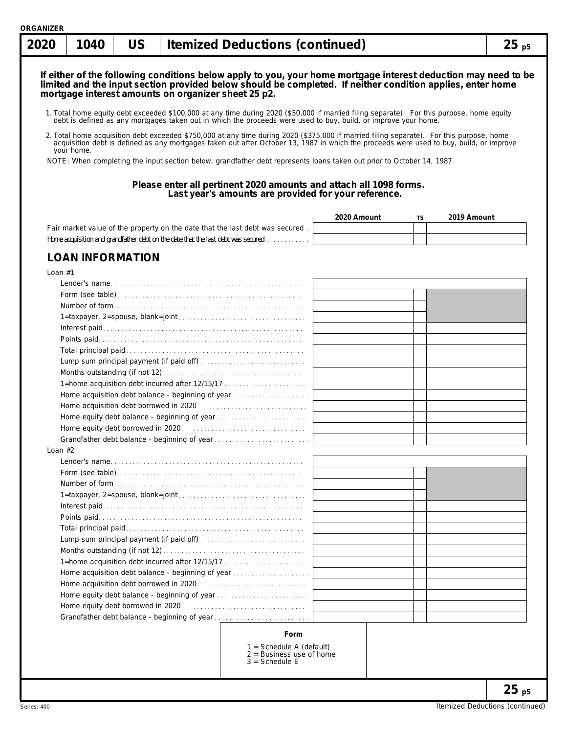ORGANIZER

# 2020 | 1040 | US | Itemized Deductions (continued) | 25 p5

**If either of the following conditions below apply to you, your home mortgage interest deduction may need to be limited and the input section provided below should be completed. If neither condition applies, enter home mortgage interest amounts on organizer sheet 25 p2.**

1. Total home equity debt exceeded $100,000 at any time during 2020 ($50,000 if married filing separate). For this purpose, home equity debt is defined as any mortgages taken out in which the proceeds were used to buy, build, or improve your home.
2. Total home acquisition debt exceeded $750,000 at any time during 2020 ($375,000 if married filing separate). For this purpose, home acquisition debt is defined as any mortgages taken out after October 13, 1987 in which the proceeds were used to buy, build, or improve your home.

NOTE: When completing the input section below, grandfather debt represents loans taken out prior to October 14, 1987.

**Please enter all pertinent 2020 amounts and attach all 1098 forms. Last year's amounts are provided for your reference.**

| | 2020 Amount | TS | 2019 Amount |
|---|---|---|---|
| Fair market value of the property on the date that the last debt was secured | | | |
| Home acquisition and grandfather debt on the date that the last debt was secured | | | |

## LOAN INFORMATION

| Loan #1 | 2020 Amount | TS | 2019 Amount |
|---|---|---|---|
| Lender's name | | | |
| Form (see table) | | | |
| Number of form | | | |
| 1=taxpayer, 2=spouse, blank=joint | | | |
| Interest paid | | | |
| Points paid | | | |
| Total principal paid | | | |
| Lump sum principal payment (if paid off) | | | |
| Months outstanding (if not 12) | | | |
| 1=home acquisition debt incurred after 12/15/17 | | | |
| Home acquisition debt balance - beginning of year | | | |
| Home acquisition debt borrowed in 2020 | | | |
| Home equity debt balance - beginning of year | | | |
| Home equity debt borrowed in 2020 | | | |
| Grandfather debt balance - beginning of year | | | |

| Loan #2 | 2020 Amount | TS | 2019 Amount |
|---|---|---|---|
| Lender's name | | | |
| Form (see table) | | | |
| Number of form | | | |
| 1=taxpayer, 2=spouse, blank=joint | | | |
| Interest paid | | | |
| Points paid | | | |
| Total principal paid | | | |
| Lump sum principal payment (if paid off) | | | |
| Months outstanding (if not 12) | | | |
| 1=home acquisition debt incurred after 12/15/17 | | | |
| Home acquisition debt balance - beginning of year | | | |
| Home acquisition debt borrowed in 2020 | | | |
| Home equity debt balance - beginning of year | | | |
| Home equity debt borrowed in 2020 | | | |
| Grandfather debt balance - beginning of year | | | |

**Form**

1 = Schedule A (default)
2 = Business use of home
3 = Schedule E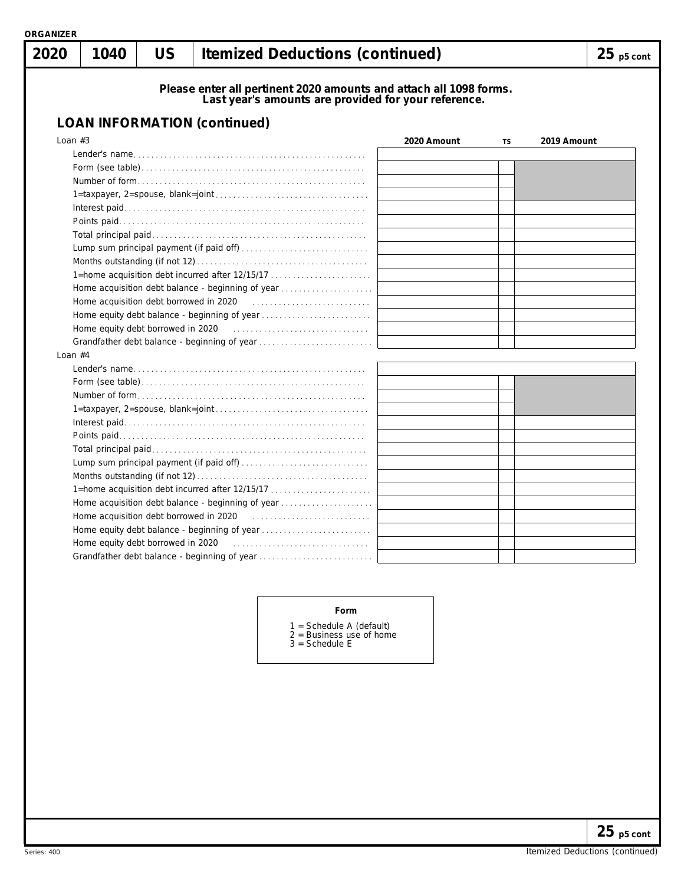ORGANIZER

# 2020 | 1040 | US | Itemized Deductions (continued) | 25 p5 cont

**Please enter all pertinent 2020 amounts and attach all 1098 forms.**
**Last year's amounts are provided for your reference.**

## LOAN INFORMATION (continued)

| Loan #3 | 2020 Amount | TS | 2019 Amount |
|---|---|---|---|
| Lender's name | | | |
| Form (see table) | | | |
| Number of form | | | |
| 1=taxpayer, 2=spouse, blank=joint | | | |
| Interest paid | | | |
| Points paid | | | |
| Total principal paid | | | |
| Lump sum principal payment (if paid off) | | | |
| Months outstanding (if not 12) | | | |
| 1=home acquisition debt incurred after 12/15/17 | | | |
| Home acquisition debt balance - beginning of year | | | |
| Home acquisition debt borrowed in 2020 | | | |
| Home equity debt balance - beginning of year | | | |
| Home equity debt borrowed in 2020 | | | |
| Grandfather debt balance - beginning of year | | | |

| Loan #4 | 2020 Amount | TS | 2019 Amount |
|---|---|---|---|
| Lender's name | | | |
| Form (see table) | | | |
| Number of form | | | |
| 1=taxpayer, 2=spouse, blank=joint | | | |
| Interest paid | | | |
| Points paid | | | |
| Total principal paid | | | |
| Lump sum principal payment (if paid off) | | | |
| Months outstanding (if not 12) | | | |
| 1=home acquisition debt incurred after 12/15/17 | | | |
| Home acquisition debt balance - beginning of year | | | |
| Home acquisition debt borrowed in 2020 | | | |
| Home equity debt balance - beginning of year | | | |
| Home equity debt borrowed in 2020 | | | |
| Grandfather debt balance - beginning of year | | | |

**Form**

1 = Schedule A (default)
2 = Business use of home
3 = Schedule E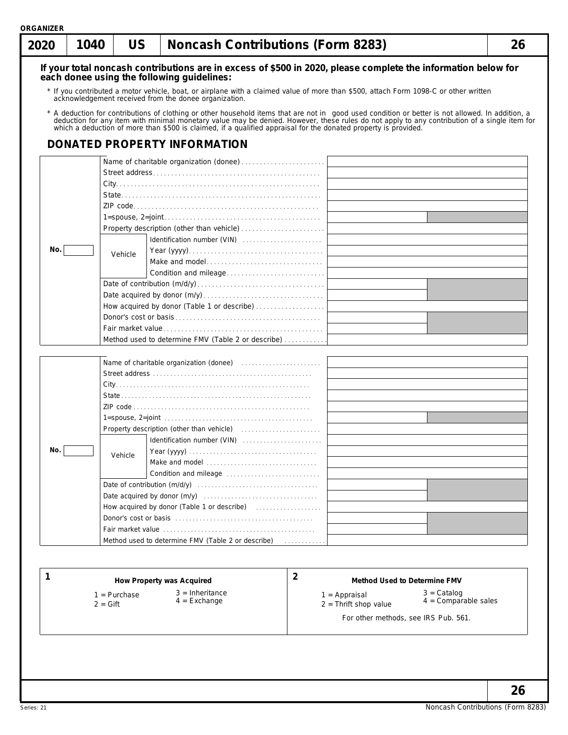ORGANIZER

# 2020 | 1040 | US | Noncash Contributions (Form 8283) | 26

**If your total noncash contributions are in excess of $500 in 2020, please complete the information below for each donee using the following guidelines:**

* If you contributed a motor vehicle, boat, or airplane with a claimed value of more than $500, attach Form 1098-C or other written acknowledgement received from the donee organization.

* A deduction for contributions of clothing or other household items that are not in good used condition or better is not allowed. In addition, a deduction for any item with minimal monetary value may be denied. However, these rules do not apply to any contribution of a single item for which a deduction of more than $500 is claimed, if a qualified appraisal for the donated property is provided.

## DONATED PROPERTY INFORMATION

| No. | | | |
|---|---|---|---|
| | Name of charitable organization (donee) | | |
| | Street address | | |
| | City | | |
| | State | | |
| | ZIP code | | |
| | 1=spouse, 2=joint | | |
| | Property description (other than vehicle) | | |
| | Vehicle | Identification number (VIN) | |
| | | Year (yyyy) | |
| | | Make and model | |
| | | Condition and mileage | |
| | Date of contribution (m/d/y) | | |
| | Date acquired by donor (m/y) | | |
| | How acquired by donor (Table 1 or describe) | | |
| | Donor's cost or basis | | |
| | Fair market value | | |
| | Method used to determine FMV (Table 2 or describe) | | |

| No. | | | |
|---|---|---|---|
| | Name of charitable organization (donee) | | |
| | Street address | | |
| | City | | |
| | State | | |
| | ZIP code | | |
| | 1=spouse, 2=joint | | |
| | Property description (other than vehicle) | | |
| | Vehicle | Identification number (VIN) | |
| | | Year (yyyy) | |
| | | Make and model | |
| | | Condition and mileage | |
| | Date of contribution (m/d/y) | | |
| | Date acquired by donor (m/y) | | |
| | How acquired by donor (Table 1 or describe) | | |
| | Donor's cost or basis | | |
| | Fair market value | | |
| | Method used to determine FMV (Table 2 or describe) | | |

| 1 How Property was Acquired | 2 Method Used to Determine FMV |
|---|---|
| 1 = Purchase | 1 = Appraisal |
| 2 = Gift | 2 = Thrift shop value |
| 3 = Inheritance | 3 = Catalog |
| 4 = Exchange | 4 = Comparable sales |
| | For other methods, see IRS Pub. 561. |

Series: 21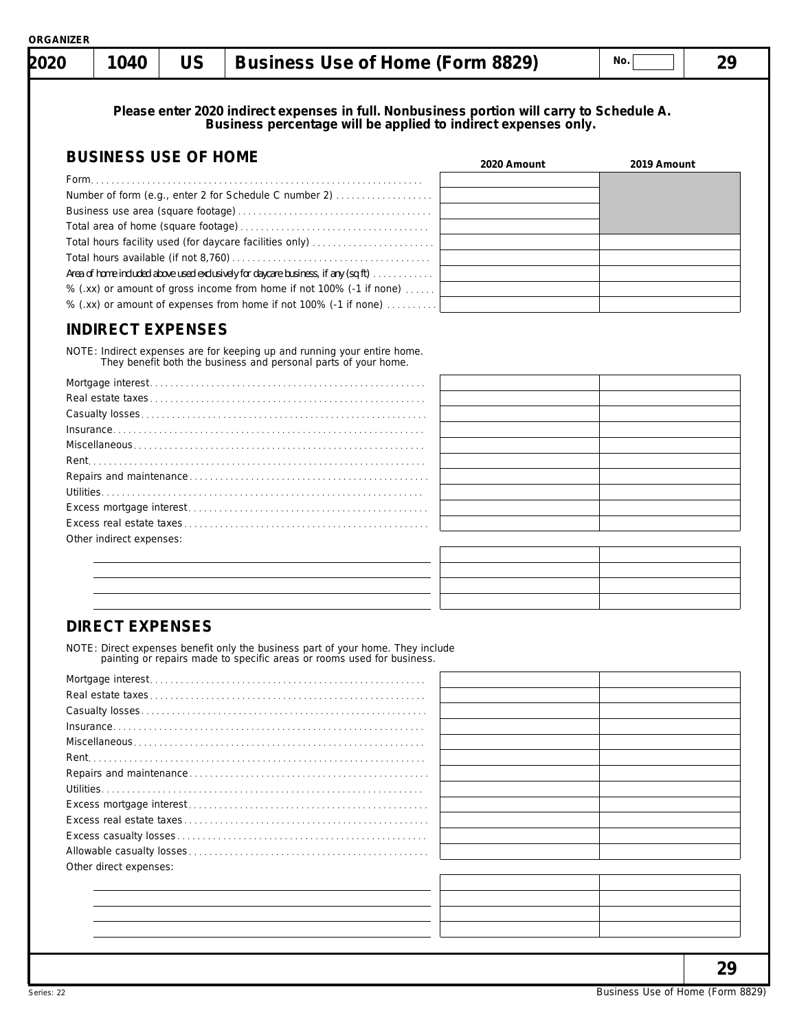ORGANIZER

# 2020 | 1040 | US | Business Use of Home (Form 8829) | No. | 29

**Please enter 2020 indirect expenses in full. Nonbusiness portion will carry to Schedule A. Business percentage will be applied to indirect expenses only.**

## BUSINESS USE OF HOME

| | 2020 Amount | 2019 Amount |
|---|---|---|
| Form | | |
| Number of form (e.g., enter 2 for Schedule C number 2) | | |
| Business use area (square footage) | | |
| Total area of home (square footage) | | |
| Total hours facility used (for daycare facilities only) | | |
| Total hours available (if not 8,760) | | |
| Area of home included above used exclusively for daycare business, if any (sq ft) | | |
| % (.xx) or amount of gross income from home if not 100% (-1 if none) | | |
| % (.xx) or amount of expenses from home if not 100% (-1 if none) | | |

## INDIRECT EXPENSES

NOTE: Indirect expenses are for keeping up and running your entire home. They benefit both the business and personal parts of your home.

| | 2020 Amount | 2019 Amount |
|---|---|---|
| Mortgage interest | | |
| Real estate taxes | | |
| Casualty losses | | |
| Insurance | | |
| Miscellaneous | | |
| Rent | | |
| Repairs and maintenance | | |
| Utilities | | |
| Excess mortgage interest | | |
| Excess real estate taxes | | |
| Other indirect expenses: | | |
| | | |
| | | |
| | | |
| | | |

## DIRECT EXPENSES

NOTE: Direct expenses benefit only the business part of your home. They include painting or repairs made to specific areas or rooms used for business.

| | 2020 Amount | 2019 Amount |
|---|---|---|
| Mortgage interest | | |
| Real estate taxes | | |
| Casualty losses | | |
| Insurance | | |
| Miscellaneous | | |
| Rent | | |
| Repairs and maintenance | | |
| Utilities | | |
| Excess mortgage interest | | |
| Excess real estate taxes | | |
| Excess casualty losses | | |
| Allowable casualty losses | | |
| Other direct expenses: | | |
| | | |
| | | |
| | | |
| | | |

29

Series: 22

Business Use of Home (Form 8829)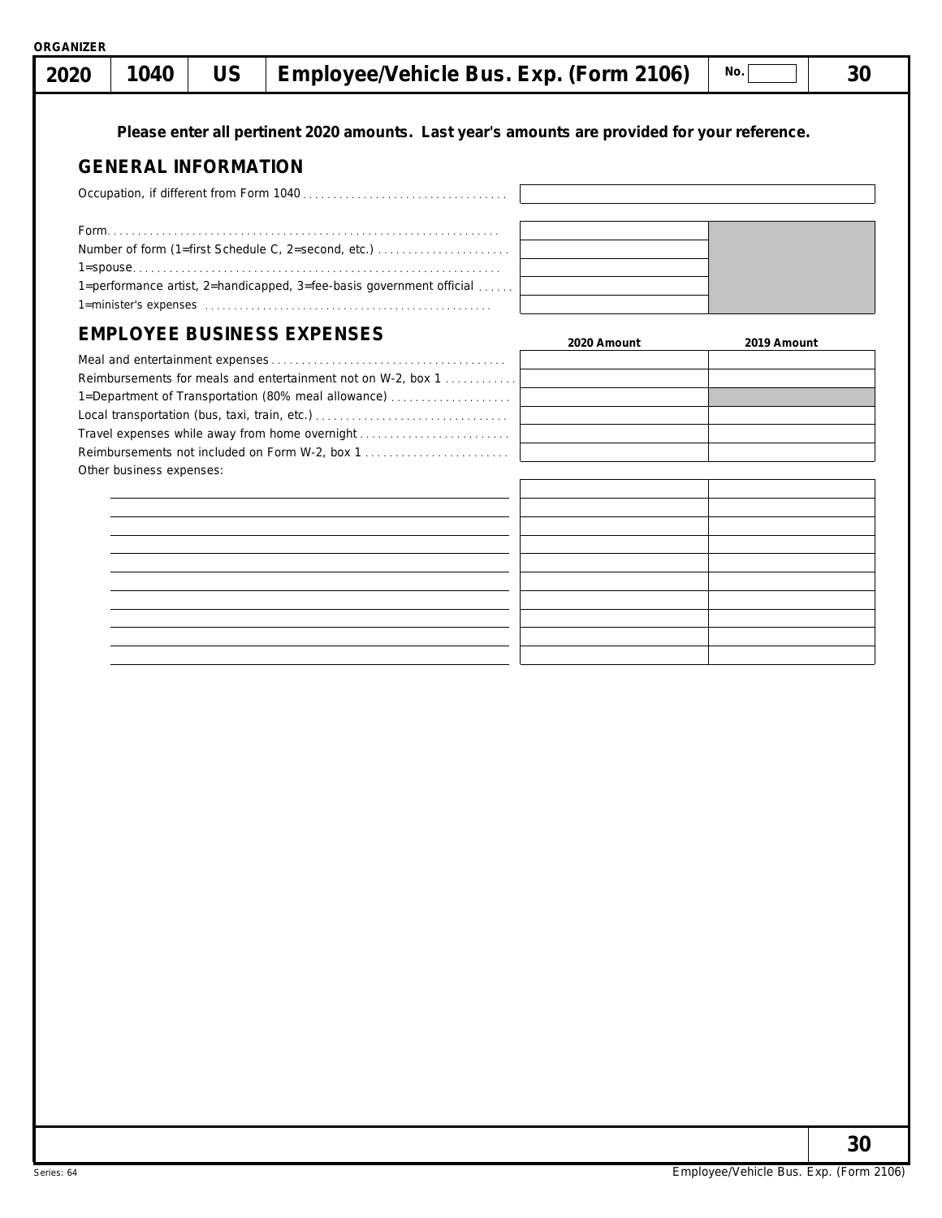ORGANIZER

| 2020 | 1040 | US | Employee/Vehicle Bus. Exp. (Form 2106) | No. | 30 |
|---|---|---|---|---|---|

**Please enter all pertinent 2020 amounts. Last year's amounts are provided for your reference.**

## GENERAL INFORMATION

| | |
|---|---|
| Occupation, if different from Form 1040 | |

| | | |
|---|---|---|
| Form | | |
| Number of form (1=first Schedule C, 2=second, etc.) | | |
| 1=spouse | | |
| 1=performance artist, 2=handicapped, 3=fee-basis government official | | |
| 1=minister's expenses | | |

## EMPLOYEE BUSINESS EXPENSES

| | 2020 Amount | 2019 Amount |
|---|---|---|
| Meal and entertainment expenses | | |
| Reimbursements for meals and entertainment not on W-2, box 1 | | |
| 1=Department of Transportation (80% meal allowance) | | |
| Local transportation (bus, taxi, train, etc.) | | |
| Travel expenses while away from home overnight | | |
| Reimbursements not included on Form W-2, box 1 | | |

Other business expenses:

| | 2020 Amount | 2019 Amount |
|---|---|---|
| | | |
| | | |
| | | |
| | | |
| | | |
| | | |
| | | |
| | | |
| | | |
| | | |

Series: 64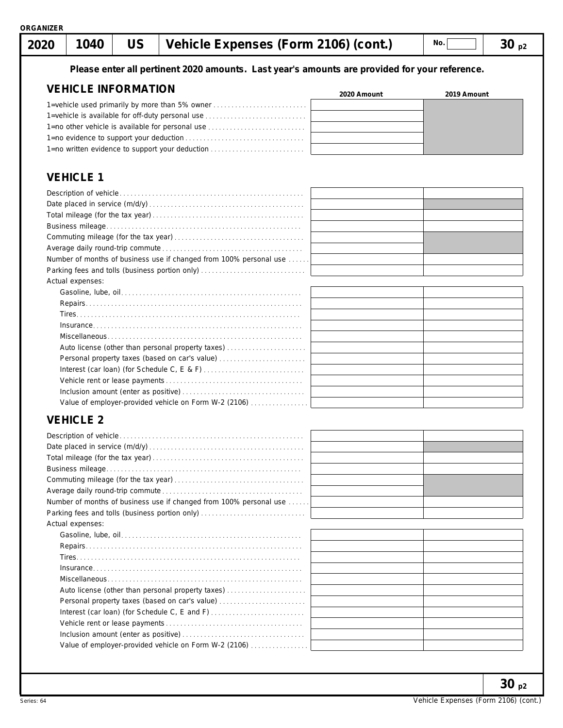ORGANIZER

# 2020 | 1040 | US | Vehicle Expenses (Form 2106) (cont.) | No. | 30 p2

**Please enter all pertinent 2020 amounts. Last year's amounts are provided for your reference.**

## VEHICLE INFORMATION

| | 2020 Amount | 2019 Amount |
|---|---|---|
| 1=vehicle used primarily by more than 5% owner | | |
| 1=vehicle is available for off-duty personal use | | |
| 1=no other vehicle is available for personal use | | |
| 1=no evidence to support your deduction | | |
| 1=no written evidence to support your deduction | | |

## VEHICLE 1

| | 2020 Amount | 2019 Amount |
|---|---|---|
| Description of vehicle | | |
| Date placed in service (m/d/y) | | |
| Total mileage (for the tax year) | | |
| Business mileage | | |
| Commuting mileage (for the tax year) | | |
| Average daily round-trip commute | | |
| Number of months of business use if changed from 100% personal use | | |
| Parking fees and tolls (business portion only) | | |
| Actual expenses: | | |
| Gasoline, lube, oil | | |
| Repairs | | |
| Tires | | |
| Insurance | | |
| Miscellaneous | | |
| Auto license (other than personal property taxes) | | |
| Personal property taxes (based on car's value) | | |
| Interest (car loan) (for Schedule C, E & F) | | |
| Vehicle rent or lease payments | | |
| Inclusion amount (enter as positive) | | |
| Value of employer-provided vehicle on Form W-2 (2106) | | |

## VEHICLE 2

| | 2020 Amount | 2019 Amount |
|---|---|---|
| Description of vehicle | | |
| Date placed in service (m/d/y) | | |
| Total mileage (for the tax year) | | |
| Business mileage | | |
| Commuting mileage (for the tax year) | | |
| Average daily round-trip commute | | |
| Number of months of business use if changed from 100% personal use | | |
| Parking fees and tolls (business portion only) | | |
| Actual expenses: | | |
| Gasoline, lube, oil | | |
| Repairs | | |
| Tires | | |
| Insurance | | |
| Miscellaneous | | |
| Auto license (other than personal property taxes) | | |
| Personal property taxes (based on car's value) | | |
| Interest (car loan) (for Schedule C, E and F) | | |
| Vehicle rent or lease payments | | |
| Inclusion amount (enter as positive) | | |
| Value of employer-provided vehicle on Form W-2 (2106) | | |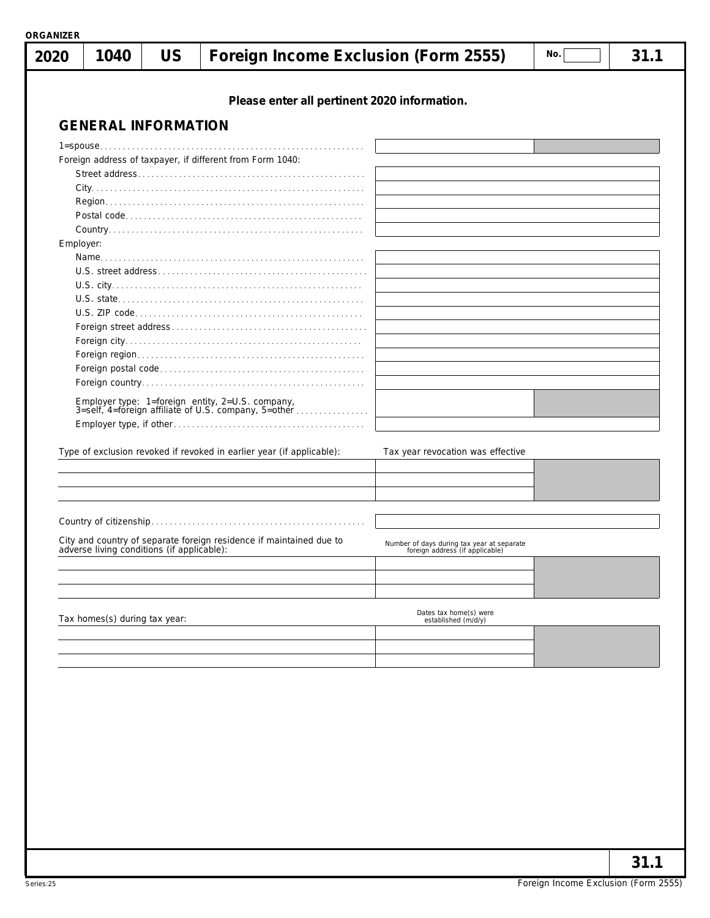ORGANIZER

| 2020 | 1040 | US | Foreign Income Exclusion (Form 2555) | No. | 31.1 |
|---|---|---|---|---|---|

**Please enter all pertinent 2020 information.**

## GENERAL INFORMATION

| | |
|---|---|
| 1=spouse | |
| Foreign address of taxpayer, if different from Form 1040: | |
| Street address | |
| City | |
| Region | |
| Postal code | |
| Country | |
| Employer: | |
| Name | |
| U.S. street address | |
| U.S. city | |
| U.S. state | |
| U.S. ZIP code | |
| Foreign street address | |
| Foreign city | |
| Foreign region | |
| Foreign postal code | |
| Foreign country | |
| Employer type: 1=foreign entity, 2=U.S. company, 3=self, 4=foreign affiliate of U.S. company, 5=other | |
| Employer type, if other | |

| Type of exclusion revoked if revoked in earlier year (if applicable): | Tax year revocation was effective |
|---|---|
| | |
| | |
| | |

| | |
|---|---|
| Country of citizenship | |

| City and country of separate foreign residence if maintained due to adverse living conditions (if applicable): | Number of days during tax year at separate foreign address (if applicable) |
|---|---|
| | |
| | |
| | |

| Tax homes(s) during tax year: | Dates tax home(s) were established (m/d/y) |
|---|---|
| | |
| | |
| | |

31.1

Foreign Income Exclusion (Form 2555)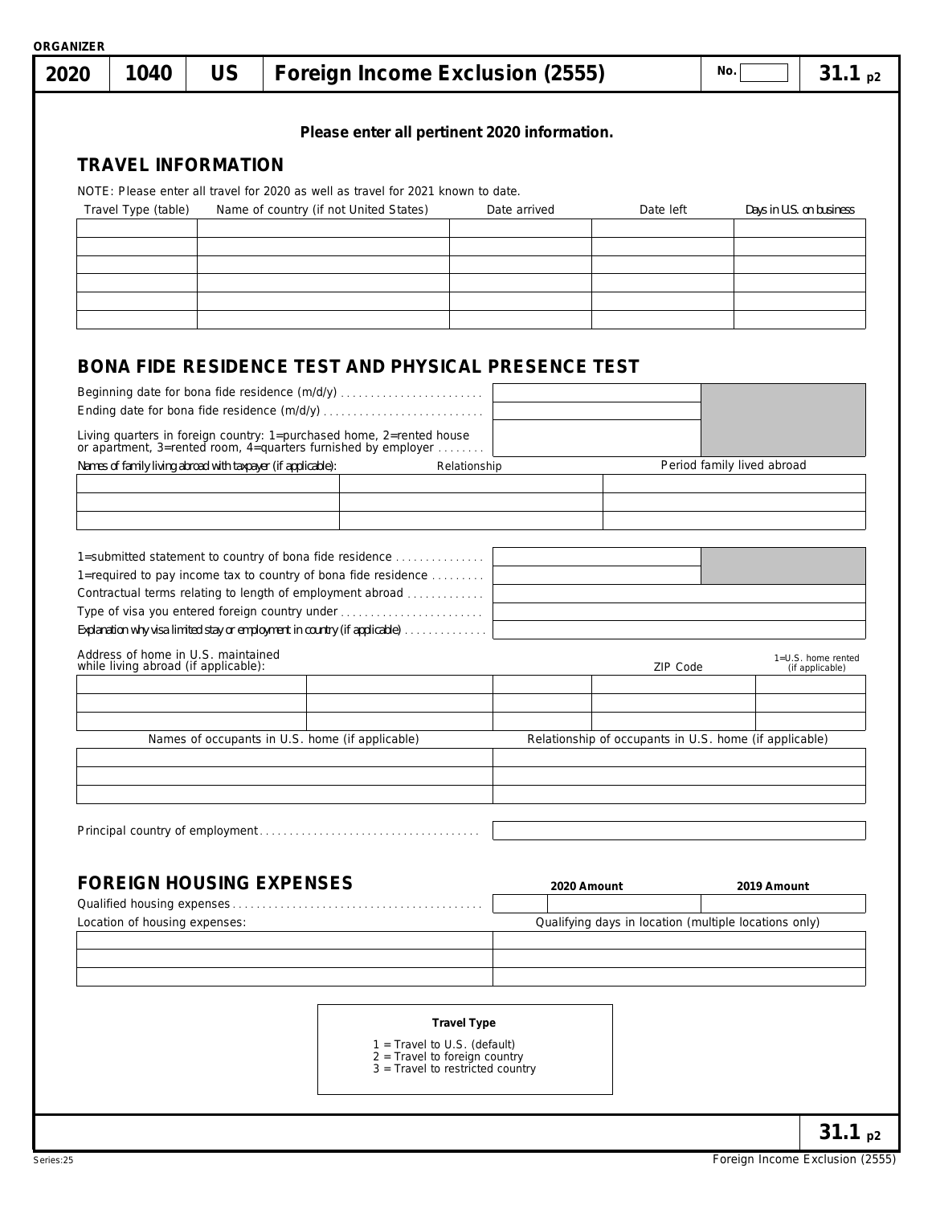ORGANIZER

| 2020 | 1040 | US | Foreign Income Exclusion (2555) | No. | 31.1 p2 |
|---|---|---|---|---|---|

**Please enter all pertinent 2020 information.**

## TRAVEL INFORMATION

NOTE: Please enter all travel for 2020 as well as travel for 2021 known to date.

| Travel Type (table) | Name of country (if not United States) | Date arrived | Date left | Days in U.S. on business |
|---|---|---|---|---|
| | | | | |
| | | | | |
| | | | | |
| | | | | |
| | | | | |
| | | | | |

## BONA FIDE RESIDENCE TEST AND PHYSICAL PRESENCE TEST

| | |
|---|---|
| Beginning date for bona fide residence (m/d/y) | |
| Ending date for bona fide residence (m/d/y) | |
| Living quarters in foreign country: 1=purchased home, 2=rented house or apartment, 3=rented room, 4=quarters furnished by employer | |

| Names of family living abroad with taxpayer (if applicable): | Relationship | Period family lived abroad |
|---|---|---|
| | | |
| | | |
| | | |

| | |
|---|---|
| 1=submitted statement to country of bona fide residence | |
| 1=required to pay income tax to country of bona fide residence | |
| Contractual terms relating to length of employment abroad | |
| Type of visa you entered foreign country under | |
| Explanation why visa limited stay or employment in country (if applicable) | |

| Address of home in U.S. maintained while living abroad (if applicable): | | | ZIP Code | 1=U.S. home rented (if applicable) |
|---|---|---|---|---|
| | | | | |
| | | | | |
| | | | | |

| Names of occupants in U.S. home (if applicable) | Relationship of occupants in U.S. home (if applicable) |
|---|---|
| | |
| | |
| | |

| | |
|---|---|
| Principal country of employment | |

## FOREIGN HOUSING EXPENSES

| | 2020 Amount | 2019 Amount |
|---|---|---|
| Qualified housing expenses | | |

| Location of housing expenses: | Qualifying days in location (multiple locations only) |
|---|---|
| | |
| | |
| | |

**Travel Type**

1 = Travel to U.S. (default)
2 = Travel to foreign country
3 = Travel to restricted country

31.1 p2

Series:25

Foreign Income Exclusion (2555)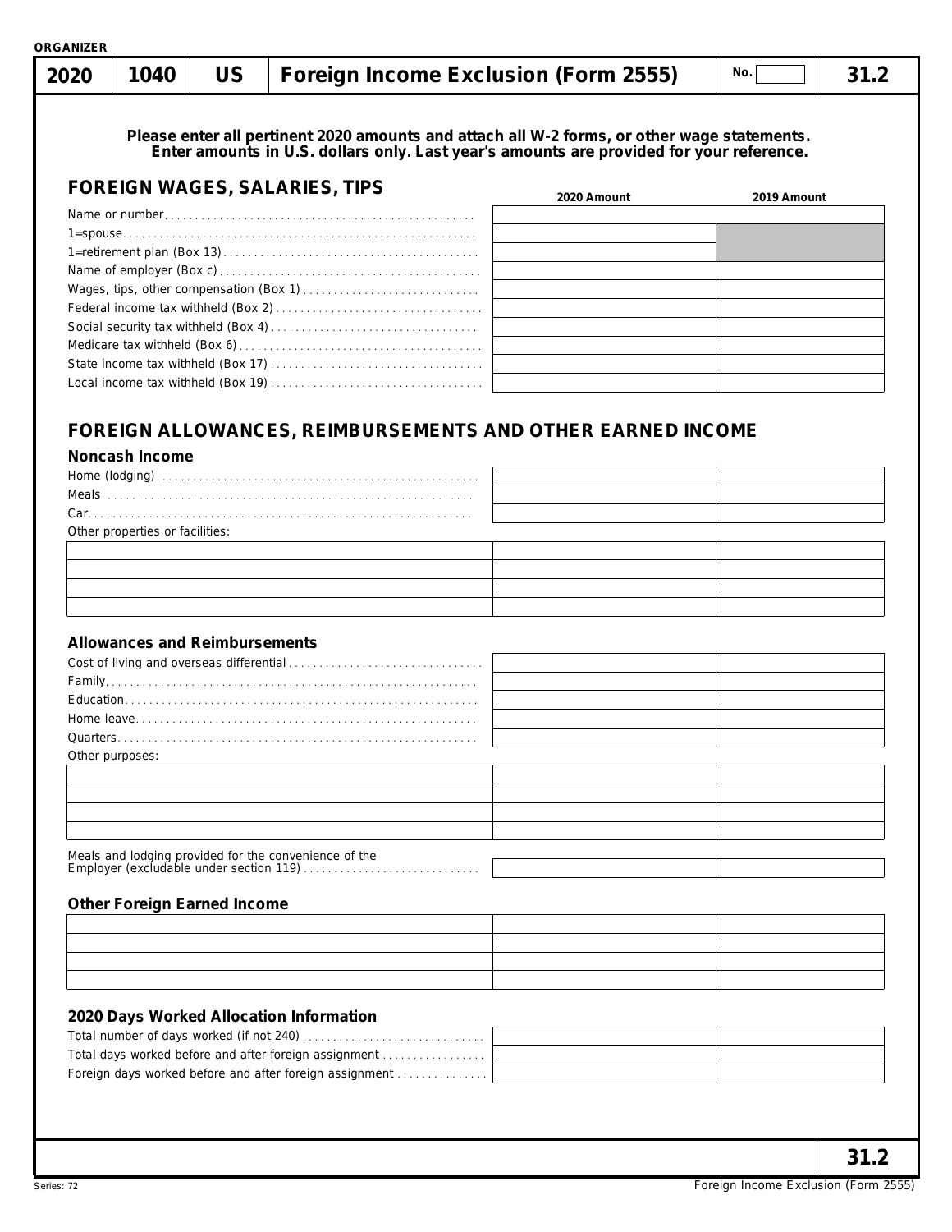ORGANIZER

# 2020 | 1040 | US | Foreign Income Exclusion (Form 2555) | No. | 31.2

**Please enter all pertinent 2020 amounts and attach all W-2 forms, or other wage statements. Enter amounts in U.S. dollars only. Last year's amounts are provided for your reference.**

## FOREIGN WAGES, SALARIES, TIPS

| | 2020 Amount | 2019 Amount |
|---|---|---|
| Name or number | | |
| 1=spouse | | |
| 1=retirement plan (Box 13) | | |
| Name of employer (Box c) | | |
| Wages, tips, other compensation (Box 1) | | |
| Federal income tax withheld (Box 2) | | |
| Social security tax withheld (Box 4) | | |
| Medicare tax withheld (Box 6) | | |
| State income tax withheld (Box 17) | | |
| Local income tax withheld (Box 19) | | |

## FOREIGN ALLOWANCES, REIMBURSEMENTS AND OTHER EARNED INCOME

### Noncash Income

| | 2020 Amount | 2019 Amount |
|---|---|---|
| Home (lodging) | | |
| Meals | | |
| Car | | |
| Other properties or facilities: | | |
| | | |
| | | |
| | | |
| | | |

### Allowances and Reimbursements

| | 2020 Amount | 2019 Amount |
|---|---|---|
| Cost of living and overseas differential | | |
| Family | | |
| Education | | |
| Home leave | | |
| Quarters | | |
| Other purposes: | | |
| | | |
| | | |
| | | |
| | | |
| Meals and lodging provided for the convenience of the Employer (excludable under section 119) | | |

### Other Foreign Earned Income

| | 2020 Amount | 2019 Amount |
|---|---|---|
| | | |
| | | |
| | | |
| | | |

### 2020 Days Worked Allocation Information

| | 2020 Amount | 2019 Amount |
|---|---|---|
| Total number of days worked (if not 240) | | |
| Total days worked before and after foreign assignment | | |
| Foreign days worked before and after foreign assignment | | |

31.2

Series: 72

Foreign Income Exclusion (Form 2555)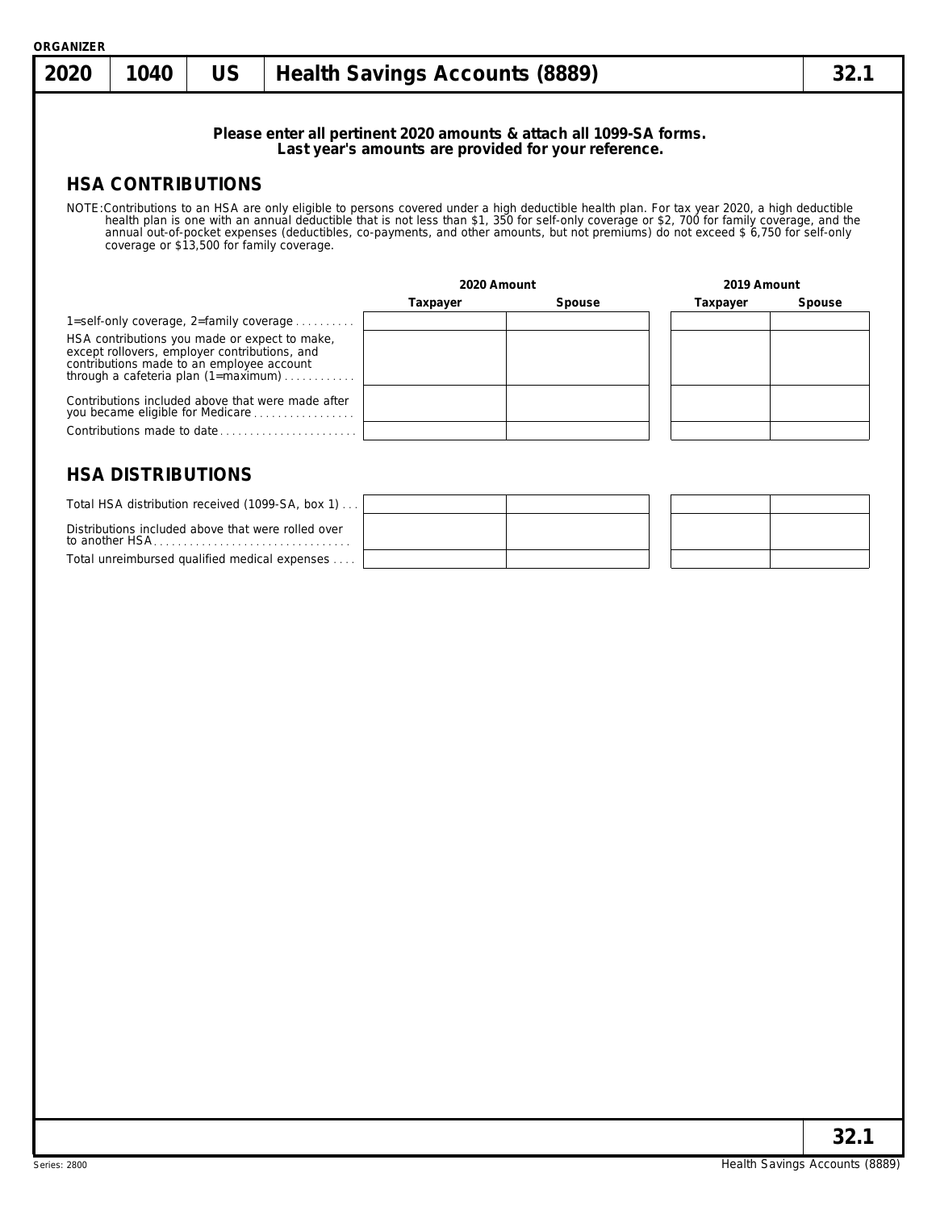ORGANIZER

# 2020 | 1040 | US | Health Savings Accounts (8889) | 32.1

**Please enter all pertinent 2020 amounts & attach all 1099-SA forms.**
**Last year's amounts are provided for your reference.**

## HSA CONTRIBUTIONS

NOTE: Contributions to an HSA are only eligible to persons covered under a high deductible health plan. For tax year 2020, a high deductible health plan is one with an annual deductible that is not less than $1, 350 for self-only coverage or $2, 700 for family coverage, and the annual out-of-pocket expenses (deductibles, co-payments, and other amounts, but not premiums) do not exceed $ 6,750 for self-only coverage or $13,500 for family coverage.

| | 2020 Amount | | 2019 Amount | |
|---|---|---|---|---|
| | Taxpayer | Spouse | Taxpayer | Spouse |
| 1=self-only coverage, 2=family coverage | | | | |
| HSA contributions you made or expect to make, except rollovers, employer contributions, and contributions made to an employee account through a cafeteria plan (1=maximum) | | | | |
| Contributions included above that were made after you became eligible for Medicare | | | | |
| Contributions made to date | | | | |

## HSA DISTRIBUTIONS

| | 2020 Taxpayer | 2020 Spouse | 2019 Taxpayer | 2019 Spouse |
|---|---|---|---|---|
| Total HSA distribution received (1099-SA, box 1) | | | | |
| Distributions included above that were rolled over to another HSA | | | | |
| Total unreimbursed qualified medical expenses | | | | |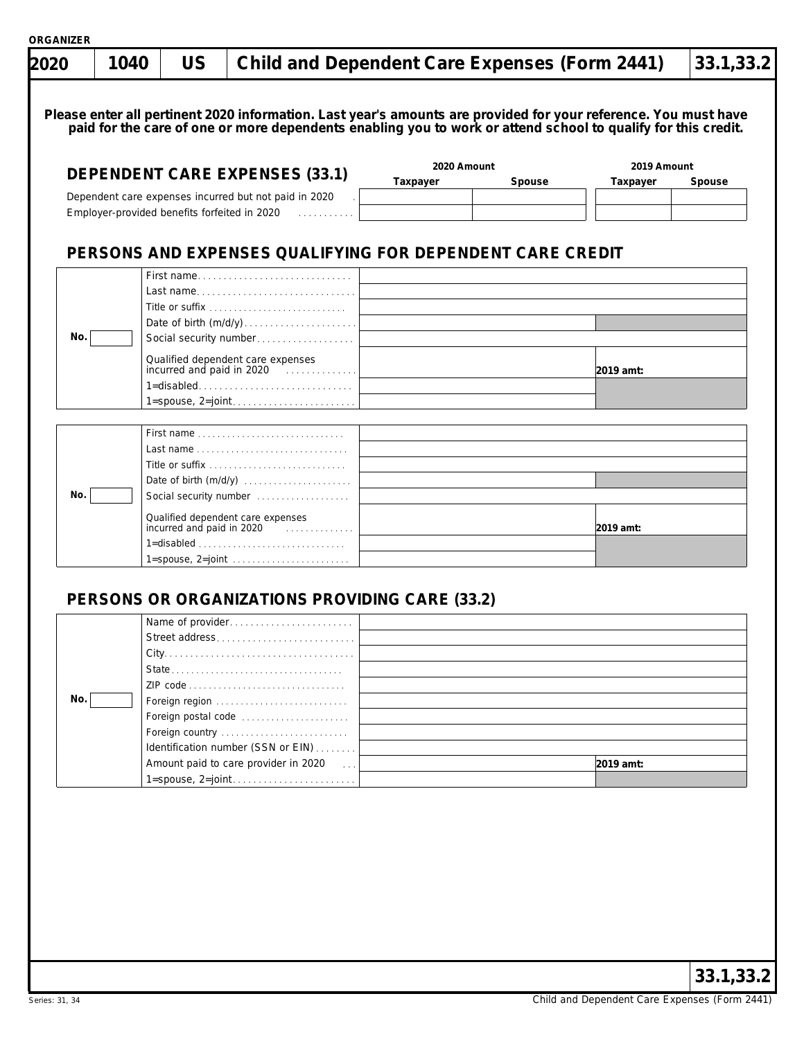ORGANIZER

# 2020 | 1040 | US | Child and Dependent Care Expenses (Form 2441) | 33.1,33.2

**Please enter all pertinent 2020 information. Last year's amounts are provided for your reference. You must have paid for the care of one or more dependents enabling you to work or attend school to qualify for this credit.**

## DEPENDENT CARE EXPENSES (33.1)

| | 2020 Amount Taxpayer | 2020 Amount Spouse | 2019 Amount Taxpayer | 2019 Amount Spouse |
|---|---|---|---|---|
| Dependent care expenses incurred but not paid in 2020 | | | | |
| Employer-provided benefits forfeited in 2020 | | | | |

## PERSONS AND EXPENSES QUALIFYING FOR DEPENDENT CARE CREDIT

| No. | | | |
|---|---|---|---|
| | First name | | |
| | Last name | | |
| | Title or suffix | | |
| | Date of birth (m/d/y) | | |
| | Social security number | | |
| | Qualified dependent care expenses incurred and paid in 2020 | | 2019 amt: |
| | 1=disabled | | |
| | 1=spouse, 2=joint | | |

| No. | | | |
|---|---|---|---|
| | First name | | |
| | Last name | | |
| | Title or suffix | | |
| | Date of birth (m/d/y) | | |
| | Social security number | | |
| | Qualified dependent care expenses incurred and paid in 2020 | | 2019 amt: |
| | 1=disabled | | |
| | 1=spouse, 2=joint | | |

## PERSONS OR ORGANIZATIONS PROVIDING CARE (33.2)

| No. | | | |
|---|---|---|---|
| | Name of provider | | |
| | Street address | | |
| | City | | |
| | State | | |
| | ZIP code | | |
| | Foreign region | | |
| | Foreign postal code | | |
| | Foreign country | | |
| | Identification number (SSN or EIN) | | |
| | Amount paid to care provider in 2020 | | 2019 amt: |
| | 1=spouse, 2=joint | | |

33.1,33.2

Series: 31, 34

Child and Dependent Care Expenses (Form 2441)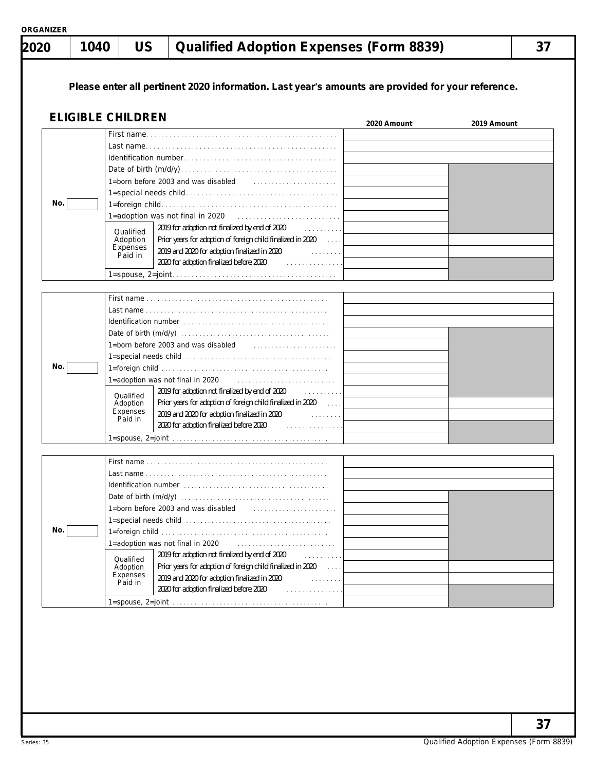ORGANIZER

# 2020 | 1040 | US | Qualified Adoption Expenses (Form 8839) | 37

**Please enter all pertinent 2020 information. Last year's amounts are provided for your reference.**

## ELIGIBLE CHILDREN

| No. | | | 2020 Amount | 2019 Amount |
|---|---|---|---|---|
| | First name | | | |
| | Last name | | | |
| | Identification number | | | |
| | Date of birth (m/d/y) | | | |
| | 1=born before 2003 and was disabled | | | |
| | 1=special needs child | | | |
| | 1=foreign child | | | |
| | 1=adoption was not final in 2020 | | | |
| | Qualified Adoption Expenses Paid in | 2019 for adoption not finalized by end of 2020 | | |
| | | Prior years for adoption of foreign child finalized in 2020 | | |
| | | 2019 and 2020 for adoption finalized in 2020 | | |
| | | 2020 for adoption finalized before 2020 | | |
| | 1=spouse, 2=joint | | | |

| No. | | | 2020 Amount | 2019 Amount |
|---|---|---|---|---|
| | First name | | | |
| | Last name | | | |
| | Identification number | | | |
| | Date of birth (m/d/y) | | | |
| | 1=born before 2003 and was disabled | | | |
| | 1=special needs child | | | |
| | 1=foreign child | | | |
| | 1=adoption was not final in 2020 | | | |
| | Qualified Adoption Expenses Paid in | 2019 for adoption not finalized by end of 2020 | | |
| | | Prior years for adoption of foreign child finalized in 2020 | | |
| | | 2019 and 2020 for adoption finalized in 2020 | | |
| | | 2020 for adoption finalized before 2020 | | |
| | 1=spouse, 2=joint | | | |

| No. | | | 2020 Amount | 2019 Amount |
|---|---|---|---|---|
| | First name | | | |
| | Last name | | | |
| | Identification number | | | |
| | Date of birth (m/d/y) | | | |
| | 1=born before 2003 and was disabled | | | |
| | 1=special needs child | | | |
| | 1=foreign child | | | |
| | 1=adoption was not final in 2020 | | | |
| | Qualified Adoption Expenses Paid in | 2019 for adoption not finalized by end of 2020 | | |
| | | Prior years for adoption of foreign child finalized in 2020 | | |
| | | 2019 and 2020 for adoption finalized in 2020 | | |
| | | 2020 for adoption finalized before 2020 | | |
| | 1=spouse, 2=joint | | | |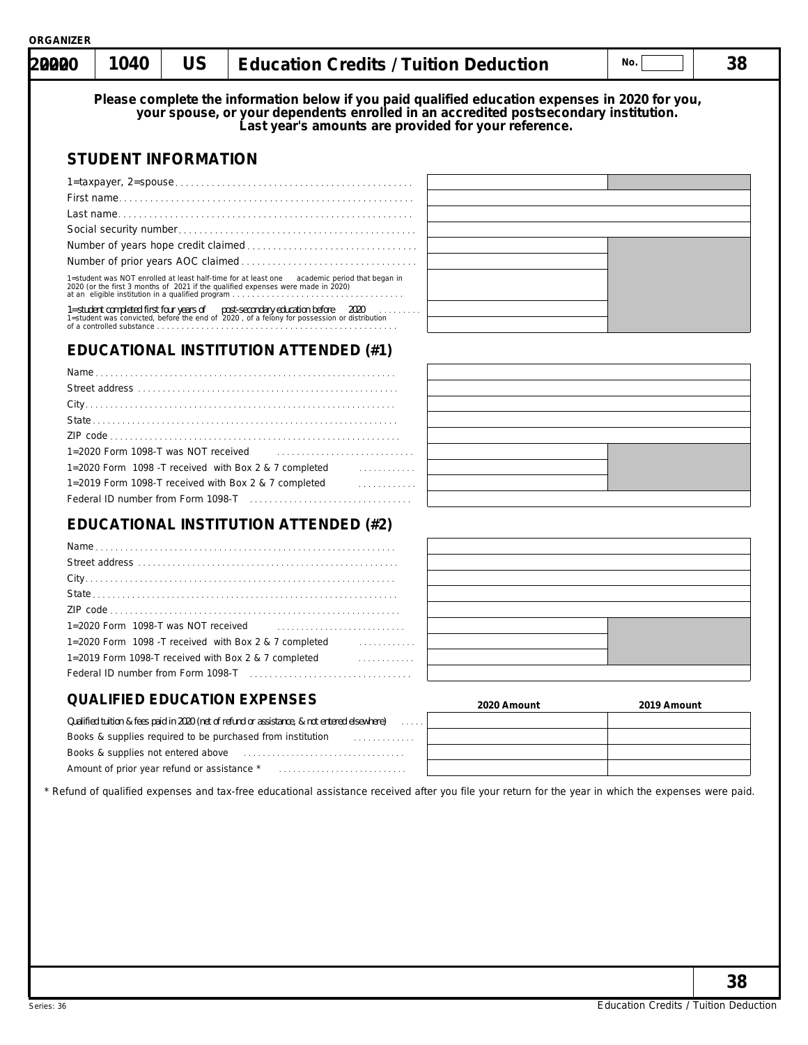ORGANIZER

| 2020 | 1040 | US | Education Credits / Tuition Deduction | No. | 38 |
|---|---|---|---|---|---|

**Please complete the information below if you paid qualified education expenses in 2020 for you, your spouse, or your dependents enrolled in an accredited postsecondary institution. Last year's amounts are provided for your reference.**

## STUDENT INFORMATION

| | |
|---|---|
| 1=taxpayer, 2=spouse | |
| First name | |
| Last name | |
| Social security number | |
| Number of years hope credit claimed | |
| Number of prior years AOC claimed | |
| 1=student was NOT enrolled at least half-time for at least one academic period that began in 2020 (or the first 3 months of 2021 if the qualified expenses were made in 2020) at an eligible institution in a qualified program | |
| 1=student completed first four years of post-secondary education before 2020 | |
| 1=student was convicted, before the end of 2020, of a felony for possession or distribution of a controlled substance | |

## EDUCATIONAL INSTITUTION ATTENDED (#1)

| | |
|---|---|
| Name | |
| Street address | |
| City | |
| State | |
| ZIP code | |
| 1=2020 Form 1098-T was NOT received | |
| 1=2020 Form 1098-T received with Box 2 & 7 completed | |
| 1=2019 Form 1098-T received with Box 2 & 7 completed | |
| Federal ID number from Form 1098-T | |

## EDUCATIONAL INSTITUTION ATTENDED (#2)

| | |
|---|---|
| Name | |
| Street address | |
| City | |
| State | |
| ZIP code | |
| 1=2020 Form 1098-T was NOT received | |
| 1=2020 Form 1098-T received with Box 2 & 7 completed | |
| 1=2019 Form 1098-T received with Box 2 & 7 completed | |
| Federal ID number from Form 1098-T | |

## QUALIFIED EDUCATION EXPENSES

| | 2020 Amount | 2019 Amount |
|---|---|---|
| Qualified tuition & fees paid in 2020 (net of refund or assistance, & not entered elsewhere) | | |
| Books & supplies required to be purchased from institution | | |
| Books & supplies not entered above | | |
| Amount of prior year refund or assistance * | | |

* Refund of qualified expenses and tax-free educational assistance received after you file your return for the year in which the expenses were paid.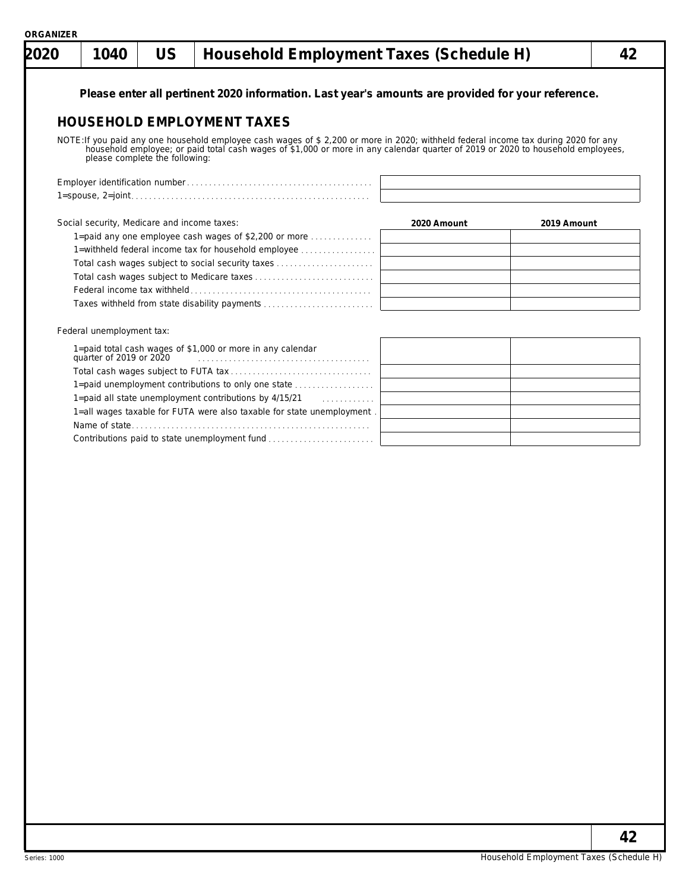ORGANIZER

# 2020 | 1040 | US | Household Employment Taxes (Schedule H) | 42

**Please enter all pertinent 2020 information. Last year's amounts are provided for your reference.**

## HOUSEHOLD EMPLOYMENT TAXES

NOTE: If you paid any one household employee cash wages of $ 2,200 or more in 2020; withheld federal income tax during 2020 for any household employee; or paid total cash wages of $1,000 or more in any calendar quarter of 2019 or 2020 to household employees, please complete the following:

| | |
|---|---|
| Employer identification number | |
| 1=spouse, 2=joint | |

| Social security, Medicare and income taxes: | 2020 Amount | 2019 Amount |
|---|---|---|
| 1=paid any one employee cash wages of $2,200 or more | | |
| 1=withheld federal income tax for household employee | | |
| Total cash wages subject to social security taxes | | |
| Total cash wages subject to Medicare taxes | | |
| Federal income tax withheld | | |
| Taxes withheld from state disability payments | | |

| Federal unemployment tax: | | |
|---|---|---|
| 1=paid total cash wages of $1,000 or more in any calendar quarter of 2019 or 2020 | | |
| Total cash wages subject to FUTA tax | | |
| 1=paid unemployment contributions to only one state | | |
| 1=paid all state unemployment contributions by 4/15/21 | | |
| 1=all wages taxable for FUTA were also taxable for state unemployment | | |
| Name of state | | |
| Contributions paid to state unemployment fund | | |

Series: 1000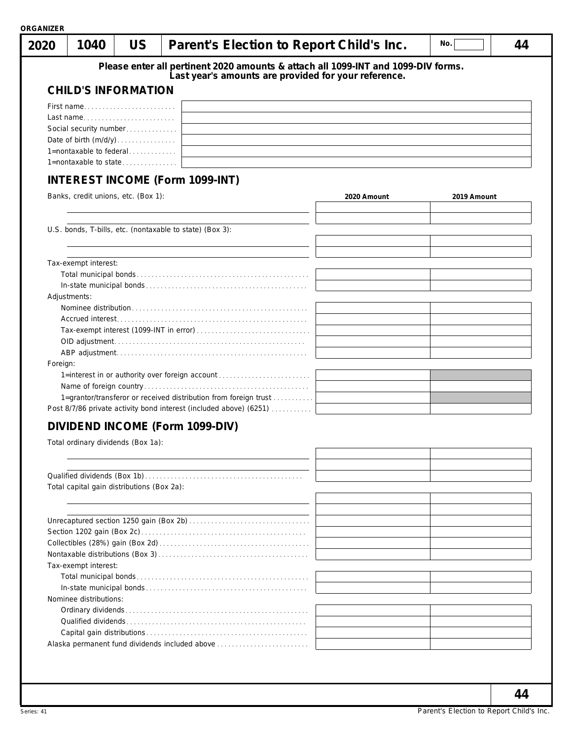ORGANIZER

# 2020 | 1040 | US | Parent's Election to Report Child's Inc. | No. | 44

**Please enter all pertinent 2020 amounts & attach all 1099-INT and 1099-DIV forms. Last year's amounts are provided for your reference.**

## CHILD'S INFORMATION

| | |
|---|---|
| First name | |
| Last name | |
| Social security number | |
| Date of birth (m/d/y) | |
| 1=nontaxable to federal | |
| 1=nontaxable to state | |

## INTEREST INCOME (Form 1099-INT)

| | 2020 Amount | 2019 Amount |
|---|---|---|
| Banks, credit unions, etc. (Box 1): | | |
| | | |
| | | |
| U.S. bonds, T-bills, etc. (nontaxable to state) (Box 3): | | |
| | | |
| | | |
| Tax-exempt interest: | | |
| Total municipal bonds | | |
| In-state municipal bonds | | |
| Adjustments: | | |
| Nominee distribution | | |
| Accrued interest | | |
| Tax-exempt interest (1099-INT in error) | | |
| OID adjustment | | |
| ABP adjustment | | |
| Foreign: | | |
| 1=interest in or authority over foreign account | | |
| Name of foreign country | | |
| 1=grantor/transferor or received distribution from foreign trust | | |
| Post 8/7/86 private activity bond interest (included above) (6251) | | |

## DIVIDEND INCOME (Form 1099-DIV)

| | 2020 Amount | 2019 Amount |
|---|---|---|
| Total ordinary dividends (Box 1a): | | |
| | | |
| | | |
| Qualified dividends (Box 1b) | | |
| Total capital gain distributions (Box 2a): | | |
| | | |
| | | |
| Unrecaptured section 1250 gain (Box 2b) | | |
| Section 1202 gain (Box 2c) | | |
| Collectibles (28%) gain (Box 2d) | | |
| Nontaxable distributions (Box 3) | | |
| Tax-exempt interest: | | |
| Total municipal bonds | | |
| In-state municipal bonds | | |
| Nominee distributions: | | |
| Ordinary dividends | | |
| Qualified dividends | | |
| Capital gain distributions | | |
| Alaska permanent fund dividends included above | | |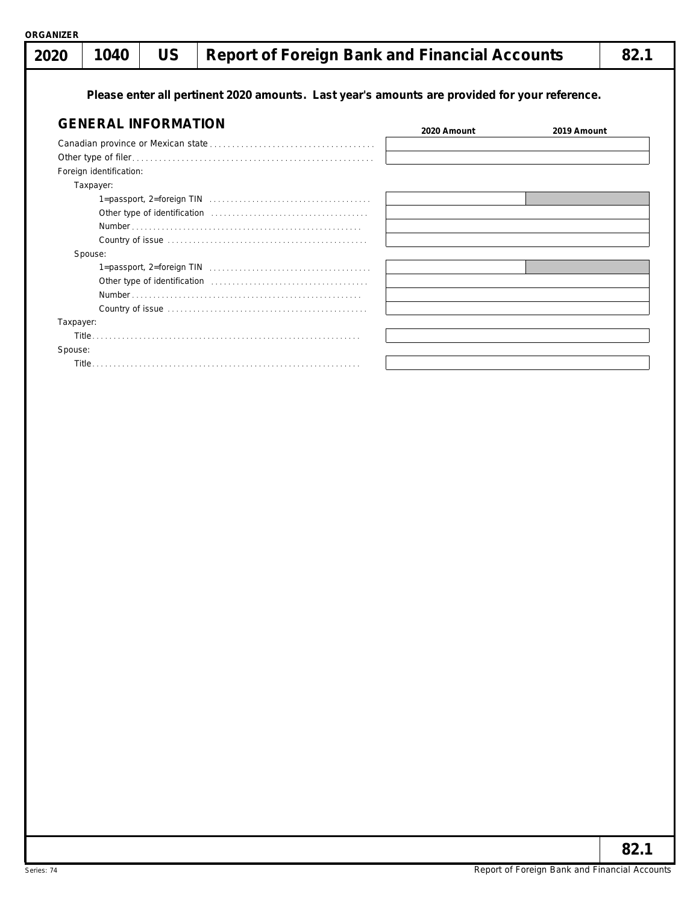ORGANIZER

| 2020 | 1040 | US | Report of Foreign Bank and Financial Accounts | 82.1 |
|---|---|---|---|---|

**Please enter all pertinent 2020 amounts. Last year's amounts are provided for your reference.**

## GENERAL INFORMATION

| | 2020 Amount | 2019 Amount |
|---|---|---|
| Canadian province or Mexican state | | |
| Other type of filer | | |
| Foreign identification: | | |
| Taxpayer: | | |
| 1=passport, 2=foreign TIN | | |
| Other type of identification | | |
| Number | | |
| Country of issue | | |
| Spouse: | | |
| 1=passport, 2=foreign TIN | | |
| Other type of identification | | |
| Number | | |
| Country of issue | | |
| Taxpayer: | | |
| Title | | |
| Spouse: | | |
| Title | | |

82.1

Series: 74

Report of Foreign Bank and Financial Accounts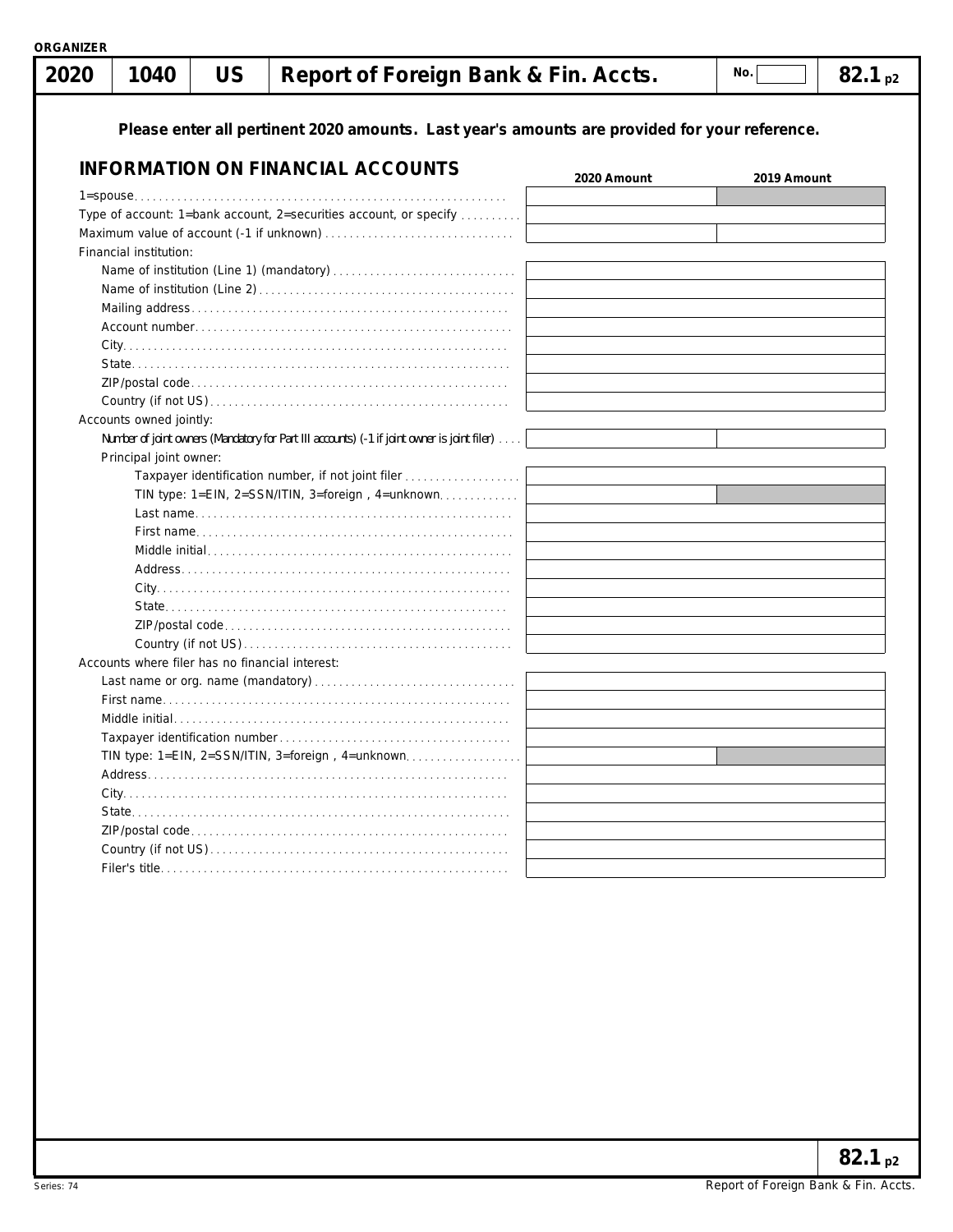ORGANIZER

| 2020 | 1040 | US | Report of Foreign Bank & Fin. Accts. | No. | 82.1 p2 |
|---|---|---|---|---|---|

**Please enter all pertinent 2020 amounts. Last year's amounts are provided for your reference.**

## INFORMATION ON FINANCIAL ACCOUNTS

| | 2020 Amount | 2019 Amount |
|---|---|---|
| 1=spouse | | |
| Type of account: 1=bank account, 2=securities account, or specify | | |
| Maximum value of account (-1 if unknown) | | |
| Financial institution: | | |
| Name of institution (Line 1) (mandatory) | | |
| Name of institution (Line 2) | | |
| Mailing address | | |
| Account number | | |
| City | | |
| State | | |
| ZIP/postal code | | |
| Country (if not US) | | |
| Accounts owned jointly: | | |
| *Number of joint owners (Mandatory for Part III accounts) (-1 if joint owner is joint filer)* | | |
| Principal joint owner: | | |
| Taxpayer identification number, if not joint filer | | |
| TIN type: 1=EIN, 2=SSN/ITIN, 3=foreign , 4=unknown | | |
| Last name | | |
| First name | | |
| Middle initial | | |
| Address | | |
| City | | |
| State | | |
| ZIP/postal code | | |
| Country (if not US) | | |
| Accounts where filer has no financial interest: | | |
| Last name or org. name (mandatory) | | |
| First name | | |
| Middle initial | | |
| Taxpayer identification number | | |
| TIN type: 1=EIN, 2=SSN/ITIN, 3=foreign , 4=unknown | | |
| Address | | |
| City | | |
| State | | |
| ZIP/postal code | | |
| Country (if not US) | | |
| Filer's title | | |

82.1 p2

Series: 74

Report of Foreign Bank & Fin. Accts.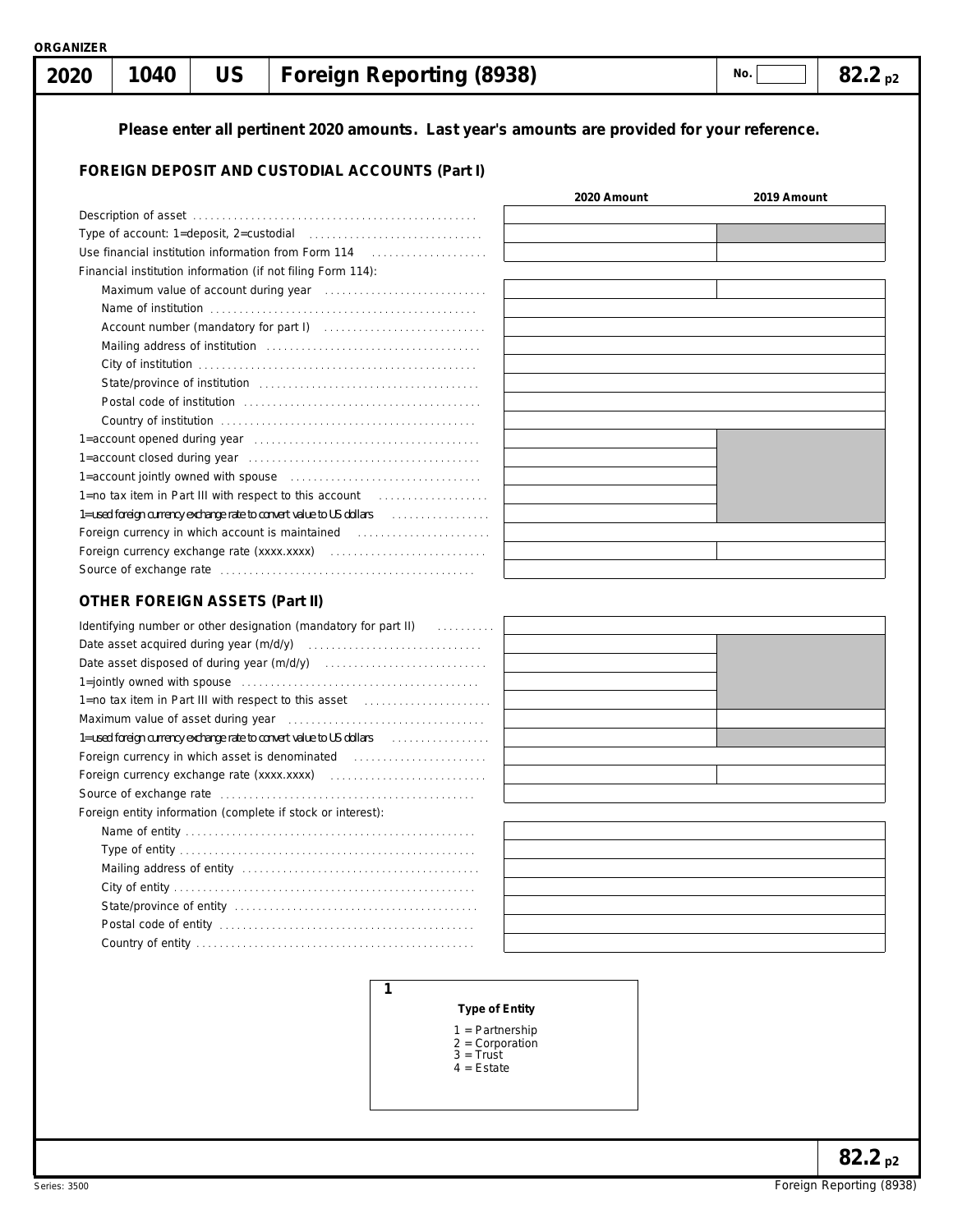ORGANIZER

| 2020 | 1040 | US | Foreign Reporting (8938) | No. | 82.2 p2 |
|---|---|---|---|---|---|

**Please enter all pertinent 2020 amounts. Last year's amounts are provided for your reference.**

### FOREIGN DEPOSIT AND CUSTODIAL ACCOUNTS (Part I)

| | 2020 Amount | 2019 Amount |
|---|---|---|
| Description of asset | | |
| Type of account: 1=deposit, 2=custodial | | |
| Use financial institution information from Form 114 | | |
| Financial institution information (if not filing Form 114): | | |
| Maximum value of account during year | | |
| Name of institution | | |
| Account number (mandatory for part I) | | |
| Mailing address of institution | | |
| City of institution | | |
| State/province of institution | | |
| Postal code of institution | | |
| Country of institution | | |
| 1=account opened during year | | |
| 1=account closed during year | | |
| 1=account jointly owned with spouse | | |
| 1=no tax item in Part III with respect to this account | | |
| 1=used foreign currency exchange rate to convert value to US dollars | | |
| Foreign currency in which account is maintained | | |
| Foreign currency exchange rate (xxxx.xxxx) | | |
| Source of exchange rate | | |

### OTHER FOREIGN ASSETS (Part II)

| | 2020 Amount | 2019 Amount |
|---|---|---|
| Identifying number or other designation (mandatory for part II) | | |
| Date asset acquired during year (m/d/y) | | |
| Date asset disposed of during year (m/d/y) | | |
| 1=jointly owned with spouse | | |
| 1=no tax item in Part III with respect to this asset | | |
| Maximum value of asset during year | | |
| 1=used foreign currency exchange rate to convert value to US dollars | | |
| Foreign currency in which asset is denominated | | |
| Foreign currency exchange rate (xxxx.xxxx) | | |
| Source of exchange rate | | |
| Foreign entity information (complete if stock or interest): | | |
| Name of entity | | |
| Type of entity | | |
| Mailing address of entity | | |
| City of entity | | |
| State/province of entity | | |
| Postal code of entity | | |
| Country of entity | | |

**1**

**Type of Entity**

1 = Partnership
2 = Corporation
3 = Trust
4 = Estate

82.2 p2

Series: 3500

Foreign Reporting (8938)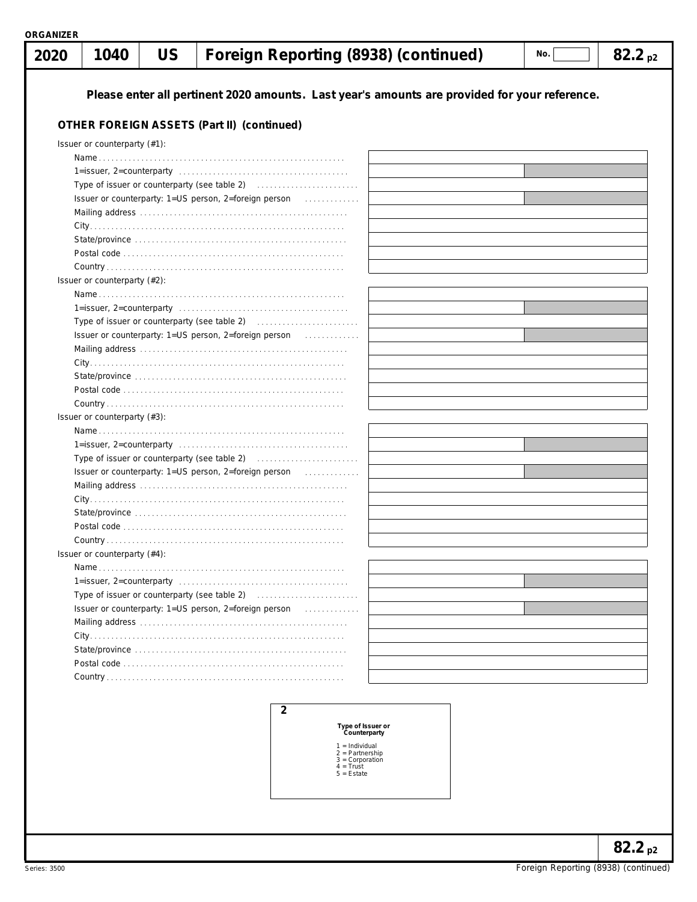ORGANIZER

# 2020 | 1040 | US | Foreign Reporting (8938) (continued) | No. | 82.2 p2

**Please enter all pertinent 2020 amounts. Last year's amounts are provided for your reference.**

### OTHER FOREIGN ASSETS (Part II) (continued)

**Issuer or counterparty (#1):**

| | |
|---|---|
| Name | |
| 1=issuer, 2=counterparty | |
| Type of issuer or counterparty (see table 2) | |
| Issuer or counterparty: 1=US person, 2=foreign person | |
| Mailing address | |
| City | |
| State/province | |
| Postal code | |
| Country | |

**Issuer or counterparty (#2):**

| | |
|---|---|
| Name | |
| 1=issuer, 2=counterparty | |
| Type of issuer or counterparty (see table 2) | |
| Issuer or counterparty: 1=US person, 2=foreign person | |
| Mailing address | |
| City | |
| State/province | |
| Postal code | |
| Country | |

**Issuer or counterparty (#3):**

| | |
|---|---|
| Name | |
| 1=issuer, 2=counterparty | |
| Type of issuer or counterparty (see table 2) | |
| Issuer or counterparty: 1=US person, 2=foreign person | |
| Mailing address | |
| City | |
| State/province | |
| Postal code | |
| Country | |

**Issuer or counterparty (#4):**

| | |
|---|---|
| Name | |
| 1=issuer, 2=counterparty | |
| Type of issuer or counterparty (see table 2) | |
| Issuer or counterparty: 1=US person, 2=foreign person | |
| Mailing address | |
| City | |
| State/province | |
| Postal code | |
| Country | |

**2**

**Type of Issuer or Counterparty**

1 = Individual
2 = Partnership
3 = Corporation
4 = Trust
5 = Estate

Series: 3500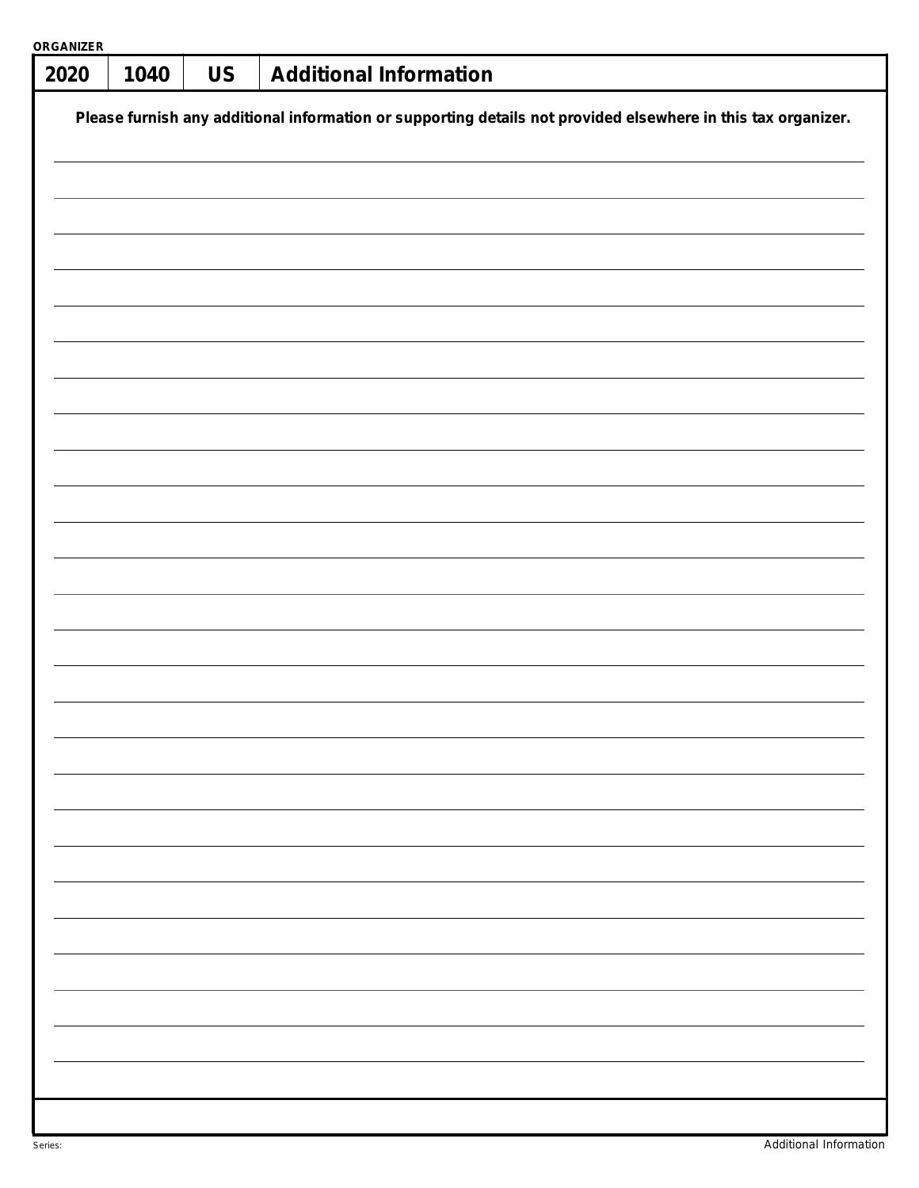ORGANIZER

| 2020 | 1040 | US | Additional Information |
| --- | --- | --- | --- |

**Please furnish any additional information or supporting details not provided elsewhere in this tax organizer.**

Series:

Additional Information